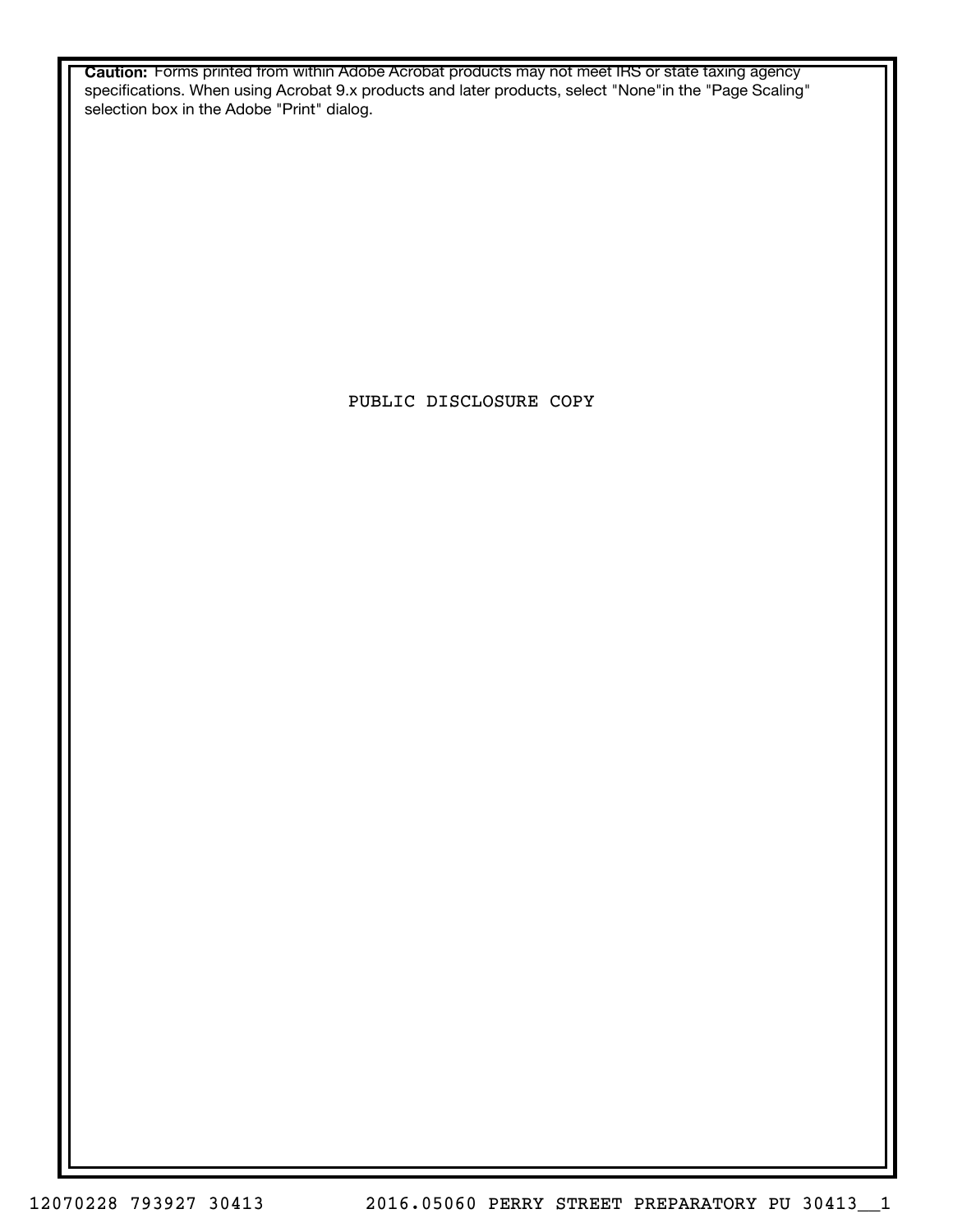**Caution:** Forms printed from within Adobe Acrobat products may not meet IRS or state taxing agency specifications. When using Acrobat 9.x products and later products, select "None"in the "Page Scaling" selection box in the Adobe "Print" dialog.

PUBLIC DISCLOSURE COPY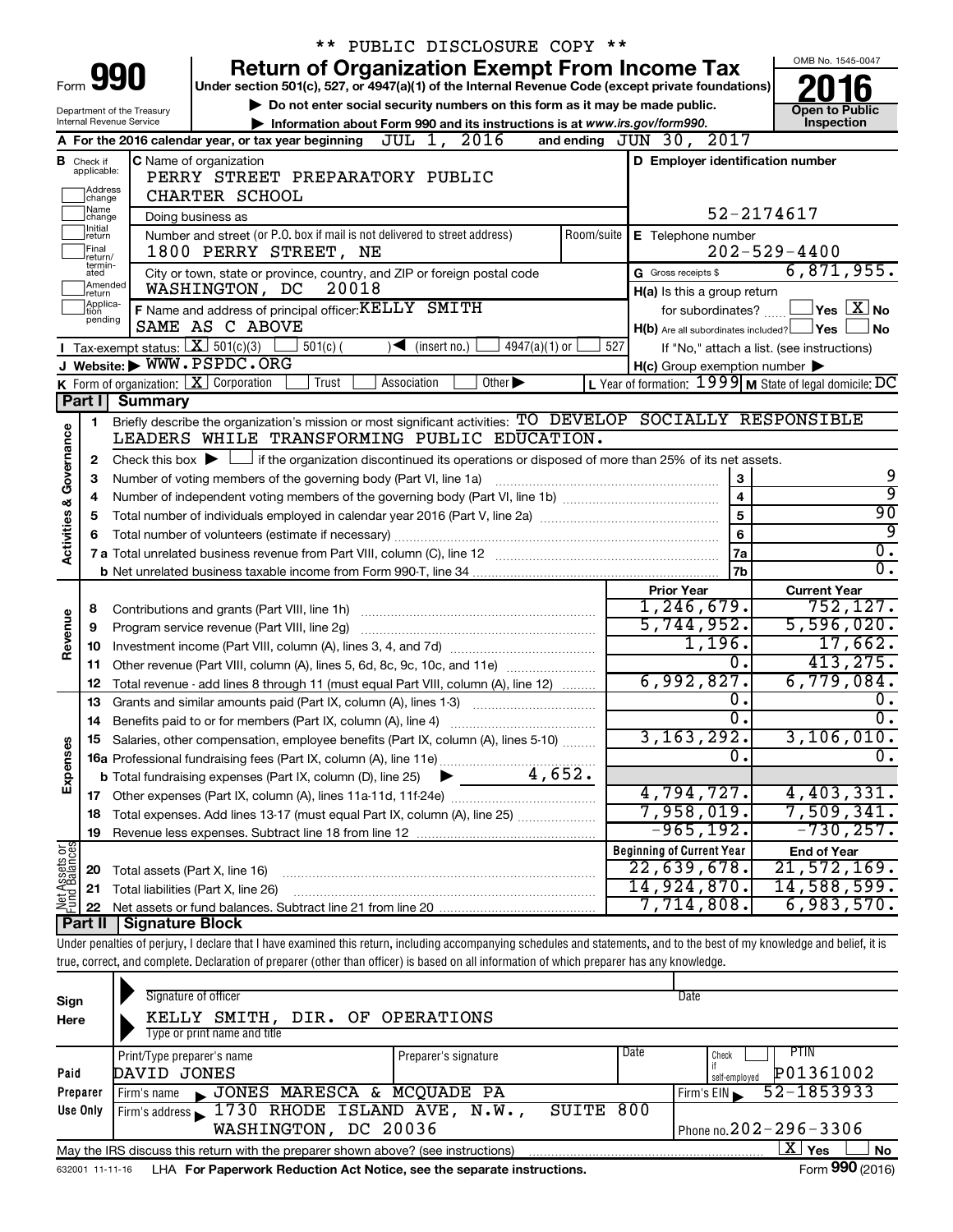\*\* PUBLIC DISCLOSURE COPY \*\*

# Form 990 — Return of Organization Exempt From Income Tax (2016)

Under section 501(c), 527, or 4947(a)(1) of the Internal Revenue Code (except private foundations)

▶ Do not enter social security numbers on this form as it may be made public.

▶ Information about Form 990 and its instructions is at www.irs.gov/form990.

Department of the Treasury
Internal Revenue Service

OMB No. 1545-0047 — Open to Public Inspection

**A** For the 2016 calendar year, or tax year beginning JUL 1, 2016 and ending JUN 30, 2017

**B** Check if applicable: Address change, Name change, Initial return, Final return/terminated, Amended return, Application pending

**C** Name of organization: PERRY STREET PREPARATORY PUBLIC CHARTER SCHOOL

Doing business as

Number and street (or P.O. box if mail is not delivered to street address): 1800 PERRY STREET, NE — Room/suite

City or town, state or province, country, and ZIP or foreign postal code: WASHINGTON, DC 20018

**D** Employer identification number: 52-2174617

**E** Telephone number: 202-529-4400

**G** Gross receipts $ 6,871,955.

**F** Name and address of principal officer: KELLY SMITH, SAME AS C ABOVE

**H(a)** Is this a group return for subordinates? ☐ Yes ☒ No

**H(b)** Are all subordinates included? ☐ Yes ☐ No — If "No," attach a list. (see instructions)

**H(c)** Group exemption number ▶

**I** Tax-exempt status: ☒ 501(c)(3) ☐ 501(c) ( ) ◀ (insert no.) ☐ 4947(a)(1) or ☐ 527

**J** Website: ▶ WWW.PSPDC.ORG

**K** Form of organization: ☒ Corporation ☐ Trust ☐ Association ☐ Other ▶

**L** Year of formation: 1999 **M** State of legal domicile: DC

## Part I Summary

**Activities & Governance**

1. Briefly describe the organization's mission or most significant activities: TO DEVELOP SOCIALLY RESPONSIBLE LEADERS WHILE TRANSFORMING PUBLIC EDUCATION.
2. Check this box ▶ ☐ if the organization discontinued its operations or disposed of more than 25% of its net assets.

| Line | Description | Box | Value |
|---|---|---|---|
| 3 | Number of voting members of the governing body (Part VI, line 1a) | 3 | 9 |
| 4 | Number of independent voting members of the governing body (Part VI, line 1b) | 4 | 9 |
| 5 | Total number of individuals employed in calendar year 2016 (Part V, line 2a) | 5 | 90 |
| 6 | Total number of volunteers (estimate if necessary) | 6 | 9 |
| 7a | Total unrelated business revenue from Part VIII, column (C), line 12 | 7a | 0. |
| b | Net unrelated business taxable income from Form 990-T, line 34 | 7b | 0. |

| Line | Description | Prior Year | Current Year |
|---|---|---|---|
| **Revenue** | | | |
| 8 | Contributions and grants (Part VIII, line 1h) | 1,246,679. | 752,127. |
| 9 | Program service revenue (Part VIII, line 2g) | 5,744,952. | 5,596,020. |
| 10 | Investment income (Part VIII, column (A), lines 3, 4, and 7d) | 1,196. | 17,662. |
| 11 | Other revenue (Part VIII, column (A), lines 5, 6d, 8c, 9c, 10c, and 11e) | 0. | 413,275. |
| 12 | Total revenue - add lines 8 through 11 (must equal Part VIII, column (A), line 12) | 6,992,827. | 6,779,084. |
| **Expenses** | | | |
| 13 | Grants and similar amounts paid (Part IX, column (A), lines 1-3) | 0. | 0. |
| 14 | Benefits paid to or for members (Part IX, column (A), line 4) | 0. | 0. |
| 15 | Salaries, other compensation, employee benefits (Part IX, column (A), lines 5-10) | 3,163,292. | 3,106,010. |
| 16a | Professional fundraising fees (Part IX, column (A), line 11e) | 0. | 0. |
| b | Total fundraising expenses (Part IX, column (D), line 25) ▶ 4,652. | | |
| 17 | Other expenses (Part IX, column (A), lines 11a-11d, 11f-24e) | 4,794,727. | 4,403,331. |
| 18 | Total expenses. Add lines 13-17 (must equal Part IX, column (A), line 25) | 7,958,019. | 7,509,341. |
| 19 | Revenue less expenses. Subtract line 18 from line 12 | -965,192. | -730,257. |

| Line | Net Assets or Fund Balances | Beginning of Current Year | End of Year |
|---|---|---|---|
| 20 | Total assets (Part X, line 16) | 22,639,678. | 21,572,169. |
| 21 | Total liabilities (Part X, line 26) | 14,924,870. | 14,588,599. |
| 22 | Net assets or fund balances. Subtract line 21 from line 20 | 7,714,808. | 6,983,570. |

## Part II Signature Block

Under penalties of perjury, I declare that I have examined this return, including accompanying schedules and statements, and to the best of my knowledge and belief, it is true, correct, and complete. Declaration of preparer (other than officer) is based on all information of which preparer has any knowledge.

**Sign Here**

Signature of officer — Date

KELLY SMITH, DIR. OF OPERATIONS
Type or print name and title

**Paid Preparer Use Only**

| Print/Type preparer's name | Preparer's signature | Date | Check if self-employed | PTIN |
|---|---|---|---|---|
| DAVID JONES | | | ☐ | P01361002 |

Firm's name ▶ JONES MARESCA & MCQUADE PA — Firm's EIN ▶ 52-1853933

Firm's address ▶ 1730 RHODE ISLAND AVE, N.W., SUITE 800, WASHINGTON, DC 20036 — Phone no. 202-296-3306

May the IRS discuss this return with the preparer shown above? (see instructions) ☒ Yes ☐ No

632001 11-11-16 LHA For Paperwork Reduction Act Notice, see the separate instructions. Form 990 (2016)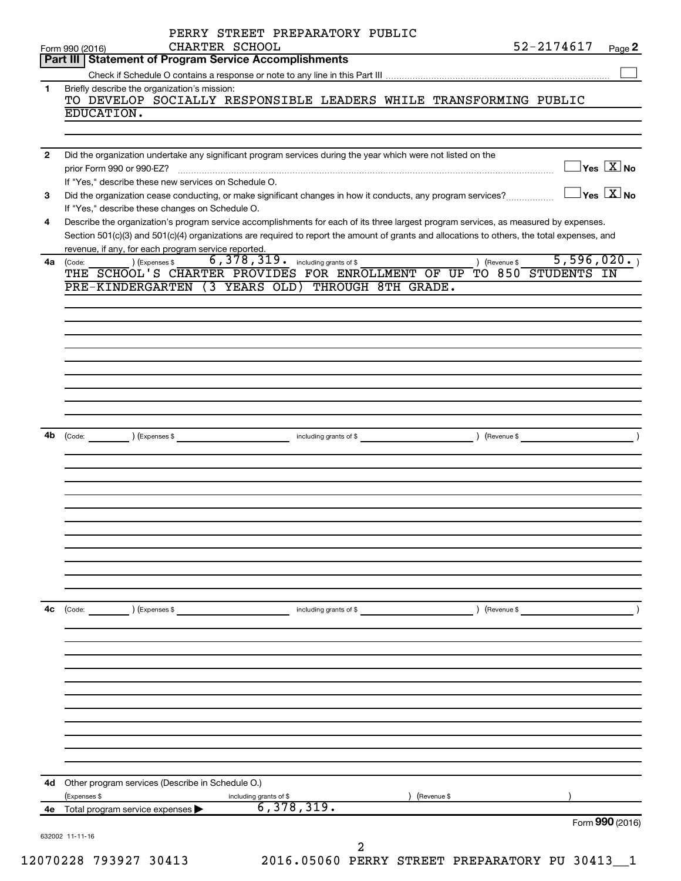PERRY STREET PREPARATORY PUBLIC CHARTER SCHOOL

Form 990 (2016) 52-2174617 Page 2

## Part III Statement of Program Service Accomplishments

Check if Schedule O contains a response or note to any line in this Part III ☐

**1** Briefly describe the organization's mission:

TO DEVELOP SOCIALLY RESPONSIBLE LEADERS WHILE TRANSFORMING PUBLIC EDUCATION.

**2** Did the organization undertake any significant program services during the year which were not listed on the prior Form 990 or 990-EZ? ☐ Yes ☒ No

If "Yes," describe these new services on Schedule O.

**3** Did the organization cease conducting, or make significant changes in how it conducts, any program services? ☐ Yes ☒ No

If "Yes," describe these changes on Schedule O.

**4** Describe the organization's program service accomplishments for each of its three largest program services, as measured by expenses. Section 501(c)(3) and 501(c)(4) organizations are required to report the amount of grants and allocations to others, the total expenses, and revenue, if any, for each program service reported.

**4a** (Code: ) (Expenses $ 6,378,319. including grants of $ ) (Revenue $ 5,596,020. )

THE SCHOOL'S CHARTER PROVIDES FOR ENROLLMENT OF UP TO 850 STUDENTS IN PRE-KINDERGARTEN (3 YEARS OLD) THROUGH 8TH GRADE.

**4b** (Code: ) (Expenses $ including grants of $ ) (Revenue $ )

**4c** (Code: ) (Expenses $ including grants of $ ) (Revenue $ )

**4d** Other program services (Describe in Schedule O.)

(Expenses $ including grants of $ ) (Revenue $ )

**4e** Total program service expenses ▶ 6,378,319.

Form **990** (2016)

632002 11-11-16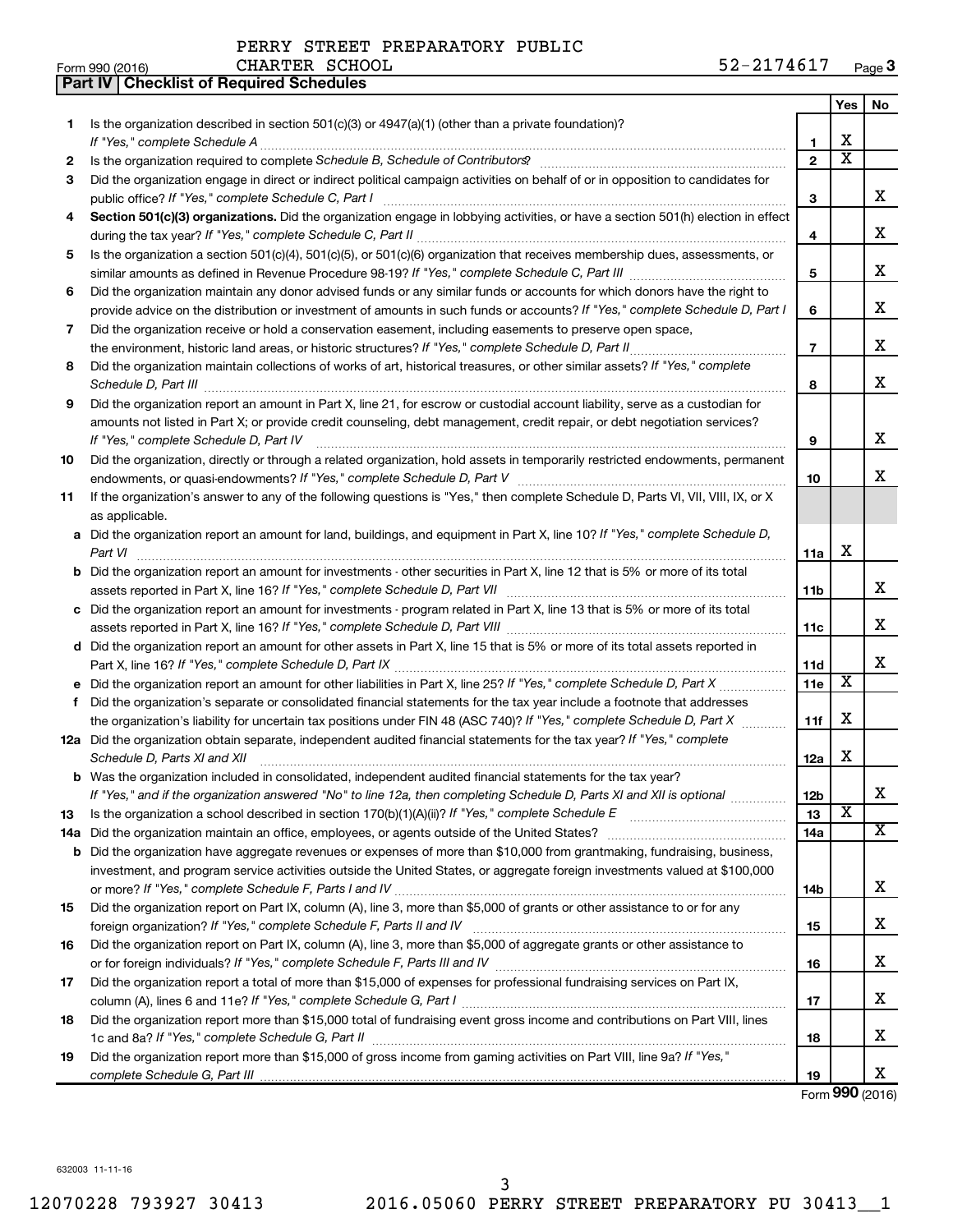PERRY STREET PREPARATORY PUBLIC CHARTER SCHOOL 52-2174617

## Part IV Checklist of Required Schedules

| | | | Yes | No |
|---|---|---|---|---|
| 1 | Is the organization described in section 501(c)(3) or 4947(a)(1) (other than a private foundation)? *If "Yes," complete Schedule A* | 1 | X | |
| 2 | Is the organization required to complete *Schedule B, Schedule of Contributors*? | 2 | X | |
| 3 | Did the organization engage in direct or indirect political campaign activities on behalf of or in opposition to candidates for public office? *If "Yes," complete Schedule C, Part I* | 3 | | X |
| 4 | **Section 501(c)(3) organizations.** Did the organization engage in lobbying activities, or have a section 501(h) election in effect during the tax year? *If "Yes," complete Schedule C, Part II* | 4 | | X |
| 5 | Is the organization a section 501(c)(4), 501(c)(5), or 501(c)(6) organization that receives membership dues, assessments, or similar amounts as defined in Revenue Procedure 98-19? *If "Yes," complete Schedule C, Part III* | 5 | | X |
| 6 | Did the organization maintain any donor advised funds or any similar funds or accounts for which donors have the right to provide advice on the distribution or investment of amounts in such funds or accounts? *If "Yes," complete Schedule D, Part I* | 6 | | X |
| 7 | Did the organization receive or hold a conservation easement, including easements to preserve open space, the environment, historic land areas, or historic structures? *If "Yes," complete Schedule D, Part II* | 7 | | X |
| 8 | Did the organization maintain collections of works of art, historical treasures, or other similar assets? *If "Yes," complete Schedule D, Part III* | 8 | | X |
| 9 | Did the organization report an amount in Part X, line 21, for escrow or custodial account liability, serve as a custodian for amounts not listed in Part X; or provide credit counseling, debt management, credit repair, or debt negotiation services? *If "Yes," complete Schedule D, Part IV* | 9 | | X |
| 10 | Did the organization, directly or through a related organization, hold assets in temporarily restricted endowments, permanent endowments, or quasi-endowments? *If "Yes," complete Schedule D, Part V* | 10 | | X |
| 11 | If the organization's answer to any of the following questions is "Yes," then complete Schedule D, Parts VI, VII, VIII, IX, or X as applicable. | | | |
| a | Did the organization report an amount for land, buildings, and equipment in Part X, line 10? *If "Yes," complete Schedule D, Part VI* | 11a | X | |
| b | Did the organization report an amount for investments - other securities in Part X, line 12 that is 5% or more of its total assets reported in Part X, line 16? *If "Yes," complete Schedule D, Part VII* | 11b | | X |
| c | Did the organization report an amount for investments - program related in Part X, line 13 that is 5% or more of its total assets reported in Part X, line 16? *If "Yes," complete Schedule D, Part VIII* | 11c | | X |
| d | Did the organization report an amount for other assets in Part X, line 15 that is 5% or more of its total assets reported in Part X, line 16? *If "Yes," complete Schedule D, Part IX* | 11d | | X |
| e | Did the organization report an amount for other liabilities in Part X, line 25? *If "Yes," complete Schedule D, Part X* | 11e | X | |
| f | Did the organization's separate or consolidated financial statements for the tax year include a footnote that addresses the organization's liability for uncertain tax positions under FIN 48 (ASC 740)? *If "Yes," complete Schedule D, Part X* | 11f | X | |
| 12a | Did the organization obtain separate, independent audited financial statements for the tax year? *If "Yes," complete Schedule D, Parts XI and XII* | 12a | X | |
| b | Was the organization included in consolidated, independent audited financial statements for the tax year? *If "Yes," and if the organization answered "No" to line 12a, then completing Schedule D, Parts XI and XII is optional* | 12b | | X |
| 13 | Is the organization a school described in section 170(b)(1)(A)(ii)? *If "Yes," complete Schedule E* | 13 | X | |
| 14a | Did the organization maintain an office, employees, or agents outside of the United States? | 14a | | X |
| b | Did the organization have aggregate revenues or expenses of more than $10,000 from grantmaking, fundraising, business, investment, and program service activities outside the United States, or aggregate foreign investments valued at $100,000 or more? *If "Yes," complete Schedule F, Parts I and IV* | 14b | | X |
| 15 | Did the organization report on Part IX, column (A), line 3, more than $5,000 of grants or other assistance to or for any foreign organization? *If "Yes," complete Schedule F, Parts II and IV* | 15 | | X |
| 16 | Did the organization report on Part IX, column (A), line 3, more than $5,000 of aggregate grants or other assistance to or for foreign individuals? *If "Yes," complete Schedule F, Parts III and IV* | 16 | | X |
| 17 | Did the organization report a total of more than $15,000 of expenses for professional fundraising services on Part IX, column (A), lines 6 and 11e? *If "Yes," complete Schedule G, Part I* | 17 | | X |
| 18 | Did the organization report more than $15,000 total of fundraising event gross income and contributions on Part VIII, lines 1c and 8a? *If "Yes," complete Schedule G, Part II* | 18 | | X |
| 19 | Did the organization report more than $15,000 of gross income from gaming activities on Part VIII, line 9a? *If "Yes," complete Schedule G, Part III* | 19 | | X |

Form **990** (2016)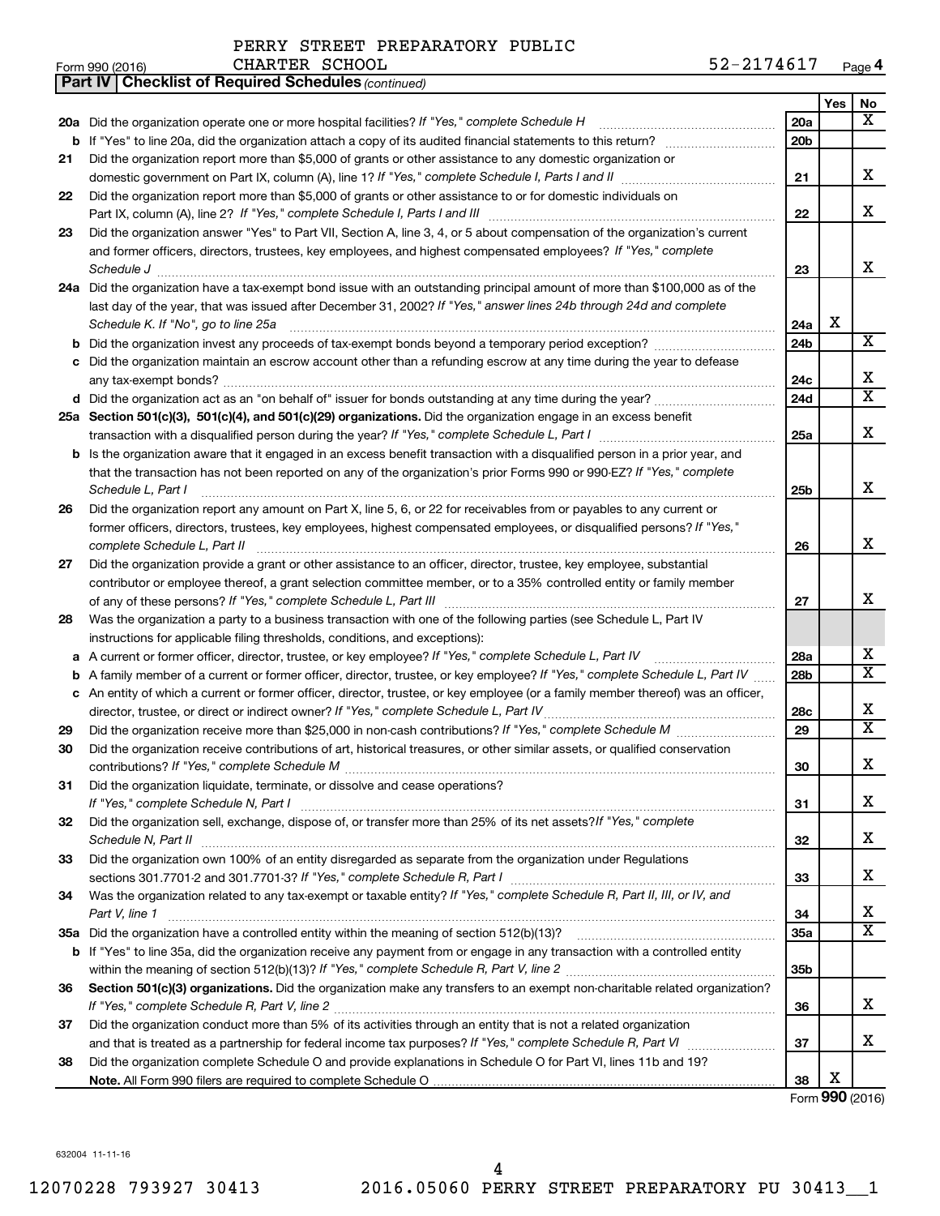PERRY STREET PREPARATORY PUBLIC CHARTER SCHOOL 52-2174617

Form 990 (2016) Page 4

**Part IV | Checklist of Required Schedules** *(continued)*

| | | | Yes | No |
|---|---|---|---|---|
| **20a** | Did the organization operate one or more hospital facilities? *If "Yes," complete Schedule H* | 20a | | X |
| **b** | If "Yes" to line 20a, did the organization attach a copy of its audited financial statements to this return? | 20b | | |
| **21** | Did the organization report more than $5,000 of grants or other assistance to any domestic organization or domestic government on Part IX, column (A), line 1? *If "Yes," complete Schedule I, Parts I and II* | 21 | | X |
| **22** | Did the organization report more than $5,000 of grants or other assistance to or for domestic individuals on Part IX, column (A), line 2? *If "Yes," complete Schedule I, Parts I and III* | 22 | | X |
| **23** | Did the organization answer "Yes" to Part VII, Section A, line 3, 4, or 5 about compensation of the organization's current and former officers, directors, trustees, key employees, and highest compensated employees? *If "Yes," complete Schedule J* | 23 | | X |
| **24a** | Did the organization have a tax-exempt bond issue with an outstanding principal amount of more than $100,000 as of the last day of the year, that was issued after December 31, 2002? *If "Yes," answer lines 24b through 24d and complete Schedule K. If "No", go to line 25a* | 24a | X | |
| **b** | Did the organization invest any proceeds of tax-exempt bonds beyond a temporary period exception? | 24b | | X |
| **c** | Did the organization maintain an escrow account other than a refunding escrow at any time during the year to defease any tax-exempt bonds? | 24c | | X |
| **d** | Did the organization act as an "on behalf of" issuer for bonds outstanding at any time during the year? | 24d | | X |
| **25a** | **Section 501(c)(3), 501(c)(4), and 501(c)(29) organizations.** Did the organization engage in an excess benefit transaction with a disqualified person during the year? *If "Yes," complete Schedule L, Part I* | 25a | | X |
| **b** | Is the organization aware that it engaged in an excess benefit transaction with a disqualified person in a prior year, and that the transaction has not been reported on any of the organization's prior Forms 990 or 990-EZ? *If "Yes," complete Schedule L, Part I* | 25b | | X |
| **26** | Did the organization report any amount on Part X, line 5, 6, or 22 for receivables from or payables to any current or former officers, directors, trustees, key employees, highest compensated employees, or disqualified persons? *If "Yes," complete Schedule L, Part II* | 26 | | X |
| **27** | Did the organization provide a grant or other assistance to an officer, director, trustee, key employee, substantial contributor or employee thereof, a grant selection committee member, or to a 35% controlled entity or family member of any of these persons? *If "Yes," complete Schedule L, Part III* | 27 | | X |
| **28** | Was the organization a party to a business transaction with one of the following parties (see Schedule L, Part IV instructions for applicable filing thresholds, conditions, and exceptions): | | | |
| **a** | A current or former officer, director, trustee, or key employee? *If "Yes," complete Schedule L, Part IV* | 28a | | X |
| **b** | A family member of a current or former officer, director, trustee, or key employee? *If "Yes," complete Schedule L, Part IV* | 28b | | X |
| **c** | An entity of which a current or former officer, director, trustee, or key employee (or a family member thereof) was an officer, director, trustee, or direct or indirect owner? *If "Yes," complete Schedule L, Part IV* | 28c | | X |
| **29** | Did the organization receive more than $25,000 in non-cash contributions? *If "Yes," complete Schedule M* | 29 | | X |
| **30** | Did the organization receive contributions of art, historical treasures, or other similar assets, or qualified conservation contributions? *If "Yes," complete Schedule M* | 30 | | X |
| **31** | Did the organization liquidate, terminate, or dissolve and cease operations? *If "Yes," complete Schedule N, Part I* | 31 | | X |
| **32** | Did the organization sell, exchange, dispose of, or transfer more than 25% of its net assets? *If "Yes," complete Schedule N, Part II* | 32 | | X |
| **33** | Did the organization own 100% of an entity disregarded as separate from the organization under Regulations sections 301.7701-2 and 301.7701-3? *If "Yes," complete Schedule R, Part I* | 33 | | X |
| **34** | Was the organization related to any tax-exempt or taxable entity? *If "Yes," complete Schedule R, Part II, III, or IV, and Part V, line 1* | 34 | | X |
| **35a** | Did the organization have a controlled entity within the meaning of section 512(b)(13)? | 35a | | X |
| **b** | If "Yes" to line 35a, did the organization receive any payment from or engage in any transaction with a controlled entity within the meaning of section 512(b)(13)? *If "Yes," complete Schedule R, Part V, line 2* | 35b | | |
| **36** | **Section 501(c)(3) organizations.** Did the organization make any transfers to an exempt non-charitable related organization? *If "Yes," complete Schedule R, Part V, line 2* | 36 | | X |
| **37** | Did the organization conduct more than 5% of its activities through an entity that is not a related organization and that is treated as a partnership for federal income tax purposes? *If "Yes," complete Schedule R, Part VI* | 37 | | X |
| **38** | Did the organization complete Schedule O and provide explanations in Schedule O for Part VI, lines 11b and 19? **Note.** All Form 990 filers are required to complete Schedule O | 38 | X | |

Form **990** (2016)

632004 11-11-16

12070228 793927 30413 2016.05060 PERRY STREET PREPARATORY PU 30413__1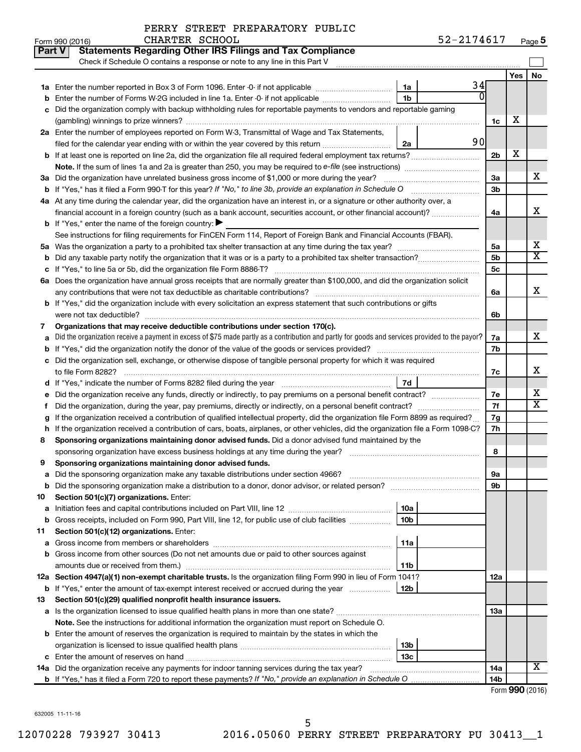PERRY STREET PREPARATORY PUBLIC CHARTER SCHOOL 52-2174617

## Part V Statements Regarding Other IRS Filings and Tax Compliance

Check if Schedule O contains a response or note to any line in this Part V

| | | | | | Yes | No |
|---|---|---|---|---|---|---|
| **1a** | Enter the number reported in Box 3 of Form 1096. Enter -0- if not applicable | 1a | 34 | | | |
| **b** | Enter the number of Forms W-2G included in line 1a. Enter -0- if not applicable | 1b | 0 | | | |
| **c** | Did the organization comply with backup withholding rules for reportable payments to vendors and reportable gaming (gambling) winnings to prize winners? | | | 1c | X | |
| **2a** | Enter the number of employees reported on Form W-3, Transmittal of Wage and Tax Statements, filed for the calendar year ending with or within the year covered by this return | 2a | 90 | | | |
| **b** | If at least one is reported on line 2a, did the organization file all required federal employment tax returns? | | | 2b | X | |
| | **Note.** If the sum of lines 1a and 2a is greater than 250, you may be required to *e-file* (see instructions) | | | | | |
| **3a** | Did the organization have unrelated business gross income of $1,000 or more during the year? | | | 3a | | X |
| **b** | If "Yes," has it filed a Form 990-T for this year? *If "No," to line 3b, provide an explanation in Schedule O* | | | 3b | | |
| **4a** | At any time during the calendar year, did the organization have an interest in, or a signature or other authority over, a financial account in a foreign country (such as a bank account, securities account, or other financial account)? | | | 4a | | X |
| **b** | If "Yes," enter the name of the foreign country: ▶ | | | | | |
| | See instructions for filing requirements for FinCEN Form 114, Report of Foreign Bank and Financial Accounts (FBAR). | | | | | |
| **5a** | Was the organization a party to a prohibited tax shelter transaction at any time during the tax year? | | | 5a | | X |
| **b** | Did any taxable party notify the organization that it was or is a party to a prohibited tax shelter transaction? | | | 5b | | X |
| **c** | If "Yes," to line 5a or 5b, did the organization file Form 8886-T? | | | 5c | | |
| **6a** | Does the organization have annual gross receipts that are normally greater than $100,000, and did the organization solicit any contributions that were not tax deductible as charitable contributions? | | | 6a | | X |
| **b** | If "Yes," did the organization include with every solicitation an express statement that such contributions or gifts were not tax deductible? | | | 6b | | |
| **7** | **Organizations that may receive deductible contributions under section 170(c).** | | | | | |
| **a** | Did the organization receive a payment in excess of $75 made partly as a contribution and partly for goods and services provided to the payor? | | | 7a | | X |
| **b** | If "Yes," did the organization notify the donor of the value of the goods or services provided? | | | 7b | | |
| **c** | Did the organization sell, exchange, or otherwise dispose of tangible personal property for which it was required to file Form 8282? | | | 7c | | X |
| **d** | If "Yes," indicate the number of Forms 8282 filed during the year | 7d | | | | |
| **e** | Did the organization receive any funds, directly or indirectly, to pay premiums on a personal benefit contract? | | | 7e | | X |
| **f** | Did the organization, during the year, pay premiums, directly or indirectly, on a personal benefit contract? | | | 7f | | X |
| **g** | If the organization received a contribution of qualified intellectual property, did the organization file Form 8899 as required? | | | 7g | | |
| **h** | If the organization received a contribution of cars, boats, airplanes, or other vehicles, did the organization file a Form 1098-C? | | | 7h | | |
| **8** | **Sponsoring organizations maintaining donor advised funds.** Did a donor advised fund maintained by the sponsoring organization have excess business holdings at any time during the year? | | | 8 | | |
| **9** | **Sponsoring organizations maintaining donor advised funds.** | | | | | |
| **a** | Did the sponsoring organization make any taxable distributions under section 4966? | | | 9a | | |
| **b** | Did the sponsoring organization make a distribution to a donor, donor advisor, or related person? | | | 9b | | |
| **10** | **Section 501(c)(7) organizations.** Enter: | | | | | |
| **a** | Initiation fees and capital contributions included on Part VIII, line 12 | 10a | | | | |
| **b** | Gross receipts, included on Form 990, Part VIII, line 12, for public use of club facilities | 10b | | | | |
| **11** | **Section 501(c)(12) organizations.** Enter: | | | | | |
| **a** | Gross income from members or shareholders | 11a | | | | |
| **b** | Gross income from other sources (Do not net amounts due or paid to other sources against amounts due or received from them.) | 11b | | | | |
| **12a** | **Section 4947(a)(1) non-exempt charitable trusts.** Is the organization filing Form 990 in lieu of Form 1041? | | | 12a | | |
| **b** | If "Yes," enter the amount of tax-exempt interest received or accrued during the year | 12b | | | | |
| **13** | **Section 501(c)(29) qualified nonprofit health insurance issuers.** | | | | | |
| **a** | Is the organization licensed to issue qualified health plans in more than one state? | | | 13a | | |
| | **Note.** See the instructions for additional information the organization must report on Schedule O. | | | | | |
| **b** | Enter the amount of reserves the organization is required to maintain by the states in which the organization is licensed to issue qualified health plans | 13b | | | | |
| **c** | Enter the amount of reserves on hand | 13c | | | | |
| **14a** | Did the organization receive any payments for indoor tanning services during the tax year? | | | 14a | | X |
| **b** | If "Yes," has it filed a Form 720 to report these payments? *If "No," provide an explanation in Schedule O* | | | 14b | | |

Form **990** (2016)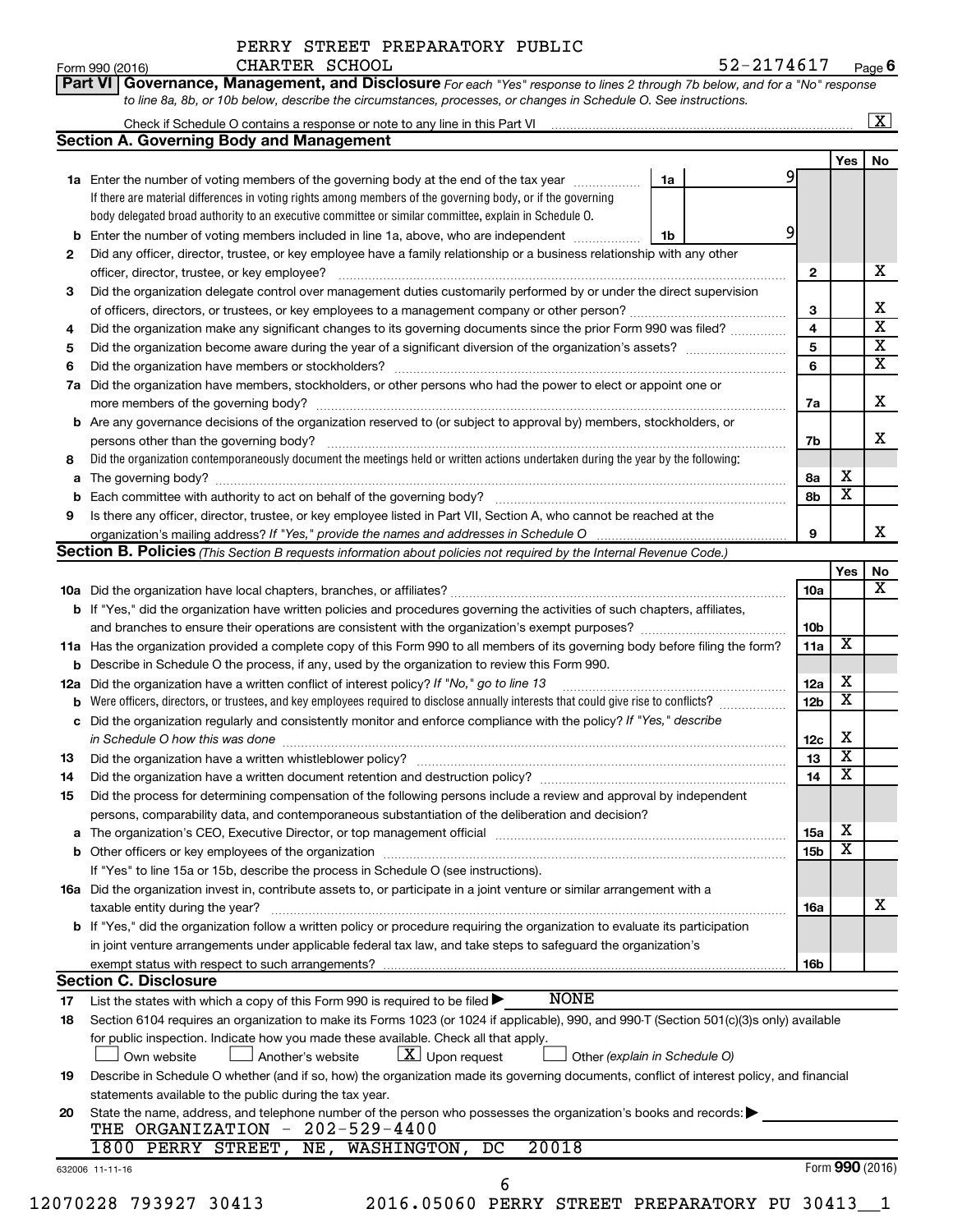PERRY STREET PREPARATORY PUBLIC CHARTER SCHOOL 52-2174617

Form 990 (2016) Page 6

**Part VI Governance, Management, and Disclosure** *For each "Yes" response to lines 2 through 7b below, and for a "No" response to line 8a, 8b, or 10b below, describe the circumstances, processes, or changes in Schedule O. See instructions.*

Check if Schedule O contains a response or note to any line in this Part VI [X]

## Section A. Governing Body and Management

| | | | Yes | No |
|---|---|---|---|---|
| 1a | Enter the number of voting members of the governing body at the end of the tax year — 1a: 9. If there are material differences in voting rights among members of the governing body, or if the governing body delegated broad authority to an executive committee or similar committee, explain in Schedule O. | | | |
| b | Enter the number of voting members included in line 1a, above, who are independent — 1b: 9 | | | |
| 2 | Did any officer, director, trustee, or key employee have a family relationship or a business relationship with any other officer, director, trustee, or key employee? | 2 | | X |
| 3 | Did the organization delegate control over management duties customarily performed by or under the direct supervision of officers, directors, or trustees, or key employees to a management company or other person? | 3 | | X |
| 4 | Did the organization make any significant changes to its governing documents since the prior Form 990 was filed? | 4 | | X |
| 5 | Did the organization become aware during the year of a significant diversion of the organization's assets? | 5 | | X |
| 6 | Did the organization have members or stockholders? | 6 | | X |
| 7a | Did the organization have members, stockholders, or other persons who had the power to elect or appoint one or more members of the governing body? | 7a | | X |
| b | Are any governance decisions of the organization reserved to (or subject to approval by) members, stockholders, or persons other than the governing body? | 7b | | X |
| 8 | Did the organization contemporaneously document the meetings held or written actions undertaken during the year by the following: | | | |
| a | The governing body? | 8a | X | |
| b | Each committee with authority to act on behalf of the governing body? | 8b | X | |
| 9 | Is there any officer, director, trustee, or key employee listed in Part VII, Section A, who cannot be reached at the organization's mailing address? *If "Yes," provide the names and addresses in Schedule O* | 9 | | X |

## Section B. Policies *(This Section B requests information about policies not required by the Internal Revenue Code.)*

| | | | Yes | No |
|---|---|---|---|---|
| 10a | Did the organization have local chapters, branches, or affiliates? | 10a | | X |
| b | If "Yes," did the organization have written policies and procedures governing the activities of such chapters, affiliates, and branches to ensure their operations are consistent with the organization's exempt purposes? | 10b | | |
| 11a | Has the organization provided a complete copy of this Form 990 to all members of its governing body before filing the form? | 11a | X | |
| b | Describe in Schedule O the process, if any, used by the organization to review this Form 990. | | | |
| 12a | Did the organization have a written conflict of interest policy? *If "No," go to line 13* | 12a | X | |
| b | Were officers, directors, or trustees, and key employees required to disclose annually interests that could give rise to conflicts? | 12b | X | |
| c | Did the organization regularly and consistently monitor and enforce compliance with the policy? *If "Yes," describe in Schedule O how this was done* | 12c | X | |
| 13 | Did the organization have a written whistleblower policy? | 13 | X | |
| 14 | Did the organization have a written document retention and destruction policy? | 14 | X | |
| 15 | Did the process for determining compensation of the following persons include a review and approval by independent persons, comparability data, and contemporaneous substantiation of the deliberation and decision? | | | |
| a | The organization's CEO, Executive Director, or top management official | 15a | X | |
| b | Other officers or key employees of the organization | 15b | X | |
| | If "Yes" to line 15a or 15b, describe the process in Schedule O (see instructions). | | | |
| 16a | Did the organization invest in, contribute assets to, or participate in a joint venture or similar arrangement with a taxable entity during the year? | 16a | | X |
| b | If "Yes," did the organization follow a written policy or procedure requiring the organization to evaluate its participation in joint venture arrangements under applicable federal tax law, and take steps to safeguard the organization's exempt status with respect to such arrangements? | 16b | | |

## Section C. Disclosure

17 List the states with which a copy of this Form 990 is required to be filed ▶ NONE

18 Section 6104 requires an organization to make its Forms 1023 (or 1024 if applicable), 990, and 990-T (Section 501(c)(3)s only) available for public inspection. Indicate how you made these available. Check all that apply.

[ ] Own website [ ] Another's website [X] Upon request [ ] Other *(explain in Schedule O)*

19 Describe in Schedule O whether (and if so, how) the organization made its governing documents, conflict of interest policy, and financial statements available to the public during the tax year.

20 State the name, address, and telephone number of the person who possesses the organization's books and records: ▶

THE ORGANIZATION - 202-529-4400
1800 PERRY STREET, NE, WASHINGTON, DC 20018

632006 11-11-16 Form 990 (2016)

12070228 793927 30413 2016.05060 PERRY STREET PREPARATORY PU 30413__1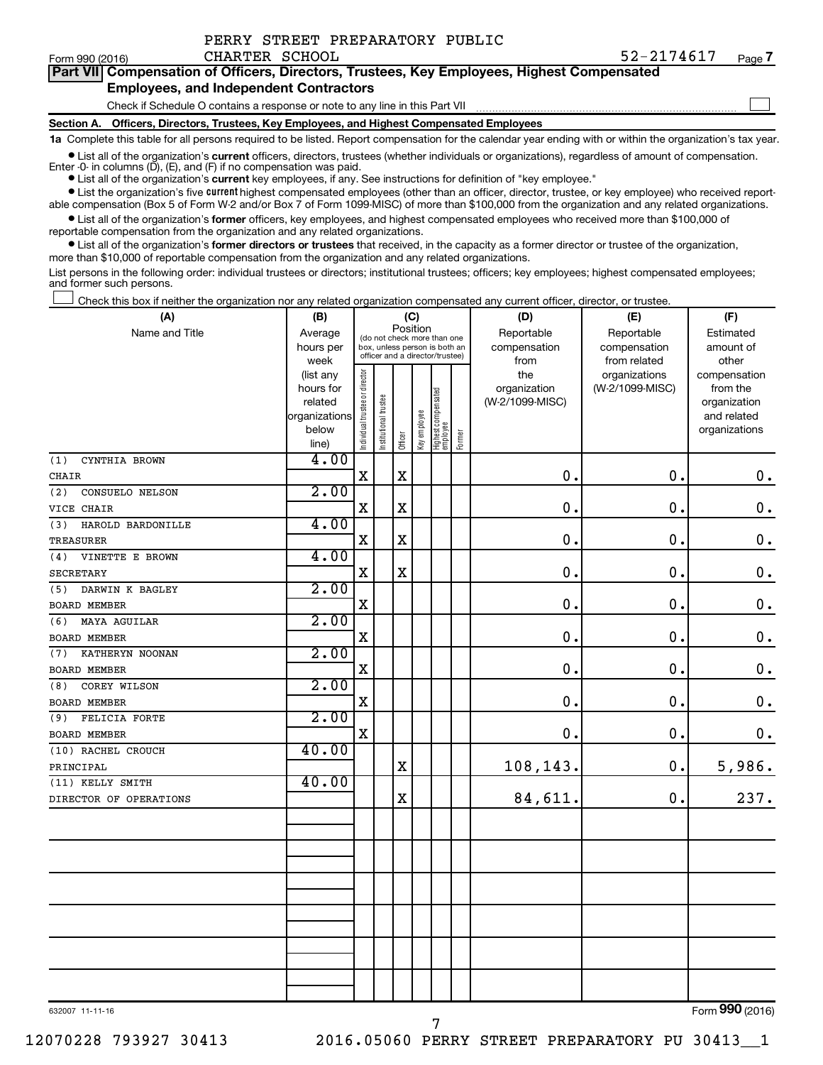PERRY STREET PREPARATORY PUBLIC CHARTER SCHOOL 52-2174617

Form 990 (2016) Page 7

**Part VII Compensation of Officers, Directors, Trustees, Key Employees, Highest Compensated Employees, and Independent Contractors**

Check if Schedule O contains a response or note to any line in this Part VII ☐

**Section A. Officers, Directors, Trustees, Key Employees, and Highest Compensated Employees**

**1a** Complete this table for all persons required to be listed. Report compensation for the calendar year ending with or within the organization's tax year.

- List all of the organization's **current** officers, directors, trustees (whether individuals or organizations), regardless of amount of compensation. Enter -0- in columns (D), (E), and (F) if no compensation was paid.
- List all of the organization's **current** key employees, if any. See instructions for definition of "key employee."
- List the organization's five **current** highest compensated employees (other than an officer, director, trustee, or key employee) who received reportable compensation (Box 5 of Form W-2 and/or Box 7 of Form 1099-MISC) of more than $100,000 from the organization and any related organizations.
- List all of the organization's **former** officers, key employees, and highest compensated employees who received more than $100,000 of reportable compensation from the organization and any related organizations.
- List all of the organization's **former directors or trustees** that received, in the capacity as a former director or trustee of the organization, more than $10,000 of reportable compensation from the organization and any related organizations.

List persons in the following order: individual trustees or directors; institutional trustees; officers; key employees; highest compensated employees; and former such persons.

☐ Check this box if neither the organization nor any related organization compensated any current officer, director, or trustee.

| (A) Name and Title | (B) Average hours per week (list any hours for related organizations below line) | (C) Position: Individual trustee or director | Institutional trustee | Officer | Key employee | Highest compensated employee | Former | (D) Reportable compensation from the organization (W-2/1099-MISC) | (E) Reportable compensation from related organizations (W-2/1099-MISC) | (F) Estimated amount of other compensation from the organization and related organizations |
|---|---|---|---|---|---|---|---|---|---|---|
| (1) CYNTHIA BROWN<br>CHAIR | 4.00 | X | | X | | | | 0. | 0. | 0. |
| (2) CONSUELO NELSON<br>VICE CHAIR | 2.00 | X | | X | | | | 0. | 0. | 0. |
| (3) HAROLD BARDONILLE<br>TREASURER | 4.00 | X | | X | | | | 0. | 0. | 0. |
| (4) VINETTE E BROWN<br>SECRETARY | 4.00 | X | | X | | | | 0. | 0. | 0. |
| (5) DARWIN K BAGLEY<br>BOARD MEMBER | 2.00 | X | | | | | | 0. | 0. | 0. |
| (6) MAYA AGUILAR<br>BOARD MEMBER | 2.00 | X | | | | | | 0. | 0. | 0. |
| (7) KATHERYN NOONAN<br>BOARD MEMBER | 2.00 | X | | | | | | 0. | 0. | 0. |
| (8) COREY WILSON<br>BOARD MEMBER | 2.00 | X | | | | | | 0. | 0. | 0. |
| (9) FELICIA FORTE<br>BOARD MEMBER | 2.00 | X | | | | | | 0. | 0. | 0. |
| (10) RACHEL CROUCH<br>PRINCIPAL | 40.00 | | | X | | | | 108,143. | 0. | 5,986. |
| (11) KELLY SMITH<br>DIRECTOR OF OPERATIONS | 40.00 | | | X | | | | 84,611. | 0. | 237. |

632007 11-11-16

Form **990** (2016)

12070228 793927 30413 2016.05060 PERRY STREET PREPARATORY PU 30413__1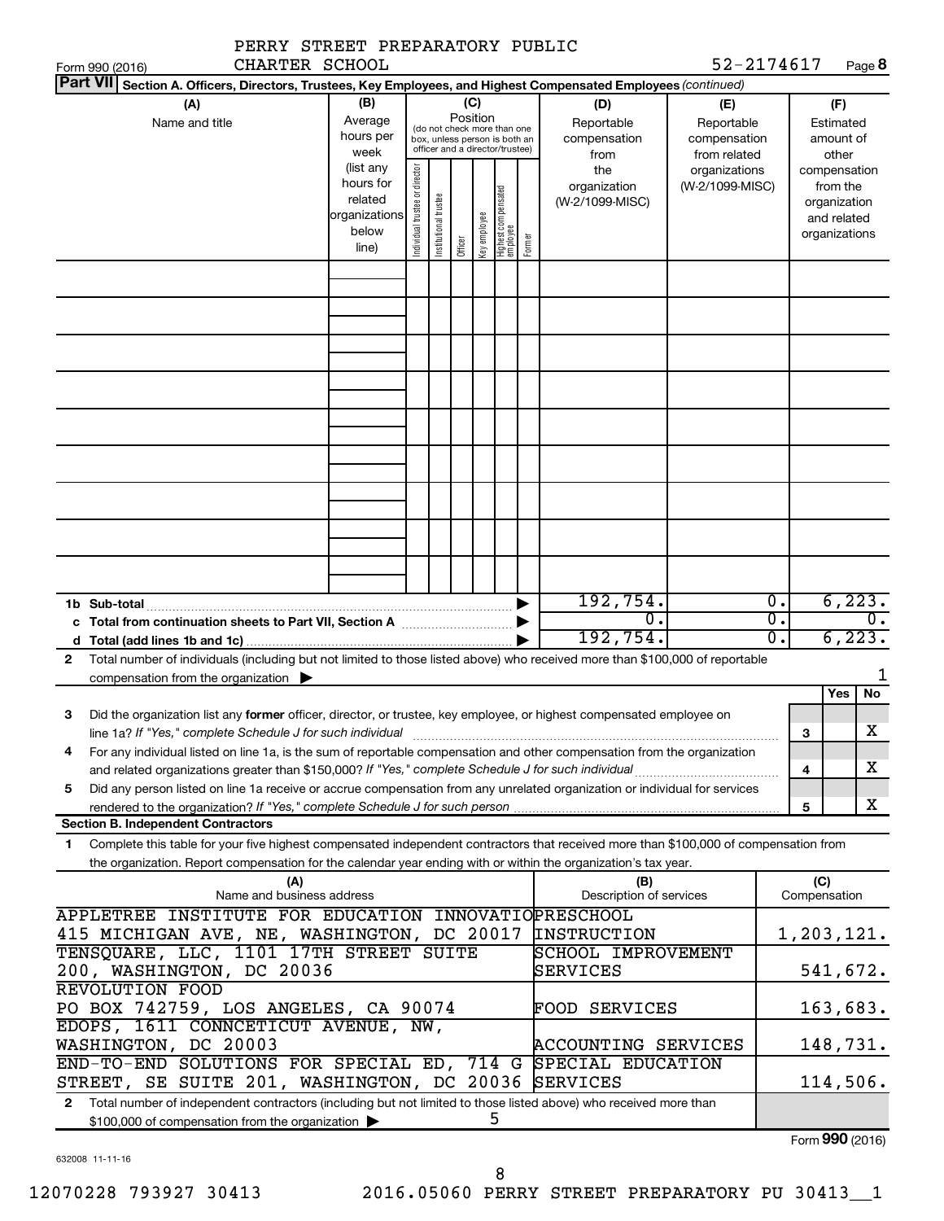PERRY STREET PREPARATORY PUBLIC CHARTER SCHOOL 52-2174617

Form 990 (2016) Page 8

**Part VII Section A. Officers, Directors, Trustees, Key Employees, and Highest Compensated Employees** *(continued)*

| (A) Name and title | (B) Average hours per week (list any hours for related organizations below line) | (C) Position: Individual trustee or director | Institutional trustee | Officer | Key employee | Highest compensated employee | Former | (D) Reportable compensation from the organization (W-2/1099-MISC) | (E) Reportable compensation from related organizations (W-2/1099-MISC) | (F) Estimated amount of other compensation from the organization and related organizations |
|---|---|---|---|---|---|---|---|---|---|---|
| | | | | | | | | | | |
| | | | | | | | | | | |
| | | | | | | | | | | |
| | | | | | | | | | | |
| | | | | | | | | | | |
| | | | | | | | | | | |
| | | | | | | | | | | |
| | | | | | | | | | | |
| | | | | | | | | | | |
| **1b Sub-total** | | | | | | | | 192,754. | 0. | 6,223. |
| **c Total from continuation sheets to Part VII, Section A** | | | | | | | | 0. | 0. | 0. |
| **d Total (add lines 1b and 1c)** | | | | | | | | 192,754. | 0. | 6,223. |

**2** Total number of individuals (including but not limited to those listed above) who received more than $100,000 of reportable compensation from the organization ▶ 1

| | | | Yes | No |
|---|---|---|---|---|
| **3** | Did the organization list any **former** officer, director, or trustee, key employee, or highest compensated employee on line 1a? *If "Yes," complete Schedule J for such individual* | 3 | | X |
| **4** | For any individual listed on line 1a, is the sum of reportable compensation and other compensation from the organization and related organizations greater than $150,000? *If "Yes," complete Schedule J for such individual* | 4 | | X |
| **5** | Did any person listed on line 1a receive or accrue compensation from any unrelated organization or individual for services rendered to the organization? *If "Yes," complete Schedule J for such person* | 5 | | X |

**Section B. Independent Contractors**

**1** Complete this table for your five highest compensated independent contractors that received more than $100,000 of compensation from the organization. Report compensation for the calendar year ending with or within the organization's tax year.

| (A) Name and business address | (B) Description of services | (C) Compensation |
|---|---|---|
| APPLETREE INSTITUTE FOR EDUCATION INNOVATIO 415 MICHIGAN AVE, NE, WASHINGTON, DC 20017 | PRESCHOOL INSTRUCTION | 1,203,121. |
| TENSQUARE, LLC, 1101 17TH STREET SUITE 200, WASHINGTON, DC 20036 | SCHOOL IMPROVEMENT SERVICES | 541,672. |
| REVOLUTION FOOD PO BOX 742759, LOS ANGELES, CA 90074 | FOOD SERVICES | 163,683. |
| EDOPS, 1611 CONNECTICUT AVENUE, NW, WASHINGTON, DC 20003 | ACCOUNTING SERVICES | 148,731. |
| END-TO-END SOLUTIONS FOR SPECIAL ED, 714 G STREET, SE SUITE 201, WASHINGTON, DC 20036 | SPECIAL EDUCATION SERVICES | 114,506. |

**2** Total number of independent contractors (including but not limited to those listed above) who received more than $100,000 of compensation from the organization ▶ 5

Form **990** (2016)

632008 11-11-16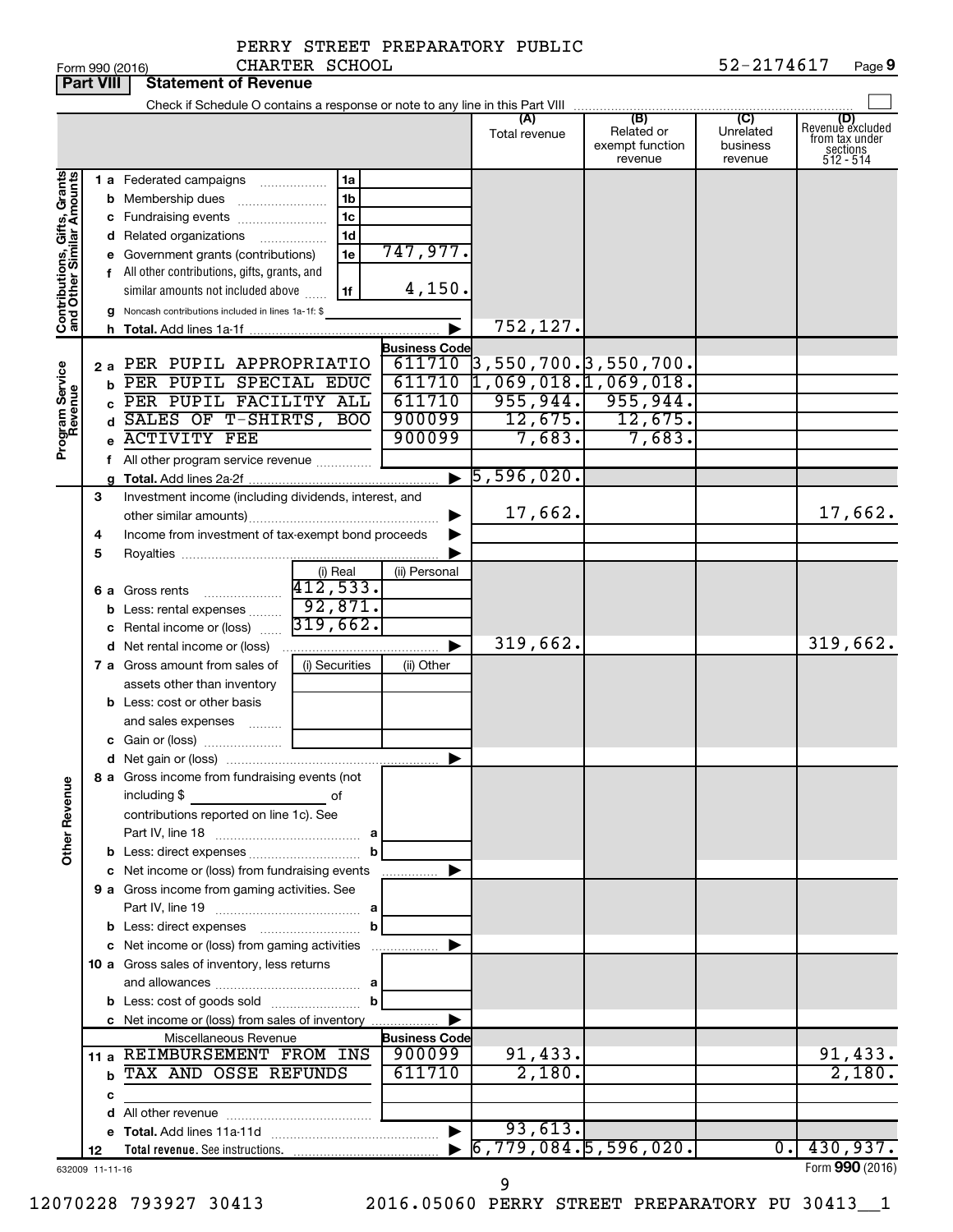PERRY STREET PREPARATORY PUBLIC CHARTER SCHOOL — 52-2174617

Form 990 (2016)

## Part VIII — Statement of Revenue

Check if Schedule O contains a response or note to any line in this Part VIII

| | | | | | (A) Total revenue | (B) Related or exempt function revenue | (C) Unrelated business revenue | (D) Revenue excluded from tax under sections 512 - 514 |
|---|---|---|---|---|---|---|---|---|
| **Contributions, Gifts, Grants and Other Similar Amounts** | 1 a | Federated campaigns | 1a | | | | | |
| | b | Membership dues | 1b | | | | | |
| | c | Fundraising events | 1c | | | | | |
| | d | Related organizations | 1d | | | | | |
| | e | Government grants (contributions) | 1e | 747,977. | | | | |
| | f | All other contributions, gifts, grants, and similar amounts not included above | 1f | 4,150. | | | | |
| | g | Noncash contributions included in lines 1a-1f: $ | | | | | | |
| | h | **Total.** Add lines 1a-1f | | ▶ | 752,127. | | | |
| **Program Service Revenue** | | | | **Business Code** | | | | |
| | 2 a | PER PUPIL APPROPRIATIO | | 611710 | 3,550,700. | 3,550,700. | | |
| | b | PER PUPIL SPECIAL EDUC | | 611710 | 1,069,018. | 1,069,018. | | |
| | c | PER PUPIL FACILITY ALL | | 611710 | 955,944. | 955,944. | | |
| | d | SALES OF T-SHIRTS, BOO | | 900099 | 12,675. | 12,675. | | |
| | e | ACTIVITY FEE | | 900099 | 7,683. | 7,683. | | |
| | f | All other program service revenue | | | | | | |
| | g | **Total.** Add lines 2a-2f | | ▶ | 5,596,020. | | | |
| **Other Revenue** | 3 | Investment income (including dividends, interest, and other similar amounts) | | ▶ | 17,662. | | | 17,662. |
| | 4 | Income from investment of tax-exempt bond proceeds | | ▶ | | | | |
| | 5 | Royalties | | ▶ | | | | |
| | | | (i) Real | (ii) Personal | | | | |
| | 6 a | Gross rents | 412,533. | | | | | |
| | b | Less: rental expenses | 92,871. | | | | | |
| | c | Rental income or (loss) | 319,662. | | | | | |
| | d | Net rental income or (loss) | | ▶ | 319,662. | | | 319,662. |
| | | | (i) Securities | (ii) Other | | | | |
| | 7 a | Gross amount from sales of assets other than inventory | | | | | | |
| | b | Less: cost or other basis and sales expenses | | | | | | |
| | c | Gain or (loss) | | | | | | |
| | d | Net gain or (loss) | | ▶ | | | | |
| | 8 a | Gross income from fundraising events (not including $ of contributions reported on line 1c). See Part IV, line 18 | a | | | | | |
| | b | Less: direct expenses | b | | | | | |
| | c | Net income or (loss) from fundraising events | | ▶ | | | | |
| | 9 a | Gross income from gaming activities. See Part IV, line 19 | a | | | | | |
| | b | Less: direct expenses | b | | | | | |
| | c | Net income or (loss) from gaming activities | | ▶ | | | | |
| | 10 a | Gross sales of inventory, less returns and allowances | a | | | | | |
| | b | Less: cost of goods sold | b | | | | | |
| | c | Net income or (loss) from sales of inventory | | ▶ | | | | |
| | | Miscellaneous Revenue | | **Business Code** | | | | |
| | 11 a | REIMBURSEMENT FROM INS | | 900099 | 91,433. | | | 91,433. |
| | b | TAX AND OSSE REFUNDS | | 611710 | 2,180. | | | 2,180. |
| | c | | | | | | | |
| | d | All other revenue | | | | | | |
| | e | **Total.** Add lines 11a-11d | | ▶ | 93,613. | | | |
| | 12 | **Total revenue.** See instructions. | | ▶ | 6,779,084. | 5,596,020. | 0. | 430,937. |

632009 11-11-16

Form **990** (2016)

12070228 793927 30413 2016.05060 PERRY STREET PREPARATORY PU 30413__1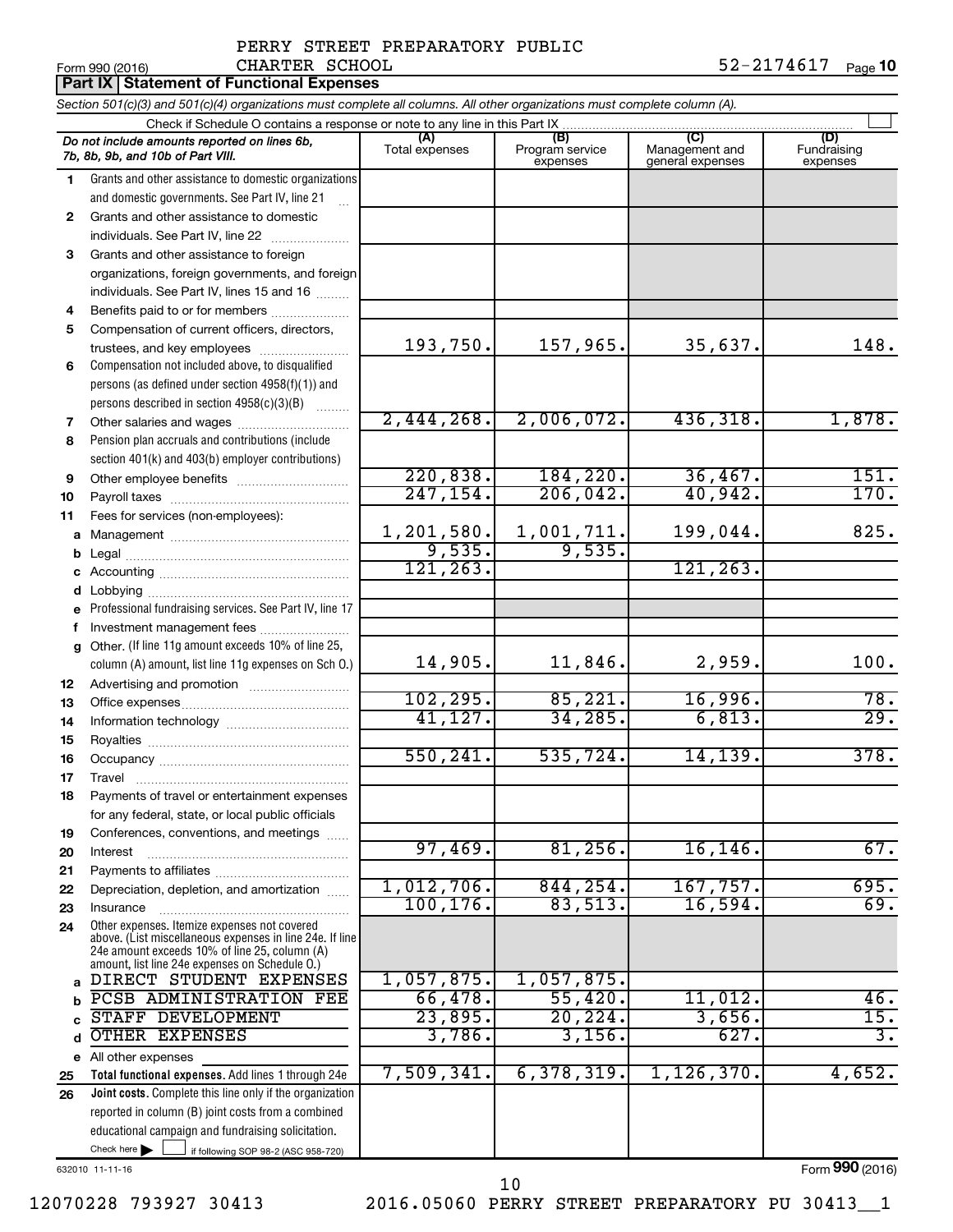PERRY STREET PREPARATORY PUBLIC CHARTER SCHOOL

Form 990 (2016) 52-2174617 Page 10

**Part IX Statement of Functional Expenses**

*Section 501(c)(3) and 501(c)(4) organizations must complete all columns. All other organizations must complete column (A).*

Check if Schedule O contains a response or note to any line in this Part IX

| *Do not include amounts reported on lines 6b, 7b, 8b, 9b, and 10b of Part VIII.* | (A) Total expenses | (B) Program service expenses | (C) Management and general expenses | (D) Fundraising expenses |
|---|---|---|---|---|
| 1 Grants and other assistance to domestic organizations and domestic governments. See Part IV, line 21 | | | | |
| 2 Grants and other assistance to domestic individuals. See Part IV, line 22 | | | | |
| 3 Grants and other assistance to foreign organizations, foreign governments, and foreign individuals. See Part IV, lines 15 and 16 | | | | |
| 4 Benefits paid to or for members | | | | |
| 5 Compensation of current officers, directors, trustees, and key employees | 193,750. | 157,965. | 35,637. | 148. |
| 6 Compensation not included above, to disqualified persons (as defined under section 4958(f)(1)) and persons described in section 4958(c)(3)(B) | | | | |
| 7 Other salaries and wages | 2,444,268. | 2,006,072. | 436,318. | 1,878. |
| 8 Pension plan accruals and contributions (include section 401(k) and 403(b) employer contributions) | | | | |
| 9 Other employee benefits | 220,838. | 184,220. | 36,467. | 151. |
| 10 Payroll taxes | 247,154. | 206,042. | 40,942. | 170. |
| 11 Fees for services (non-employees): | | | | |
| a Management | 1,201,580. | 1,001,711. | 199,044. | 825. |
| b Legal | 9,535. | 9,535. | | |
| c Accounting | 121,263. | | 121,263. | |
| d Lobbying | | | | |
| e Professional fundraising services. See Part IV, line 17 | | | | |
| f Investment management fees | | | | |
| g Other. (If line 11g amount exceeds 10% of line 25, column (A) amount, list line 11g expenses on Sch O.) | 14,905. | 11,846. | 2,959. | 100. |
| 12 Advertising and promotion | | | | |
| 13 Office expenses | 102,295. | 85,221. | 16,996. | 78. |
| 14 Information technology | 41,127. | 34,285. | 6,813. | 29. |
| 15 Royalties | | | | |
| 16 Occupancy | 550,241. | 535,724. | 14,139. | 378. |
| 17 Travel | | | | |
| 18 Payments of travel or entertainment expenses for any federal, state, or local public officials | | | | |
| 19 Conferences, conventions, and meetings | | | | |
| 20 Interest | 97,469. | 81,256. | 16,146. | 67. |
| 21 Payments to affiliates | | | | |
| 22 Depreciation, depletion, and amortization | 1,012,706. | 844,254. | 167,757. | 695. |
| 23 Insurance | 100,176. | 83,513. | 16,594. | 69. |
| 24 Other expenses. Itemize expenses not covered above. (List miscellaneous expenses in line 24e. If line 24e amount exceeds 10% of line 25, column (A) amount, list line 24e expenses on Schedule O.) | | | | |
| a DIRECT STUDENT EXPENSES | 1,057,875. | 1,057,875. | | |
| b PCSB ADMINISTRATION FEE | 66,478. | 55,420. | 11,012. | 46. |
| c STAFF DEVELOPMENT | 23,895. | 20,224. | 3,656. | 15. |
| d OTHER EXPENSES | 3,786. | 3,156. | 627. | 3. |
| e All other expenses | | | | |
| 25 **Total functional expenses.** Add lines 1 through 24e | 7,509,341. | 6,378,319. | 1,126,370. | 4,652. |
| 26 **Joint costs.** Complete this line only if the organization reported in column (B) joint costs from a combined educational campaign and fundraising solicitation. Check here ☐ if following SOP 98-2 (ASC 958-720) | | | | |

632010 11-11-16 Form **990** (2016)

12070228 793927 30413 2016.05060 PERRY STREET PREPARATORY PU 30413__1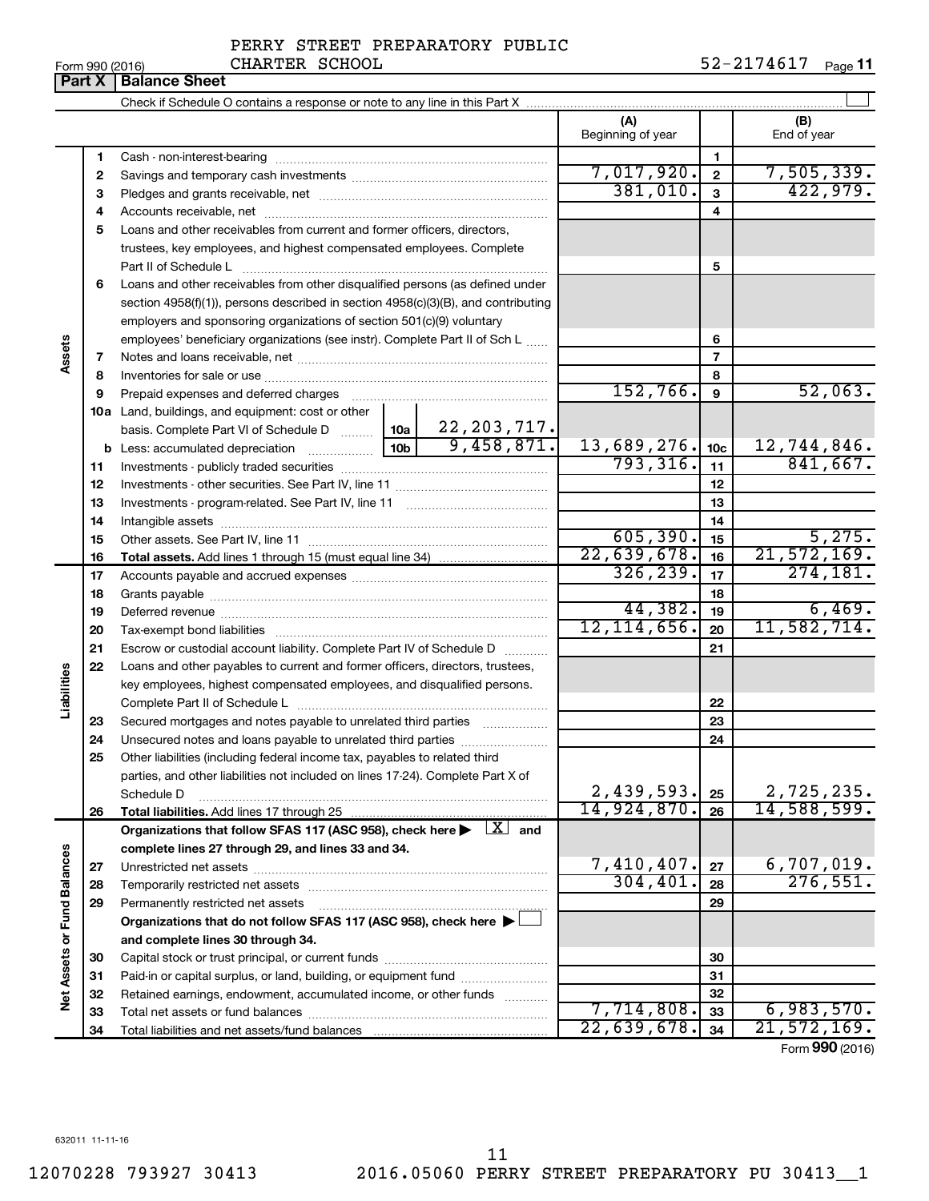PERRY STREET PREPARATORY PUBLIC CHARTER SCHOOL

Form 990 (2016) 52-2174617 Page 11

## Part X | Balance Sheet

Check if Schedule O contains a response or note to any line in this Part X

| | | | | (A) Beginning of year | | (B) End of year |
|---|---|---|---|---|---|---|
| Assets | 1 | Cash - non-interest-bearing | | | 1 | |
| | 2 | Savings and temporary cash investments | | 7,017,920. | 2 | 7,505,339. |
| | 3 | Pledges and grants receivable, net | | 381,010. | 3 | 422,979. |
| | 4 | Accounts receivable, net | | | 4 | |
| | 5 | Loans and other receivables from current and former officers, directors, trustees, key employees, and highest compensated employees. Complete Part II of Schedule L | | | 5 | |
| | 6 | Loans and other receivables from other disqualified persons (as defined under section 4958(f)(1)), persons described in section 4958(c)(3)(B), and contributing employers and sponsoring organizations of section 501(c)(9) voluntary employees' beneficiary organizations (see instr). Complete Part II of Sch L | | | 6 | |
| | 7 | Notes and loans receivable, net | | | 7 | |
| | 8 | Inventories for sale or use | | | 8 | |
| | 9 | Prepaid expenses and deferred charges | | 152,766. | 9 | 52,063. |
| | 10a | Land, buildings, and equipment: cost or other basis. Complete Part VI of Schedule D | 10a 22,203,717. | | | |
| | b | Less: accumulated depreciation | 10b 9,458,871. | 13,689,276. | 10c | 12,744,846. |
| | 11 | Investments - publicly traded securities | | 793,316. | 11 | 841,667. |
| | 12 | Investments - other securities. See Part IV, line 11 | | | 12 | |
| | 13 | Investments - program-related. See Part IV, line 11 | | | 13 | |
| | 14 | Intangible assets | | | 14 | |
| | 15 | Other assets. See Part IV, line 11 | | 605,390. | 15 | 5,275. |
| | 16 | **Total assets.** Add lines 1 through 15 (must equal line 34) | | 22,639,678. | 16 | 21,572,169. |
| Liabilities | 17 | Accounts payable and accrued expenses | | 326,239. | 17 | 274,181. |
| | 18 | Grants payable | | | 18 | |
| | 19 | Deferred revenue | | 44,382. | 19 | 6,469. |
| | 20 | Tax-exempt bond liabilities | | 12,114,656. | 20 | 11,582,714. |
| | 21 | Escrow or custodial account liability. Complete Part IV of Schedule D | | | 21 | |
| | 22 | Loans and other payables to current and former officers, directors, trustees, key employees, highest compensated employees, and disqualified persons. Complete Part II of Schedule L | | | 22 | |
| | 23 | Secured mortgages and notes payable to unrelated third parties | | | 23 | |
| | 24 | Unsecured notes and loans payable to unrelated third parties | | | 24 | |
| | 25 | Other liabilities (including federal income tax, payables to related third parties, and other liabilities not included on lines 17-24). Complete Part X of Schedule D | | 2,439,593. | 25 | 2,725,235. |
| | 26 | **Total liabilities.** Add lines 17 through 25 | | 14,924,870. | 26 | 14,588,599. |
| Net Assets or Fund Balances | | **Organizations that follow SFAS 117 (ASC 958), check here ▶ [X] and complete lines 27 through 29, and lines 33 and 34.** | | | | |
| | 27 | Unrestricted net assets | | 7,410,407. | 27 | 6,707,019. |
| | 28 | Temporarily restricted net assets | | 304,401. | 28 | 276,551. |
| | 29 | Permanently restricted net assets | | | 29 | |
| | | **Organizations that do not follow SFAS 117 (ASC 958), check here ▶ [ ] and complete lines 30 through 34.** | | | | |
| | 30 | Capital stock or trust principal, or current funds | | | 30 | |
| | 31 | Paid-in or capital surplus, or land, building, or equipment fund | | | 31 | |
| | 32 | Retained earnings, endowment, accumulated income, or other funds | | | 32 | |
| | 33 | Total net assets or fund balances | | 7,714,808. | 33 | 6,983,570. |
| | 34 | Total liabilities and net assets/fund balances | | 22,639,678. | 34 | 21,572,169. |

Form 990 (2016)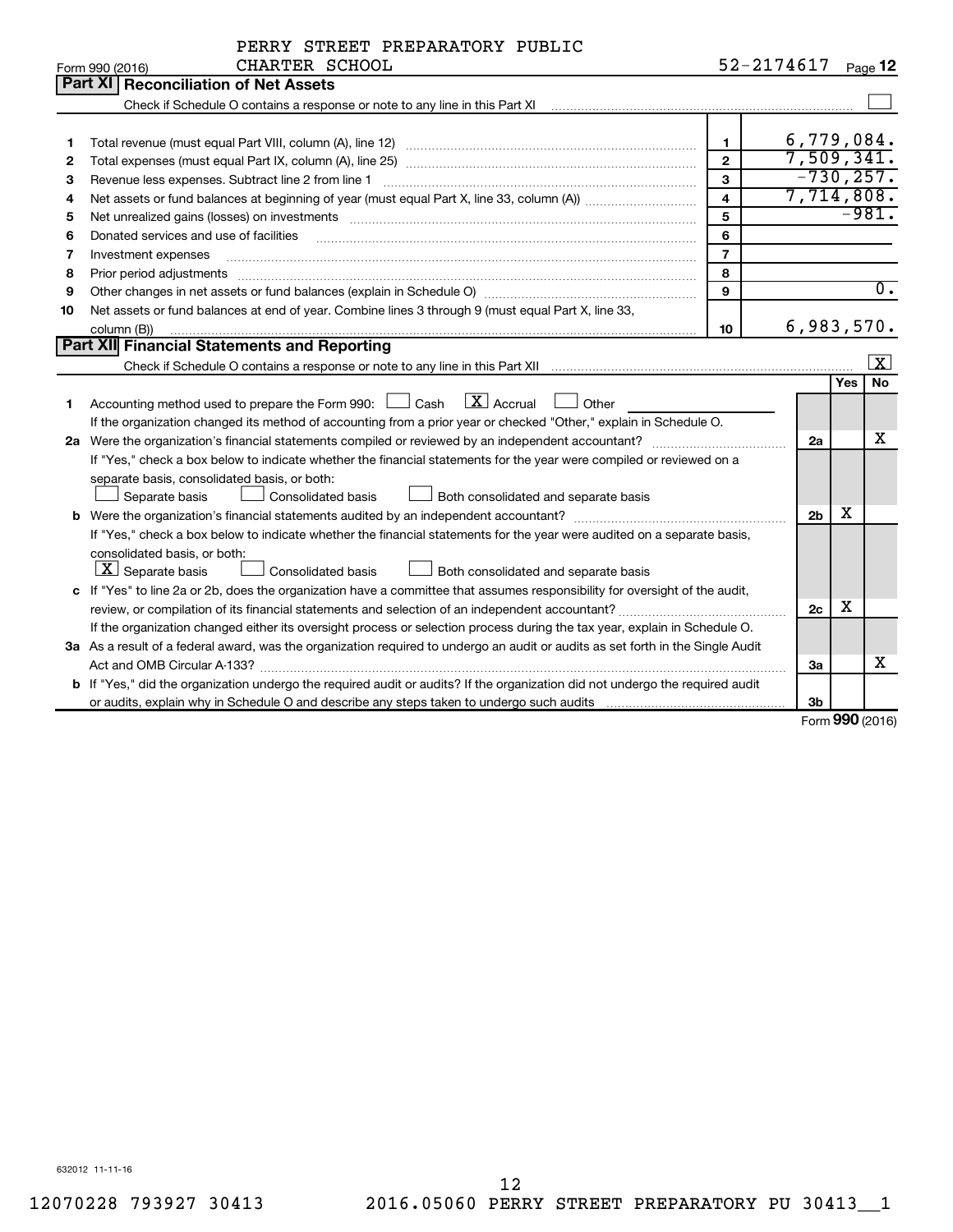PERRY STREET PREPARATORY PUBLIC CHARTER SCHOOL

Form 990 (2016) 52-2174617

## Part XI Reconciliation of Net Assets

Check if Schedule O contains a response or note to any line in this Part XI ☐

| | | | |
|---|---|---|---|
| 1 | Total revenue (must equal Part VIII, column (A), line 12) | 1 | 6,779,084. |
| 2 | Total expenses (must equal Part IX, column (A), line 25) | 2 | 7,509,341. |
| 3 | Revenue less expenses. Subtract line 2 from line 1 | 3 | -730,257. |
| 4 | Net assets or fund balances at beginning of year (must equal Part X, line 33, column (A)) | 4 | 7,714,808. |
| 5 | Net unrealized gains (losses) on investments | 5 | -981. |
| 6 | Donated services and use of facilities | 6 | |
| 7 | Investment expenses | 7 | |
| 8 | Prior period adjustments | 8 | |
| 9 | Other changes in net assets or fund balances (explain in Schedule O) | 9 | 0. |
| 10 | Net assets or fund balances at end of year. Combine lines 3 through 9 (must equal Part X, line 33, column (B)) | 10 | 6,983,570. |

## Part XII Financial Statements and Reporting

Check if Schedule O contains a response or note to any line in this Part XII ☒

| | | | Yes | No |
|---|---|---|---|---|
| 1 | Accounting method used to prepare the Form 990: ☐ Cash ☒ Accrual ☐ Other<br>If the organization changed its method of accounting from a prior year or checked "Other," explain in Schedule O. | | | |
| 2a | Were the organization's financial statements compiled or reviewed by an independent accountant?<br>If "Yes," check a box below to indicate whether the financial statements for the year were compiled or reviewed on a separate basis, consolidated basis, or both:<br>☐ Separate basis ☐ Consolidated basis ☐ Both consolidated and separate basis | 2a | | X |
| b | Were the organization's financial statements audited by an independent accountant?<br>If "Yes," check a box below to indicate whether the financial statements for the year were audited on a separate basis, consolidated basis, or both:<br>☒ Separate basis ☐ Consolidated basis ☐ Both consolidated and separate basis | 2b | X | |
| c | If "Yes" to line 2a or 2b, does the organization have a committee that assumes responsibility for oversight of the audit, review, or compilation of its financial statements and selection of an independent accountant?<br>If the organization changed either its oversight process or selection process during the tax year, explain in Schedule O. | 2c | X | |
| 3a | As a result of a federal award, was the organization required to undergo an audit or audits as set forth in the Single Audit Act and OMB Circular A-133? | 3a | | X |
| b | If "Yes," did the organization undergo the required audit or audits? If the organization did not undergo the required audit or audits, explain why in Schedule O and describe any steps taken to undergo such audits | 3b | | |

Form 990 (2016)

632012 11-11-16

12070228 793927 30413 2016.05060 PERRY STREET PREPARATORY PU 30413__1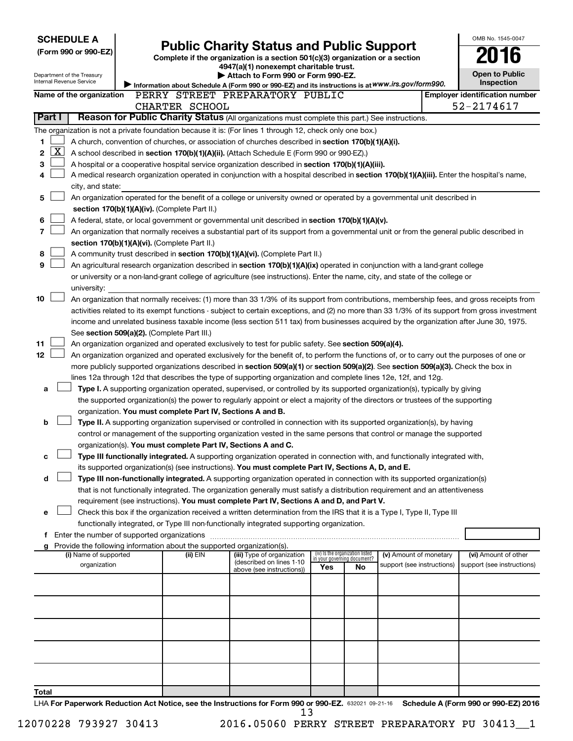**SCHEDULE A**
**(Form 990 or 990-EZ)**

Department of the Treasury
Internal Revenue Service

# Public Charity Status and Public Support

**Complete if the organization is a section 501(c)(3) organization or a section 4947(a)(1) nonexempt charitable trust.**
**▶ Attach to Form 990 or Form 990-EZ.**
**▶ Information about Schedule A (Form 990 or 990-EZ) and its instructions is at www.irs.gov/form990.**

OMB No. 1545-0047
**2016**
**Open to Public Inspection**

**Name of the organization:** PERRY STREET PREPARATORY PUBLIC CHARTER SCHOOL
**Employer identification number:** 52-2174617

## Part I Reason for Public Charity Status (All organizations must complete this part.) See instructions.

The organization is not a private foundation because it is: (For lines 1 through 12, check only one box.)

1. ☐ A church, convention of churches, or association of churches described in **section 170(b)(1)(A)(i).**
2. ☒ A school described in **section 170(b)(1)(A)(ii).** (Attach Schedule E (Form 990 or 990-EZ).)
3. ☐ A hospital or a cooperative hospital service organization described in **section 170(b)(1)(A)(iii).**
4. ☐ A medical research organization operated in conjunction with a hospital described in **section 170(b)(1)(A)(iii).** Enter the hospital's name, city, and state:
5. ☐ An organization operated for the benefit of a college or university owned or operated by a governmental unit described in **section 170(b)(1)(A)(iv).** (Complete Part II.)
6. ☐ A federal, state, or local government or governmental unit described in **section 170(b)(1)(A)(v).**
7. ☐ An organization that normally receives a substantial part of its support from a governmental unit or from the general public described in **section 170(b)(1)(A)(vi).** (Complete Part II.)
8. ☐ A community trust described in **section 170(b)(1)(A)(vi).** (Complete Part II.)
9. ☐ An agricultural research organization described in **section 170(b)(1)(A)(ix)** operated in conjunction with a land-grant college or university or a non-land-grant college of agriculture (see instructions). Enter the name, city, and state of the college or university:
10. ☐ An organization that normally receives: (1) more than 33 1/3% of its support from contributions, membership fees, and gross receipts from activities related to its exempt functions - subject to certain exceptions, and (2) no more than 33 1/3% of its support from gross investment income and unrelated business taxable income (less section 511 tax) from businesses acquired by the organization after June 30, 1975. See **section 509(a)(2).** (Complete Part III.)
11. ☐ An organization organized and operated exclusively to test for public safety. See **section 509(a)(4).**
12. ☐ An organization organized and operated exclusively for the benefit of, to perform the functions of, or to carry out the purposes of one or more publicly supported organizations described in **section 509(a)(1)** or **section 509(a)(2).** See **section 509(a)(3).** Check the box in lines 12a through 12d that describes the type of supporting organization and complete lines 12e, 12f, and 12g.
   - **a** ☐ **Type I.** A supporting organization operated, supervised, or controlled by its supported organization(s), typically by giving the supported organization(s) the power to regularly appoint or elect a majority of the directors or trustees of the supporting organization. **You must complete Part IV, Sections A and B.**
   - **b** ☐ **Type II.** A supporting organization supervised or controlled in connection with its supported organization(s), by having control or management of the supporting organization vested in the same persons that control or manage the supported organization(s). **You must complete Part IV, Sections A and C.**
   - **c** ☐ **Type III functionally integrated.** A supporting organization operated in connection with, and functionally integrated with, its supported organization(s) (see instructions). **You must complete Part IV, Sections A, D, and E.**
   - **d** ☐ **Type III non-functionally integrated.** A supporting organization operated in connection with its supported organization(s) that is not functionally integrated. The organization generally must satisfy a distribution requirement and an attentiveness requirement (see instructions). **You must complete Part IV, Sections A and D, and Part V.**
   - **e** ☐ Check this box if the organization received a written determination from the IRS that it is a Type I, Type II, Type III functionally integrated, or Type III non-functionally integrated supporting organization.
   - **f** Enter the number of supported organizations
   - **g** Provide the following information about the supported organization(s).

| (i) Name of supported organization | (ii) EIN | (iii) Type of organization (described on lines 1-10 above (see instructions)) | (iv) Is the organization listed in your governing document? Yes | No | (v) Amount of monetary support (see instructions) | (vi) Amount of other support (see instructions) |
|---|---|---|---|---|---|---|
| | | | | | | |
| | | | | | | |
| | | | | | | |
| | | | | | | |
| | | | | | | |
| **Total** | | | | | | |

LHA **For Paperwork Reduction Act Notice, see the Instructions for Form 990 or 990-EZ.** 632021 09-21-16 **Schedule A (Form 990 or 990-EZ) 2016**

12070228 793927 30413 2016.05060 PERRY STREET PREPARATORY PU 30413__1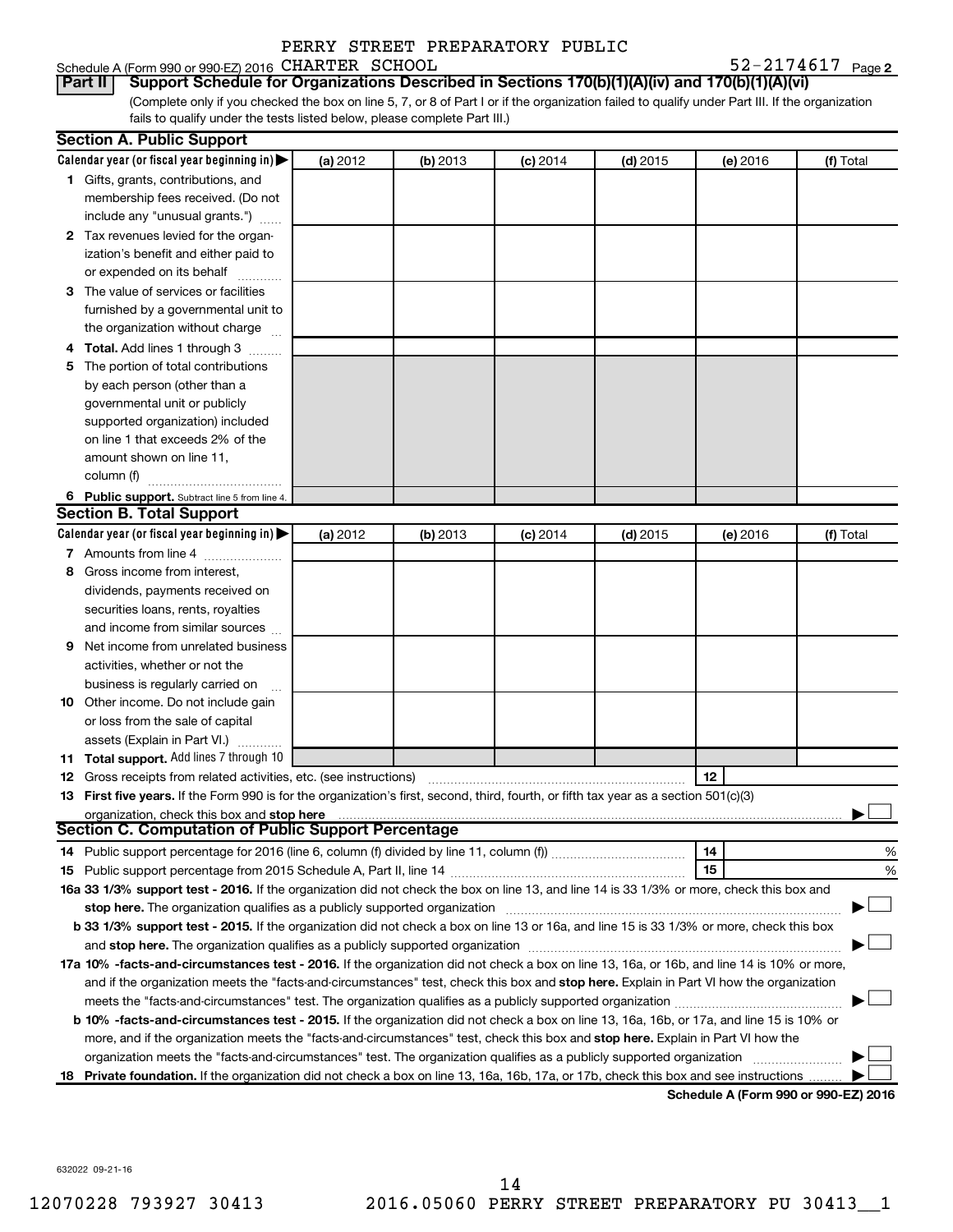PERRY STREET PREPARATORY PUBLIC

Schedule A (Form 990 or 990-EZ) 2016 CHARTER SCHOOL 52-2174617 Page 2

**Part II** **Support Schedule for Organizations Described in Sections 170(b)(1)(A)(iv) and 170(b)(1)(A)(vi)**

(Complete only if you checked the box on line 5, 7, or 8 of Part I or if the organization failed to qualify under Part III. If the organization fails to qualify under the tests listed below, please complete Part III.)

## Section A. Public Support

| Calendar year (or fiscal year beginning in) ▶ | (a) 2012 | (b) 2013 | (c) 2014 | (d) 2015 | (e) 2016 | (f) Total |
|---|---|---|---|---|---|---|
| **1** Gifts, grants, contributions, and membership fees received. (Do not include any "unusual grants.") | | | | | | |
| **2** Tax revenues levied for the organization's benefit and either paid to or expended on its behalf | | | | | | |
| **3** The value of services or facilities furnished by a governmental unit to the organization without charge | | | | | | |
| **4 Total.** Add lines 1 through 3 | | | | | | |
| **5** The portion of total contributions by each person (other than a governmental unit or publicly supported organization) included on line 1 that exceeds 2% of the amount shown on line 11, column (f) | | | | | | |
| **6 Public support.** Subtract line 5 from line 4. | | | | | | |

## Section B. Total Support

| Calendar year (or fiscal year beginning in) ▶ | (a) 2012 | (b) 2013 | (c) 2014 | (d) 2015 | (e) 2016 | (f) Total |
|---|---|---|---|---|---|---|
| **7** Amounts from line 4 | | | | | | |
| **8** Gross income from interest, dividends, payments received on securities loans, rents, royalties and income from similar sources | | | | | | |
| **9** Net income from unrelated business activities, whether or not the business is regularly carried on | | | | | | |
| **10** Other income. Do not include gain or loss from the sale of capital assets (Explain in Part VI.) | | | | | | |
| **11 Total support.** Add lines 7 through 10 | | | | | | |

**12** Gross receipts from related activities, etc. (see instructions) **12**

**13 First five years.** If the Form 990 is for the organization's first, second, third, fourth, or fifth tax year as a section 501(c)(3) organization, check this box and **stop here** ▶ ☐

## Section C. Computation of Public Support Percentage

**14** Public support percentage for 2016 (line 6, column (f) divided by line 11, column (f)) **14** %

**15** Public support percentage from 2015 Schedule A, Part II, line 14 **15** %

**16a 33 1/3% support test - 2016.** If the organization did not check the box on line 13, and line 14 is 33 1/3% or more, check this box and **stop here.** The organization qualifies as a publicly supported organization ▶ ☐

**b 33 1/3% support test - 2015.** If the organization did not check a box on line 13 or 16a, and line 15 is 33 1/3% or more, check this box and **stop here.** The organization qualifies as a publicly supported organization ▶ ☐

**17a 10% -facts-and-circumstances test - 2016.** If the organization did not check a box on line 13, 16a, or 16b, and line 14 is 10% or more, and if the organization meets the "facts-and-circumstances" test, check this box and **stop here.** Explain in Part VI how the organization meets the "facts-and-circumstances" test. The organization qualifies as a publicly supported organization ▶ ☐

**b 10% -facts-and-circumstances test - 2015.** If the organization did not check a box on line 13, 16a, 16b, or 17a, and line 15 is 10% or more, and if the organization meets the "facts-and-circumstances" test, check this box and **stop here.** Explain in Part VI how the organization meets the "facts-and-circumstances" test. The organization qualifies as a publicly supported organization ▶ ☐

**18 Private foundation.** If the organization did not check a box on line 13, 16a, 16b, 17a, or 17b, check this box and see instructions ▶ ☐

**Schedule A (Form 990 or 990-EZ) 2016**

632022 09-21-16

12070228 793927 30413 2016.05060 PERRY STREET PREPARATORY PU 30413__1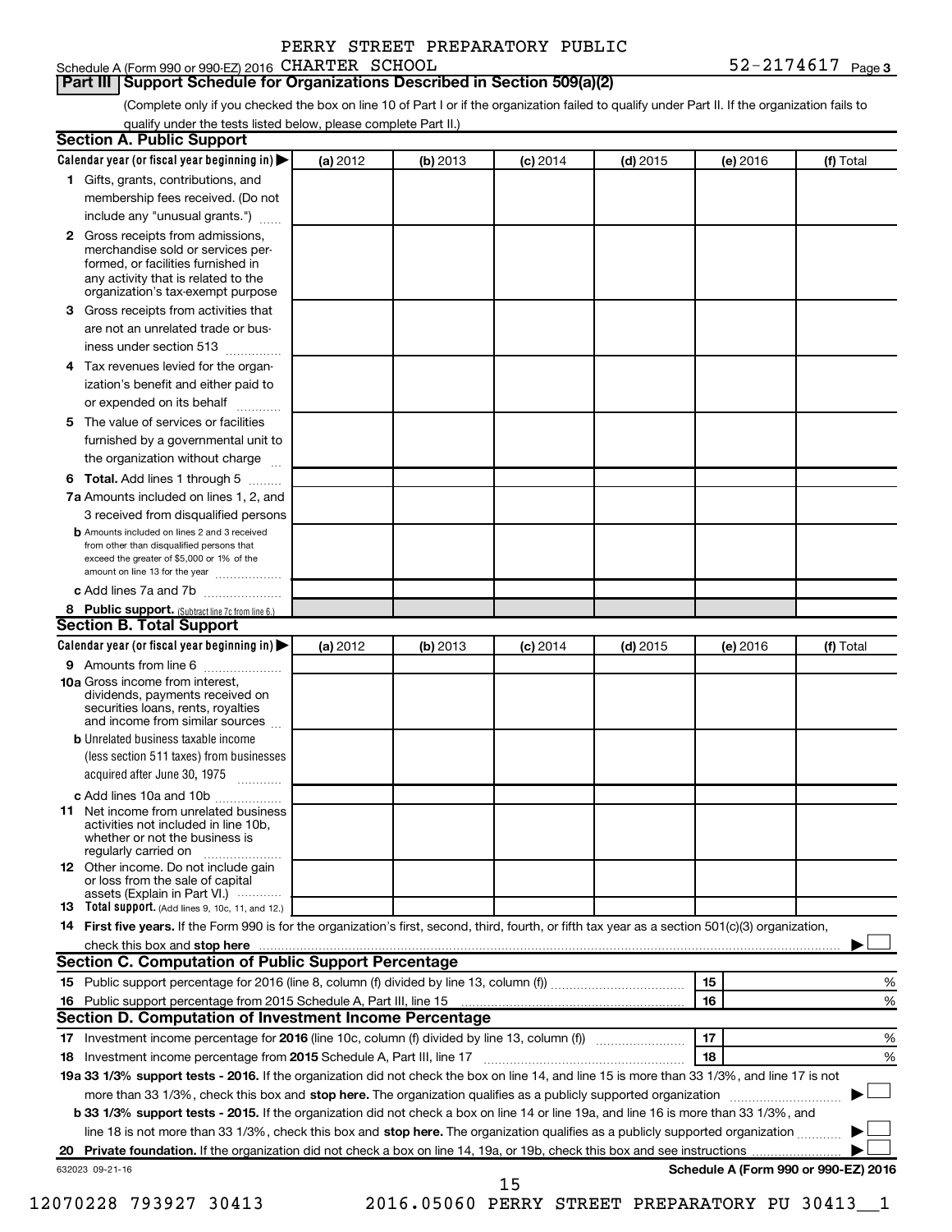PERRY STREET PREPARATORY PUBLIC

Schedule A (Form 990 or 990-EZ) 2016 CHARTER SCHOOL 52-2174617 Page 3

## Part III Support Schedule for Organizations Described in Section 509(a)(2)

(Complete only if you checked the box on line 10 of Part I or if the organization failed to qualify under Part II. If the organization fails to qualify under the tests listed below, please complete Part II.)

### Section A. Public Support

| Calendar year (or fiscal year beginning in) ▶ | (a) 2012 | (b) 2013 | (c) 2014 | (d) 2015 | (e) 2016 | (f) Total |
|---|---|---|---|---|---|---|
| **1** Gifts, grants, contributions, and membership fees received. (Do not include any "unusual grants.") | | | | | | |
| **2** Gross receipts from admissions, merchandise sold or services performed, or facilities furnished in any activity that is related to the organization's tax-exempt purpose | | | | | | |
| **3** Gross receipts from activities that are not an unrelated trade or business under section 513 | | | | | | |
| **4** Tax revenues levied for the organization's benefit and either paid to or expended on its behalf | | | | | | |
| **5** The value of services or facilities furnished by a governmental unit to the organization without charge | | | | | | |
| **6 Total.** Add lines 1 through 5 | | | | | | |
| **7a** Amounts included on lines 1, 2, and 3 received from disqualified persons | | | | | | |
| **b** Amounts included on lines 2 and 3 received from other than disqualified persons that exceed the greater of $5,000 or 1% of the amount on line 13 for the year | | | | | | |
| **c** Add lines 7a and 7b | | | | | | |
| **8 Public support.** (Subtract line 7c from line 6.) | | | | | | |

### Section B. Total Support

| Calendar year (or fiscal year beginning in) ▶ | (a) 2012 | (b) 2013 | (c) 2014 | (d) 2015 | (e) 2016 | (f) Total |
|---|---|---|---|---|---|---|
| **9** Amounts from line 6 | | | | | | |
| **10a** Gross income from interest, dividends, payments received on securities loans, rents, royalties and income from similar sources | | | | | | |
| **b** Unrelated business taxable income (less section 511 taxes) from businesses acquired after June 30, 1975 | | | | | | |
| **c** Add lines 10a and 10b | | | | | | |
| **11** Net income from unrelated business activities not included in line 10b, whether or not the business is regularly carried on | | | | | | |
| **12** Other income. Do not include gain or loss from the sale of capital assets (Explain in Part VI.) | | | | | | |
| **13 Total support.** (Add lines 9, 10c, 11, and 12.) | | | | | | |

**14 First five years.** If the Form 990 is for the organization's first, second, third, fourth, or fifth tax year as a section 501(c)(3) organization, check this box and **stop here** ▶ ☐

### Section C. Computation of Public Support Percentage

| | | | |
|---|---|---|---|
| **15** Public support percentage for 2016 (line 8, column (f) divided by line 13, column (f)) | 15 | | % |
| **16** Public support percentage from 2015 Schedule A, Part III, line 15 | 16 | | % |

### Section D. Computation of Investment Income Percentage

| | | | |
|---|---|---|---|
| **17** Investment income percentage for **2016** (line 10c, column (f) divided by line 13, column (f)) | 17 | | % |
| **18** Investment income percentage from **2015** Schedule A, Part III, line 17 | 18 | | % |

**19a 33 1/3% support tests - 2016.** If the organization did not check the box on line 14, and line 15 is more than 33 1/3%, and line 17 is not more than 33 1/3%, check this box and **stop here.** The organization qualifies as a publicly supported organization ▶ ☐

**b 33 1/3% support tests - 2015.** If the organization did not check a box on line 14 or line 19a, and line 16 is more than 33 1/3%, and line 18 is not more than 33 1/3%, check this box and **stop here.** The organization qualifies as a publicly supported organization ▶ ☐

**20 Private foundation.** If the organization did not check a box on line 14, 19a, or 19b, check this box and see instructions ▶ ☐

632023 09-21-16 **Schedule A (Form 990 or 990-EZ) 2016**

12070228 793927 30413 2016.05060 PERRY STREET PREPARATORY PU 30413__1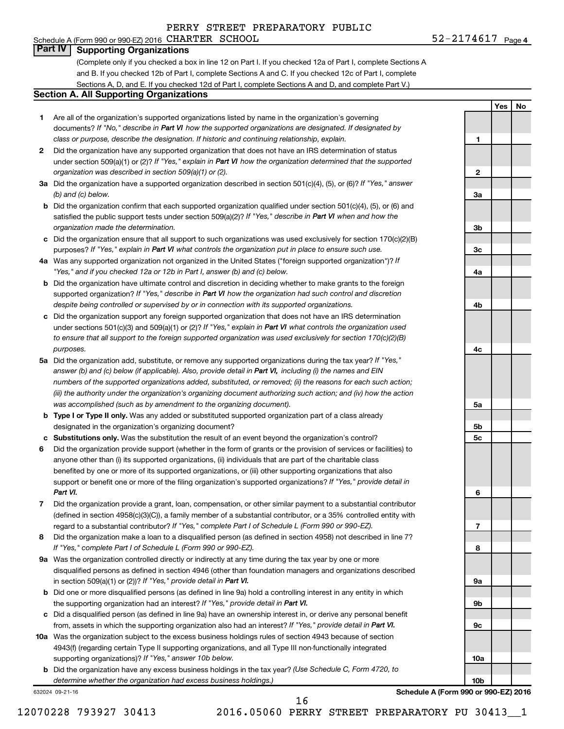PERRY STREET PREPARATORY PUBLIC

Schedule A (Form 990 or 990-EZ) 2016 CHARTER SCHOOL 52-2174617 Page 4

## Part IV Supporting Organizations

(Complete only if you checked a box in line 12 on Part I. If you checked 12a of Part I, complete Sections A and B. If you checked 12b of Part I, complete Sections A and C. If you checked 12c of Part I, complete Sections A, D, and E. If you checked 12d of Part I, complete Sections A and D, and complete Part V.)

### Section A. All Supporting Organizations

| | | | Yes | No |
|---|---|---|---|---|
| 1 | Are all of the organization's supported organizations listed by name in the organization's governing documents? *If "No," describe in **Part VI** how the supported organizations are designated. If designated by class or purpose, describe the designation. If historic and continuing relationship, explain.* | 1 | | |
| 2 | Did the organization have any supported organization that does not have an IRS determination of status under section 509(a)(1) or (2)? *If "Yes," explain in **Part VI** how the organization determined that the supported organization was described in section 509(a)(1) or (2).* | 2 | | |
| 3a | Did the organization have a supported organization described in section 501(c)(4), (5), or (6)? *If "Yes," answer (b) and (c) below.* | 3a | | |
| b | Did the organization confirm that each supported organization qualified under section 501(c)(4), (5), or (6) and satisfied the public support tests under section 509(a)(2)? *If "Yes," describe in **Part VI** when and how the organization made the determination.* | 3b | | |
| c | Did the organization ensure that all support to such organizations was used exclusively for section 170(c)(2)(B) purposes? *If "Yes," explain in **Part VI** what controls the organization put in place to ensure such use.* | 3c | | |
| 4a | Was any supported organization not organized in the United States ("foreign supported organization")? *If "Yes," and if you checked 12a or 12b in Part I, answer (b) and (c) below.* | 4a | | |
| b | Did the organization have ultimate control and discretion in deciding whether to make grants to the foreign supported organization? *If "Yes," describe in **Part VI** how the organization had such control and discretion despite being controlled or supervised by or in connection with its supported organizations.* | 4b | | |
| c | Did the organization support any foreign supported organization that does not have an IRS determination under sections 501(c)(3) and 509(a)(1) or (2)? *If "Yes," explain in **Part VI** what controls the organization used to ensure that all support to the foreign supported organization was used exclusively for section 170(c)(2)(B) purposes.* | 4c | | |
| 5a | Did the organization add, substitute, or remove any supported organizations during the tax year? *If "Yes," answer (b) and (c) below (if applicable). Also, provide detail in **Part VI,** including (i) the names and EIN numbers of the supported organizations added, substituted, or removed; (ii) the reasons for each such action; (iii) the authority under the organization's organizing document authorizing such action; and (iv) how the action was accomplished (such as by amendment to the organizing document).* | 5a | | |
| b | **Type I or Type II only.** Was any added or substituted supported organization part of a class already designated in the organization's organizing document? | 5b | | |
| c | **Substitutions only.** Was the substitution the result of an event beyond the organization's control? | 5c | | |
| 6 | Did the organization provide support (whether in the form of grants or the provision of services or facilities) to anyone other than (i) its supported organizations, (ii) individuals that are part of the charitable class benefited by one or more of its supported organizations, or (iii) other supporting organizations that also support or benefit one or more of the filing organization's supported organizations? *If "Yes," provide detail in **Part VI.*** | 6 | | |
| 7 | Did the organization provide a grant, loan, compensation, or other similar payment to a substantial contributor (defined in section 4958(c)(3)(C)), a family member of a substantial contributor, or a 35% controlled entity with regard to a substantial contributor? *If "Yes," complete Part I of Schedule L (Form 990 or 990-EZ).* | 7 | | |
| 8 | Did the organization make a loan to a disqualified person (as defined in section 4958) not described in line 7? *If "Yes," complete Part I of Schedule L (Form 990 or 990-EZ).* | 8 | | |
| 9a | Was the organization controlled directly or indirectly at any time during the tax year by one or more disqualified persons as defined in section 4946 (other than foundation managers and organizations described in section 509(a)(1) or (2))? *If "Yes," provide detail in **Part VI.*** | 9a | | |
| b | Did one or more disqualified persons (as defined in line 9a) hold a controlling interest in any entity in which the supporting organization had an interest? *If "Yes," provide detail in **Part VI.*** | 9b | | |
| c | Did a disqualified person (as defined in line 9a) have an ownership interest in, or derive any personal benefit from, assets in which the supporting organization also had an interest? *If "Yes," provide detail in **Part VI.*** | 9c | | |
| 10a | Was the organization subject to the excess business holdings rules of section 4943 because of section 4943(f) (regarding certain Type II supporting organizations, and all Type III non-functionally integrated supporting organizations)? *If "Yes," answer 10b below.* | 10a | | |
| b | Did the organization have any excess business holdings in the tax year? *(Use Schedule C, Form 4720, to determine whether the organization had excess business holdings.)* | 10b | | |

632024 09-21-16 **Schedule A (Form 990 or 990-EZ) 2016**

12070228 793927 30413 2016.05060 PERRY STREET PREPARATORY PU 30413__1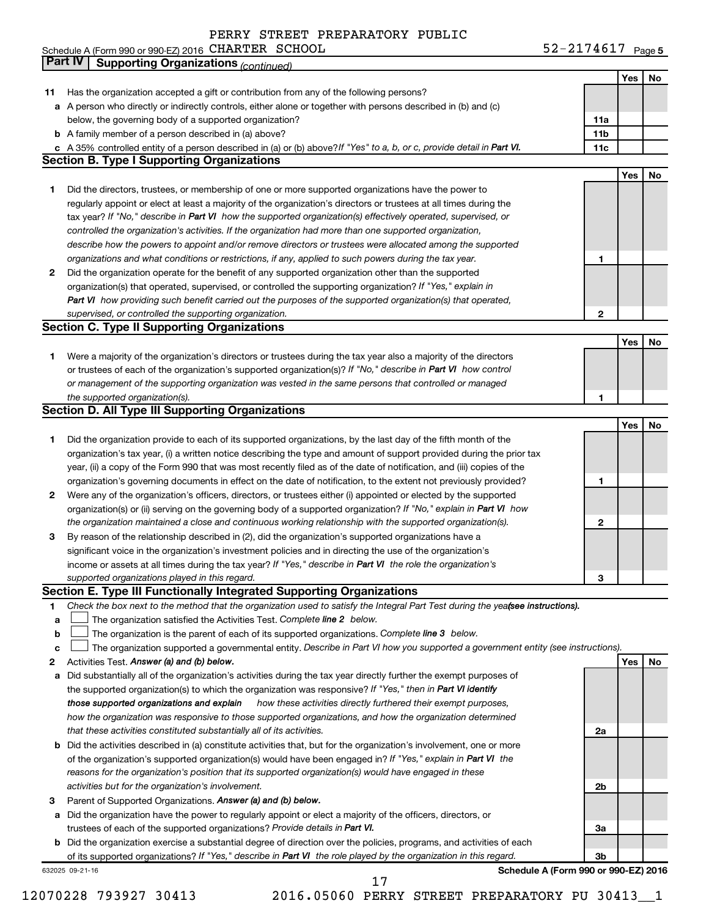PERRY STREET PREPARATORY PUBLIC

Schedule A (Form 990 or 990-EZ) 2016 CHARTER SCHOOL 52-2174617 Page 5

## Part IV Supporting Organizations *(continued)*

| | | | Yes | No |
|---|---|---|---|---|
| **11** | Has the organization accepted a gift or contribution from any of the following persons? | | | |
| **a** | A person who directly or indirectly controls, either alone or together with persons described in (b) and (c) below, the governing body of a supported organization? | 11a | | |
| **b** | A family member of a person described in (a) above? | 11b | | |
| **c** | A 35% controlled entity of a person described in (a) or (b) above? *If "Yes" to a, b, or c, provide detail in* **Part VI.** | 11c | | |

### Section B. Type I Supporting Organizations

| | | | Yes | No |
|---|---|---|---|---|
| **1** | Did the directors, trustees, or membership of one or more supported organizations have the power to regularly appoint or elect at least a majority of the organization's directors or trustees at all times during the tax year? *If "No," describe in* **Part VI** *how the supported organization(s) effectively operated, supervised, or controlled the organization's activities. If the organization had more than one supported organization, describe how the powers to appoint and/or remove directors or trustees were allocated among the supported organizations and what conditions or restrictions, if any, applied to such powers during the tax year.* | 1 | | |
| **2** | Did the organization operate for the benefit of any supported organization other than the supported organization(s) that operated, supervised, or controlled the supporting organization? *If "Yes," explain in* **Part VI** *how providing such benefit carried out the purposes of the supported organization(s) that operated, supervised, or controlled the supporting organization.* | 2 | | |

### Section C. Type II Supporting Organizations

| | | | Yes | No |
|---|---|---|---|---|
| **1** | Were a majority of the organization's directors or trustees during the tax year also a majority of the directors or trustees of each of the organization's supported organization(s)? *If "No," describe in* **Part VI** *how control or management of the supporting organization was vested in the same persons that controlled or managed the supported organization(s).* | 1 | | |

### Section D. All Type III Supporting Organizations

| | | | Yes | No |
|---|---|---|---|---|
| **1** | Did the organization provide to each of its supported organizations, by the last day of the fifth month of the organization's tax year, (i) a written notice describing the type and amount of support provided during the prior tax year, (ii) a copy of the Form 990 that was most recently filed as of the date of notification, and (iii) copies of the organization's governing documents in effect on the date of notification, to the extent not previously provided? | 1 | | |
| **2** | Were any of the organization's officers, directors, or trustees either (i) appointed or elected by the supported organization(s) or (ii) serving on the governing body of a supported organization? *If "No," explain in* **Part VI** *how the organization maintained a close and continuous working relationship with the supported organization(s).* | 2 | | |
| **3** | By reason of the relationship described in (2), did the organization's supported organizations have a significant voice in the organization's investment policies and in directing the use of the organization's income or assets at all times during the tax year? *If "Yes," describe in* **Part VI** *the role the organization's supported organizations played in this regard.* | 3 | | |

### Section E. Type III Functionally Integrated Supporting Organizations

**1** *Check the box next to the method that the organization used to satisfy the Integral Part Test during the year* ***(see instructions).***

**a** ☐ The organization satisfied the Activities Test. *Complete* ***line 2*** *below.*

**b** ☐ The organization is the parent of each of its supported organizations. *Complete* ***line 3*** *below.*

**c** ☐ The organization supported a governmental entity. *Describe in Part VI how you supported a government entity (see instructions).*

| | | | Yes | No |
|---|---|---|---|---|
| **2** | Activities Test. ***Answer (a) and (b) below.*** | | | |
| **a** | Did substantially all of the organization's activities during the tax year directly further the exempt purposes of the supported organization(s) to which the organization was responsive? *If "Yes," then in* **Part VI** ***identify those supported organizations and explain*** *how these activities directly furthered their exempt purposes, how the organization was responsive to those supported organizations, and how the organization determined that these activities constituted substantially all of its activities.* | 2a | | |
| **b** | Did the activities described in (a) constitute activities that, but for the organization's involvement, one or more of the organization's supported organization(s) would have been engaged in? *If "Yes," explain in* **Part VI** *the reasons for the organization's position that its supported organization(s) would have engaged in these activities but for the organization's involvement.* | 2b | | |
| **3** | Parent of Supported Organizations. ***Answer (a) and (b) below.*** | | | |
| **a** | Did the organization have the power to regularly appoint or elect a majority of the officers, directors, or trustees of each of the supported organizations? *Provide details in* **Part VI.** | 3a | | |
| **b** | Did the organization exercise a substantial degree of direction over the policies, programs, and activities of each of its supported organizations? *If "Yes," describe in* **Part VI** *the role played by the organization in this regard.* | 3b | | |

632025 09-21-16 **Schedule A (Form 990 or 990-EZ) 2016**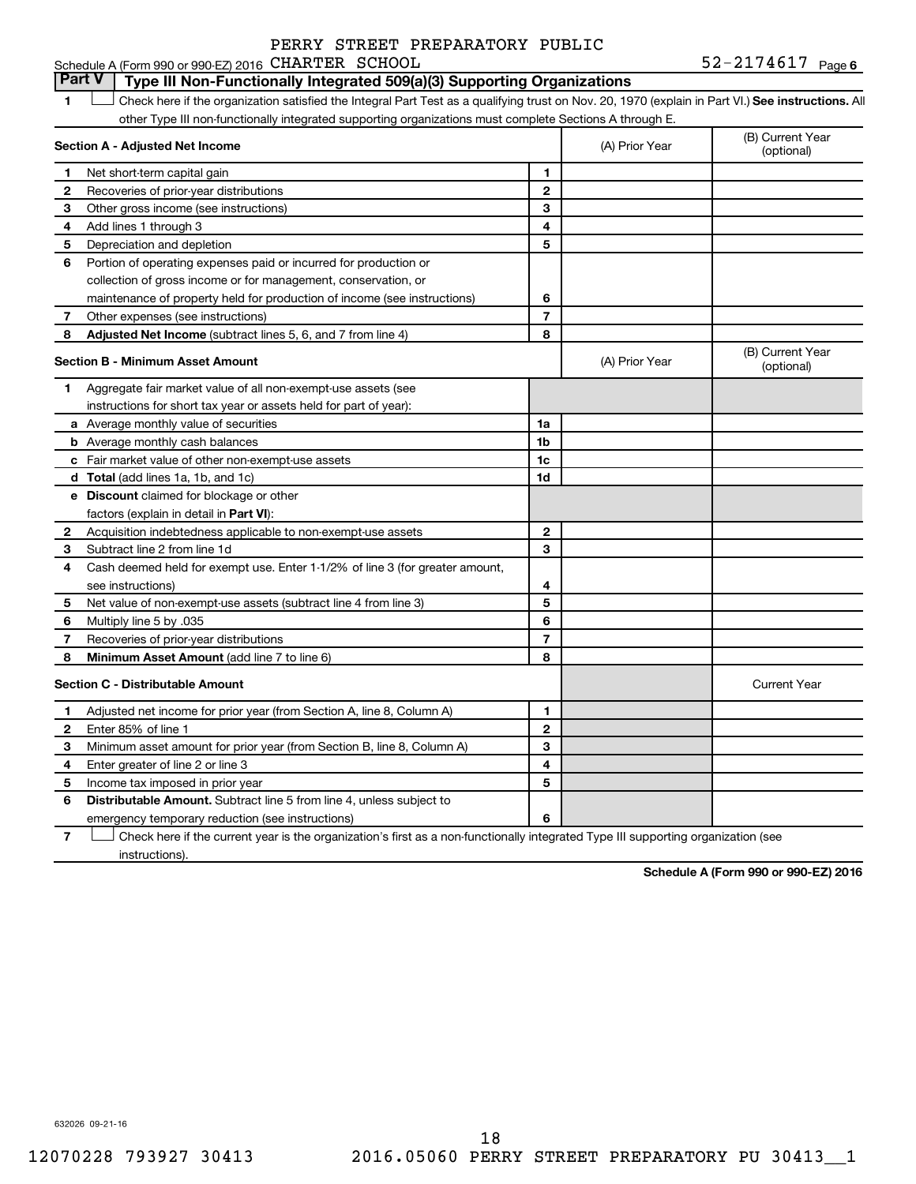Schedule A (Form 990 or 990-EZ) 2016 PERRY STREET PREPARATORY PUBLIC CHARTER SCHOOL 52-2174617 Page 6

## Part V Type III Non-Functionally Integrated 509(a)(3) Supporting Organizations

1 ☐ Check here if the organization satisfied the Integral Part Test as a qualifying trust on Nov. 20, 1970 (explain in Part VI.) **See instructions.** All other Type III non-functionally integrated supporting organizations must complete Sections A through E.

| **Section A - Adjusted Net Income** | | (A) Prior Year | (B) Current Year (optional) |
|---|---|---|---|
| 1 Net short-term capital gain | 1 | | |
| 2 Recoveries of prior-year distributions | 2 | | |
| 3 Other gross income (see instructions) | 3 | | |
| 4 Add lines 1 through 3 | 4 | | |
| 5 Depreciation and depletion | 5 | | |
| 6 Portion of operating expenses paid or incurred for production or collection of gross income or for management, conservation, or maintenance of property held for production of income (see instructions) | 6 | | |
| 7 Other expenses (see instructions) | 7 | | |
| 8 **Adjusted Net Income** (subtract lines 5, 6, and 7 from line 4) | 8 | | |

| **Section B - Minimum Asset Amount** | | (A) Prior Year | (B) Current Year (optional) |
|---|---|---|---|
| 1 Aggregate fair market value of all non-exempt-use assets (see instructions for short tax year or assets held for part of year): | | | |
| a Average monthly value of securities | 1a | | |
| b Average monthly cash balances | 1b | | |
| c Fair market value of other non-exempt-use assets | 1c | | |
| d **Total** (add lines 1a, 1b, and 1c) | 1d | | |
| e **Discount** claimed for blockage or other factors (explain in detail in **Part VI**): | | | |
| 2 Acquisition indebtedness applicable to non-exempt-use assets | 2 | | |
| 3 Subtract line 2 from line 1d | 3 | | |
| 4 Cash deemed held for exempt use. Enter 1-1/2% of line 3 (for greater amount, see instructions) | 4 | | |
| 5 Net value of non-exempt-use assets (subtract line 4 from line 3) | 5 | | |
| 6 Multiply line 5 by .035 | 6 | | |
| 7 Recoveries of prior-year distributions | 7 | | |
| 8 **Minimum Asset Amount** (add line 7 to line 6) | 8 | | |

| **Section C - Distributable Amount** | | | Current Year |
|---|---|---|---|
| 1 Adjusted net income for prior year (from Section A, line 8, Column A) | 1 | | |
| 2 Enter 85% of line 1 | 2 | | |
| 3 Minimum asset amount for prior year (from Section B, line 8, Column A) | 3 | | |
| 4 Enter greater of line 2 or line 3 | 4 | | |
| 5 Income tax imposed in prior year | 5 | | |
| 6 **Distributable Amount.** Subtract line 5 from line 4, unless subject to emergency temporary reduction (see instructions) | 6 | | |

7 ☐ Check here if the current year is the organization's first as a non-functionally integrated Type III supporting organization (see instructions).

**Schedule A (Form 990 or 990-EZ) 2016**

632026 09-21-16

12070228 793927 30413 2016.05060 PERRY STREET PREPARATORY PU 30413__1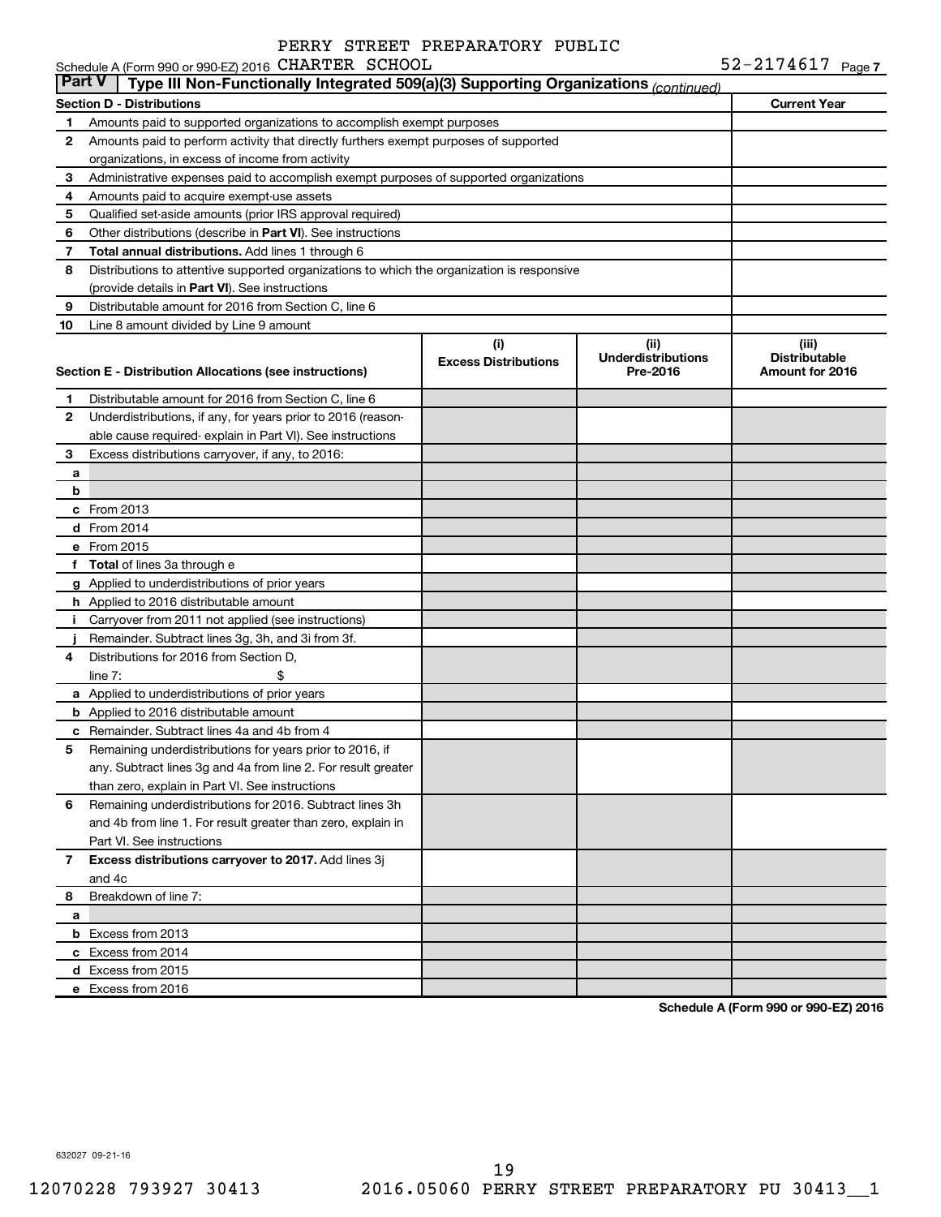PERRY STREET PREPARATORY PUBLIC

Schedule A (Form 990 or 990-EZ) 2016 CHARTER SCHOOL 52-2174617 Page 7

**Part V | Type III Non-Functionally Integrated 509(a)(3) Supporting Organizations** *(continued)*

| **Section D - Distributions** | | **Current Year** |
|---|---|---|
| 1 | Amounts paid to supported organizations to accomplish exempt purposes | |
| 2 | Amounts paid to perform activity that directly furthers exempt purposes of supported organizations, in excess of income from activity | |
| 3 | Administrative expenses paid to accomplish exempt purposes of supported organizations | |
| 4 | Amounts paid to acquire exempt-use assets | |
| 5 | Qualified set-aside amounts (prior IRS approval required) | |
| 6 | Other distributions (describe in **Part VI**). See instructions | |
| 7 | **Total annual distributions.** Add lines 1 through 6 | |
| 8 | Distributions to attentive supported organizations to which the organization is responsive (provide details in **Part VI**). See instructions | |
| 9 | Distributable amount for 2016 from Section C, line 6 | |
| 10 | Line 8 amount divided by Line 9 amount | |

| **Section E - Distribution Allocations (see instructions)** | | (i) Excess Distributions | (ii) Underdistributions Pre-2016 | (iii) Distributable Amount for 2016 |
|---|---|---|---|---|
| 1 | Distributable amount for 2016 from Section C, line 6 | | | |
| 2 | Underdistributions, if any, for years prior to 2016 (reasonable cause required- explain in Part VI). See instructions | | | |
| 3 | Excess distributions carryover, if any, to 2016: | | | |
| a | | | | |
| b | | | | |
| c | From 2013 | | | |
| d | From 2014 | | | |
| e | From 2015 | | | |
| f | **Total** of lines 3a through e | | | |
| g | Applied to underdistributions of prior years | | | |
| h | Applied to 2016 distributable amount | | | |
| i | Carryover from 2011 not applied (see instructions) | | | |
| j | Remainder. Subtract lines 3g, 3h, and 3i from 3f. | | | |
| 4 | Distributions for 2016 from Section D, line 7: $ | | | |
| a | Applied to underdistributions of prior years | | | |
| b | Applied to 2016 distributable amount | | | |
| c | Remainder. Subtract lines 4a and 4b from 4 | | | |
| 5 | Remaining underdistributions for years prior to 2016, if any. Subtract lines 3g and 4a from line 2. For result greater than zero, explain in Part VI. See instructions | | | |
| 6 | Remaining underdistributions for 2016. Subtract lines 3h and 4b from line 1. For result greater than zero, explain in Part VI. See instructions | | | |
| 7 | **Excess distributions carryover to 2017.** Add lines 3j and 4c | | | |
| 8 | Breakdown of line 7: | | | |
| a | | | | |
| b | Excess from 2013 | | | |
| c | Excess from 2014 | | | |
| d | Excess from 2015 | | | |
| e | Excess from 2016 | | | |

**Schedule A (Form 990 or 990-EZ) 2016**

632027 09-21-16

12070228 793927 30413 2016.05060 PERRY STREET PREPARATORY PU 30413__1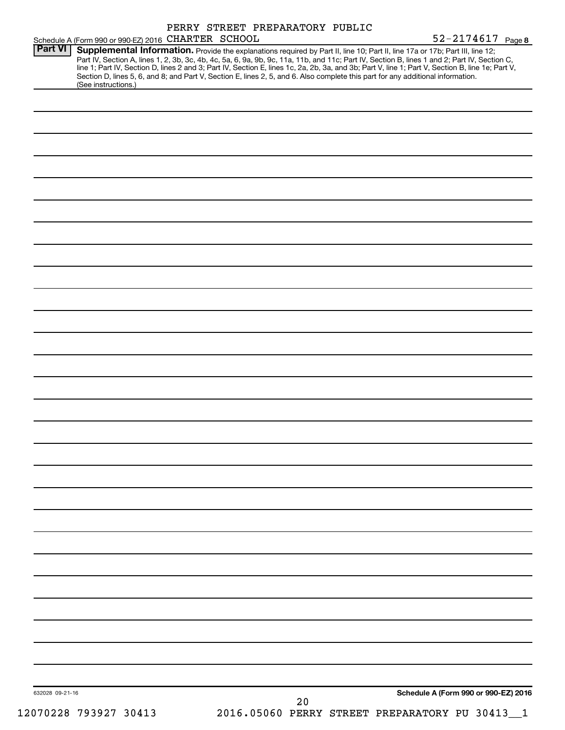PERRY STREET PREPARATORY PUBLIC

Schedule A (Form 990 or 990-EZ) 2016 CHARTER SCHOOL 52-2174617 Page 8

**Part VI** **Supplemental Information.** Provide the explanations required by Part II, line 10; Part II, line 17a or 17b; Part III, line 12; Part IV, Section A, lines 1, 2, 3b, 3c, 4b, 4c, 5a, 6, 9a, 9b, 9c, 11a, 11b, and 11c; Part IV, Section B, lines 1 and 2; Part IV, Section C, line 1; Part IV, Section D, lines 2 and 3; Part IV, Section E, lines 1c, 2a, 2b, 3a, and 3b; Part V, line 1; Part V, Section B, line 1e; Part V, Section D, lines 5, 6, and 8; and Part V, Section E, lines 2, 5, and 6. Also complete this part for any additional information. (See instructions.)

632028 09-21-16

**Schedule A (Form 990 or 990-EZ) 2016**

12070228 793927 30413 2016.05060 PERRY STREET PREPARATORY PU 30413__1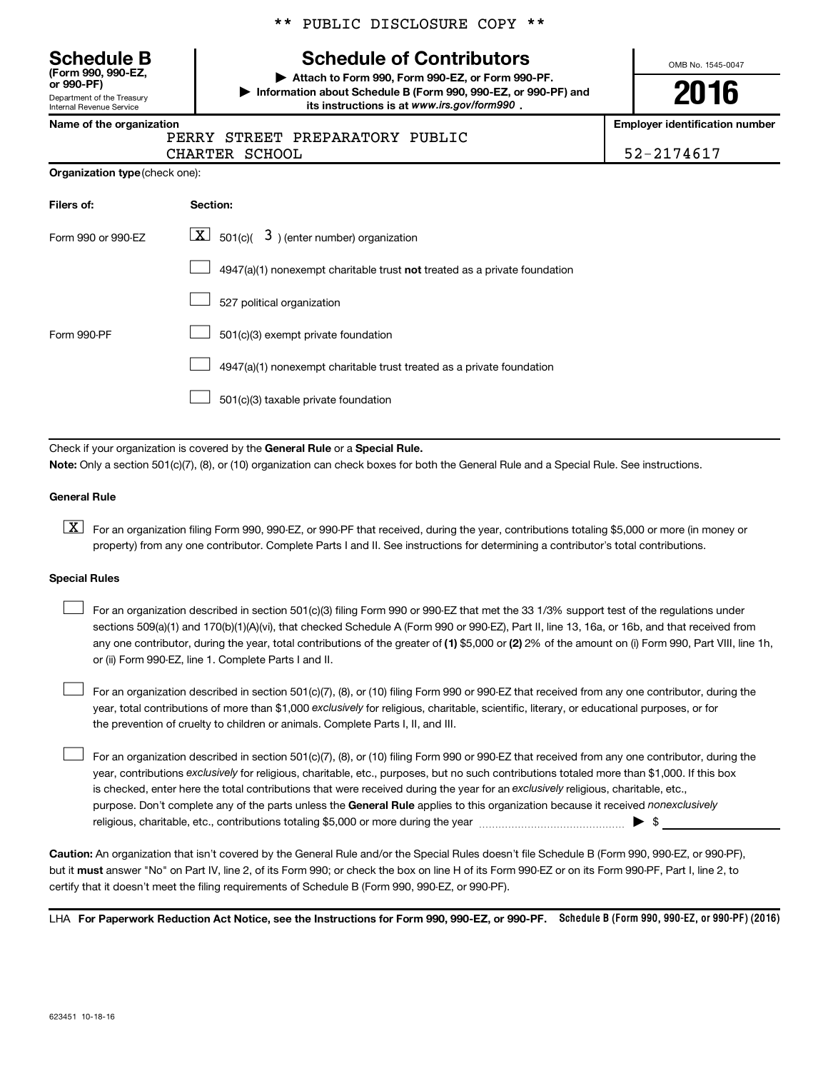** PUBLIC DISCLOSURE COPY **

**Schedule B** (Form 990, 990-EZ, or 990-PF)
Department of the Treasury
Internal Revenue Service

# Schedule of Contributors

▶ Attach to Form 990, Form 990-EZ, or Form 990-PF.
▶ Information about Schedule B (Form 990, 990-EZ, or 990-PF) and its instructions is at *www.irs.gov/form990* .

OMB No. 1545-0047

**2016**

**Name of the organization**
PERRY STREET PREPARATORY PUBLIC CHARTER SCHOOL

**Employer identification number**
52-2174617

**Organization type** (check one):

| Filers of: | Section: |
|---|---|
| Form 990 or 990-EZ | [X] 501(c)( 3 ) (enter number) organization |
| | [ ] 4947(a)(1) nonexempt charitable trust **not** treated as a private foundation |
| | [ ] 527 political organization |
| Form 990-PF | [ ] 501(c)(3) exempt private foundation |
| | [ ] 4947(a)(1) nonexempt charitable trust treated as a private foundation |
| | [ ] 501(c)(3) taxable private foundation |

Check if your organization is covered by the **General Rule** or a **Special Rule.**

**Note:** Only a section 501(c)(7), (8), or (10) organization can check boxes for both the General Rule and a Special Rule. See instructions.

**General Rule**

[X] For an organization filing Form 990, 990-EZ, or 990-PF that received, during the year, contributions totaling $5,000 or more (in money or property) from any one contributor. Complete Parts I and II. See instructions for determining a contributor's total contributions.

**Special Rules**

[ ] For an organization described in section 501(c)(3) filing Form 990 or 990-EZ that met the 33 1/3% support test of the regulations under sections 509(a)(1) and 170(b)(1)(A)(vi), that checked Schedule A (Form 990 or 990-EZ), Part II, line 13, 16a, or 16b, and that received from any one contributor, during the year, total contributions of the greater of **(1)** $5,000 or **(2)** 2% of the amount on (i) Form 990, Part VIII, line 1h, or (ii) Form 990-EZ, line 1. Complete Parts I and II.

[ ] For an organization described in section 501(c)(7), (8), or (10) filing Form 990 or 990-EZ that received from any one contributor, during the year, total contributions of more than $1,000 *exclusively* for religious, charitable, scientific, literary, or educational purposes, or for the prevention of cruelty to children or animals. Complete Parts I, II, and III.

[ ] For an organization described in section 501(c)(7), (8), or (10) filing Form 990 or 990-EZ that received from any one contributor, during the year, contributions *exclusively* for religious, charitable, etc., purposes, but no such contributions totaled more than $1,000. If this box is checked, enter here the total contributions that were received during the year for an *exclusively* religious, charitable, etc., purpose. Don't complete any of the parts unless the **General Rule** applies to this organization because it received *nonexclusively* religious, charitable, etc., contributions totaling $5,000 or more during the year ▶ $ ________

**Caution:** An organization that isn't covered by the General Rule and/or the Special Rules doesn't file Schedule B (Form 990, 990-EZ, or 990-PF), but it **must** answer "No" on Part IV, line 2, of its Form 990; or check the box on line H of its Form 990-EZ or on its Form 990-PF, Part I, line 2, to certify that it doesn't meet the filing requirements of Schedule B (Form 990, 990-EZ, or 990-PF).

LHA **For Paperwork Reduction Act Notice, see the Instructions for Form 990, 990-EZ, or 990-PF.** **Schedule B (Form 990, 990-EZ, or 990-PF) (2016)**

623451 10-18-16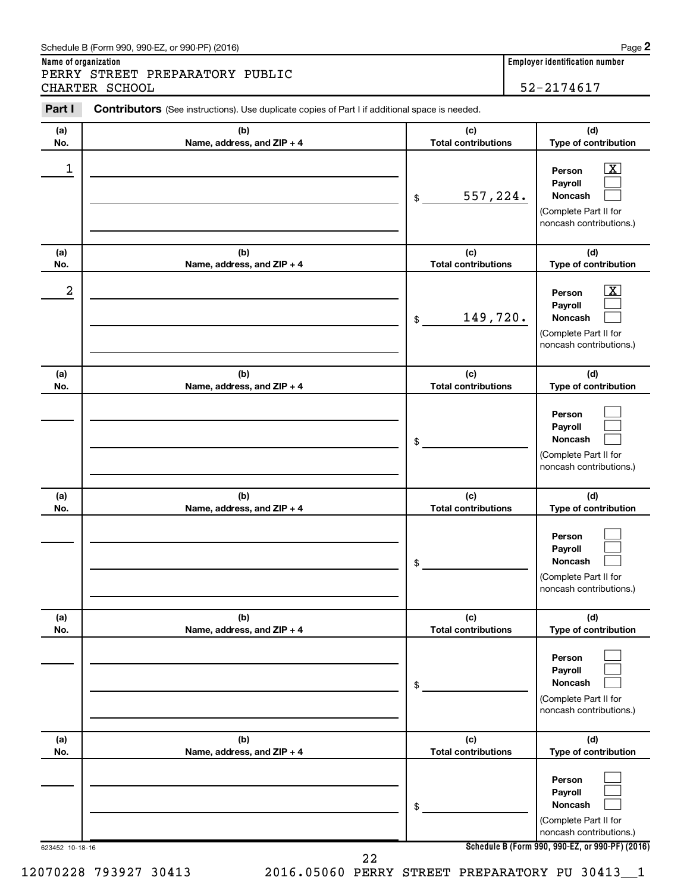Schedule B (Form 990, 990-EZ, or 990-PF) (2016)

**Name of organization**

PERRY STREET PREPARATORY PUBLIC CHARTER SCHOOL

**Employer identification number**

52-2174617

**Part I** **Contributors** (See instructions). Use duplicate copies of Part I if additional space is needed.

| (a) No. | (b) Name, address, and ZIP + 4 | (c) Total contributions | (d) Type of contribution |
|---|---|---|---|
| 1 | | $ 557,224. | Person [X] Payroll [ ] Noncash [ ] (Complete Part II for noncash contributions.) |
| 2 | | $ 149,720. | Person [X] Payroll [ ] Noncash [ ] (Complete Part II for noncash contributions.) |
| | | $ | Person [ ] Payroll [ ] Noncash [ ] (Complete Part II for noncash contributions.) |
| | | $ | Person [ ] Payroll [ ] Noncash [ ] (Complete Part II for noncash contributions.) |
| | | $ | Person [ ] Payroll [ ] Noncash [ ] (Complete Part II for noncash contributions.) |
| | | $ | Person [ ] Payroll [ ] Noncash [ ] (Complete Part II for noncash contributions.) |

623452 10-18-16

**Schedule B (Form 990, 990-EZ, or 990-PF) (2016)**

12070228 793927 30413 2016.05060 PERRY STREET PREPARATORY PU 30413__1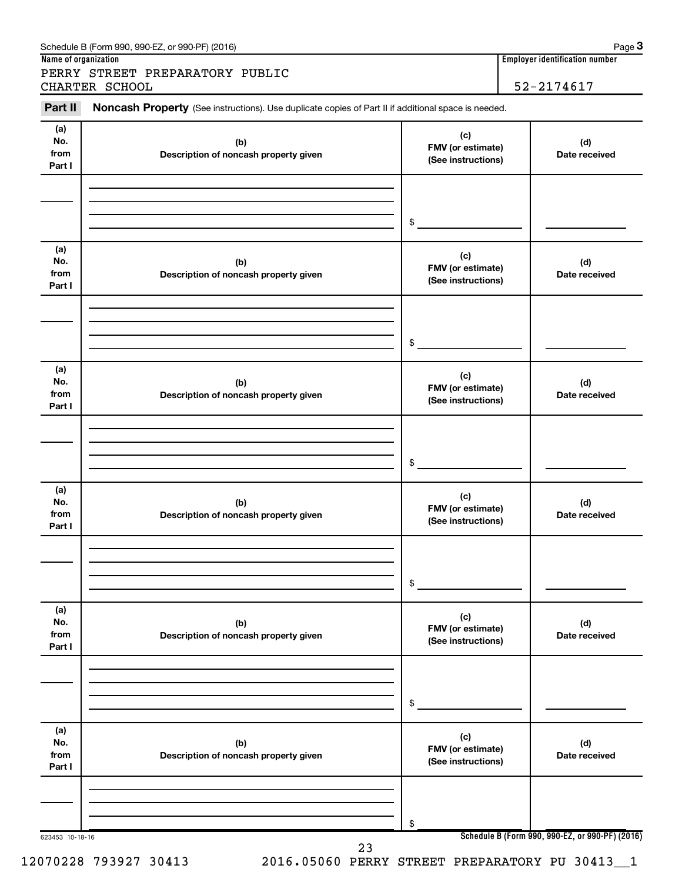Schedule B (Form 990, 990-EZ, or 990-PF) (2016)

**Name of organization**

PERRY STREET PREPARATORY PUBLIC CHARTER SCHOOL

**Employer identification number**

52-2174617

**Part II** **Noncash Property** (See instructions). Use duplicate copies of Part II if additional space is needed.

| (a) No. from Part I | (b) Description of noncash property given | (c) FMV (or estimate) (See instructions) | (d) Date received |
|---|---|---|---|
| | | $ | |

| (a) No. from Part I | (b) Description of noncash property given | (c) FMV (or estimate) (See instructions) | (d) Date received |
|---|---|---|---|
| | | $ | |

| (a) No. from Part I | (b) Description of noncash property given | (c) FMV (or estimate) (See instructions) | (d) Date received |
|---|---|---|---|
| | | $ | |

| (a) No. from Part I | (b) Description of noncash property given | (c) FMV (or estimate) (See instructions) | (d) Date received |
|---|---|---|---|
| | | $ | |

| (a) No. from Part I | (b) Description of noncash property given | (c) FMV (or estimate) (See instructions) | (d) Date received |
|---|---|---|---|
| | | $ | |

| (a) No. from Part I | (b) Description of noncash property given | (c) FMV (or estimate) (See instructions) | (d) Date received |
|---|---|---|---|
| | | $ | |

623453 10-18-16

**Schedule B (Form 990, 990-EZ, or 990-PF) (2016)**

12070228 793927 30413 2016.05060 PERRY STREET PREPARATORY PU 30413__1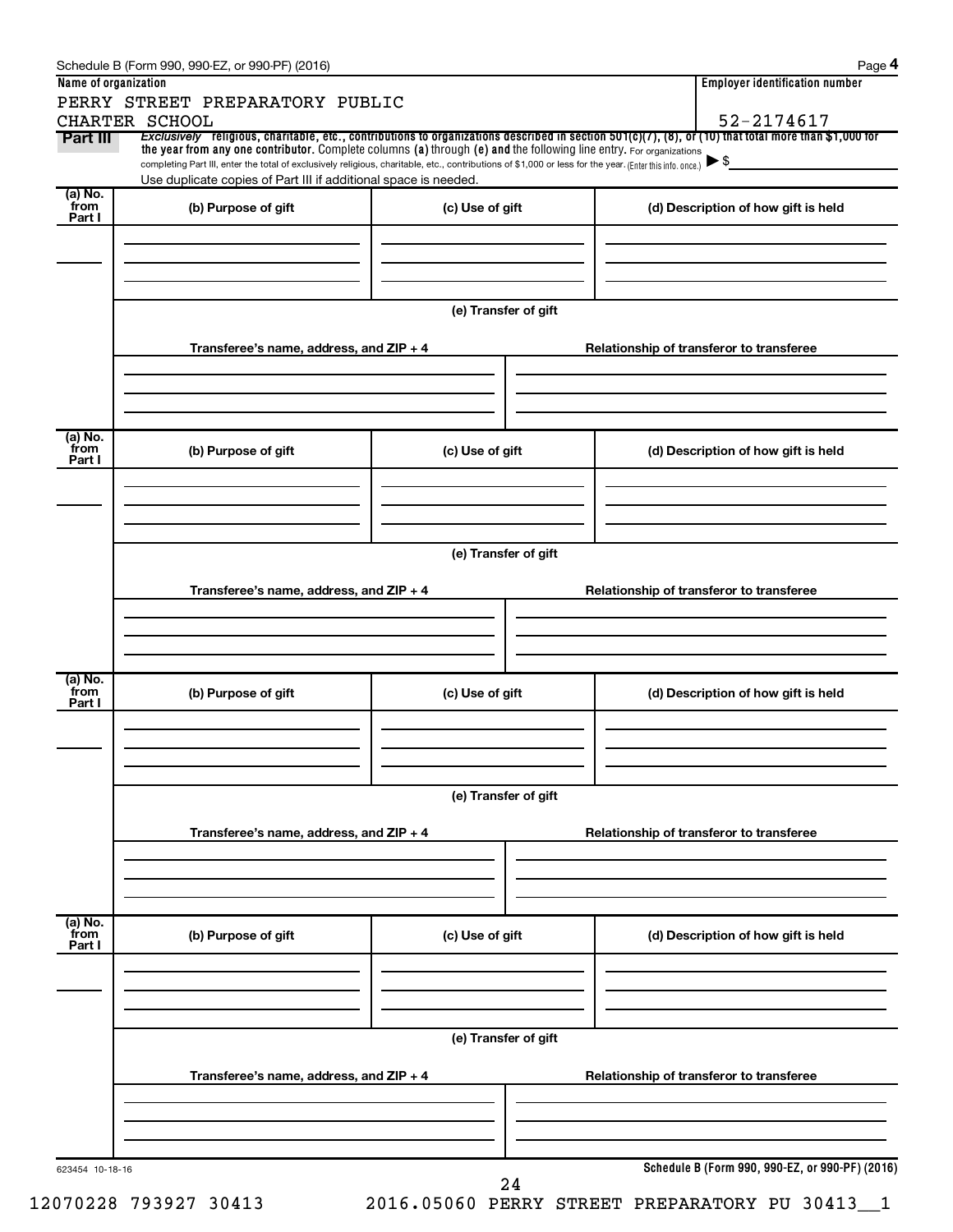Schedule B (Form 990, 990-EZ, or 990-PF) (2016)

**Name of organization**

PERRY STREET PREPARATORY PUBLIC CHARTER SCHOOL

**Employer identification number**

52-2174617

**Part III** *Exclusively* religious, charitable, etc., contributions to organizations described in section 501(c)(7), (8), or (10) that total more than $1,000 for the year from any one contributor. Complete columns (a) through (e) and the following line entry. For organizations completing Part III, enter the total of exclusively religious, charitable, etc., contributions of $1,000 or less for the year. (Enter this info. once.) ▶ $

Use duplicate copies of Part III if additional space is needed.

| (a) No. from Part I | (b) Purpose of gift | (c) Use of gift | (d) Description of how gift is held |
|---|---|---|---|
| | | | |

(e) Transfer of gift

| Transferee's name, address, and ZIP + 4 | Relationship of transferor to transferee |
|---|---|
| | |

| (a) No. from Part I | (b) Purpose of gift | (c) Use of gift | (d) Description of how gift is held |
|---|---|---|---|
| | | | |

(e) Transfer of gift

| Transferee's name, address, and ZIP + 4 | Relationship of transferor to transferee |
|---|---|
| | |

| (a) No. from Part I | (b) Purpose of gift | (c) Use of gift | (d) Description of how gift is held |
|---|---|---|---|
| | | | |

(e) Transfer of gift

| Transferee's name, address, and ZIP + 4 | Relationship of transferor to transferee |
|---|---|
| | |

| (a) No. from Part I | (b) Purpose of gift | (c) Use of gift | (d) Description of how gift is held |
|---|---|---|---|
| | | | |

(e) Transfer of gift

| Transferee's name, address, and ZIP + 4 | Relationship of transferor to transferee |
|---|---|
| | |

623454 10-18-16

**Schedule B (Form 990, 990-EZ, or 990-PF) (2016)**

12070228 793927 30413 2016.05060 PERRY STREET PREPARATORY PU 30413__1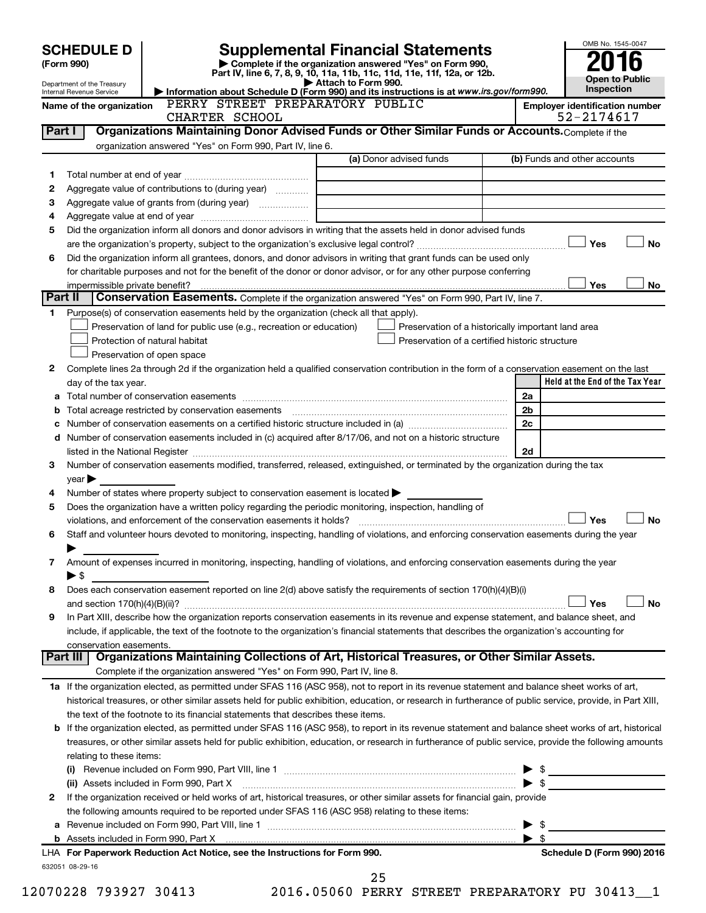# SCHEDULE D (Form 990)

Department of the Treasury
Internal Revenue Service

## Supplemental Financial Statements

▶ Complete if the organization answered "Yes" on Form 990, Part IV, line 6, 7, 8, 9, 10, 11a, 11b, 11c, 11d, 11e, 11f, 12a, or 12b.
▶ Attach to Form 990.
▶ Information about Schedule D (Form 990) and its instructions is at *www.irs.gov/form990.*

OMB No. 1545-0047

**2016**

**Open to Public Inspection**

**Name of the organization:** PERRY STREET PREPARATORY PUBLIC CHARTER SCHOOL

**Employer identification number:** 52-2174617

### Part I — Organizations Maintaining Donor Advised Funds or Other Similar Funds or Accounts.
Complete if the organization answered "Yes" on Form 990, Part IV, line 6.

| | | (a) Donor advised funds | (b) Funds and other accounts |
|---|---|---|---|
| 1 | Total number at end of year | | |
| 2 | Aggregate value of contributions to (during year) | | |
| 3 | Aggregate value of grants from (during year) | | |
| 4 | Aggregate value at end of year | | |

5 Did the organization inform all donors and donor advisors in writing that the assets held in donor advised funds are the organization's property, subject to the organization's exclusive legal control? ☐ Yes ☐ No

6 Did the organization inform all grantees, donors, and donor advisors in writing that grant funds can be used only for charitable purposes and not for the benefit of the donor or donor advisor, or for any other purpose conferring impermissible private benefit? ☐ Yes ☐ No

### Part II — Conservation Easements.
Complete if the organization answered "Yes" on Form 990, Part IV, line 7.

1 Purpose(s) of conservation easements held by the organization (check all that apply).
- ☐ Preservation of land for public use (e.g., recreation or education)
- ☐ Protection of natural habitat
- ☐ Preservation of open space
- ☐ Preservation of a historically important land area
- ☐ Preservation of a certified historic structure

2 Complete lines 2a through 2d if the organization held a qualified conservation contribution in the form of a conservation easement on the last day of the tax year.

| | | | Held at the End of the Tax Year |
|---|---|---|---|
| a | Total number of conservation easements | 2a | |
| b | Total acreage restricted by conservation easements | 2b | |
| c | Number of conservation easements on a certified historic structure included in (a) | 2c | |
| d | Number of conservation easements included in (c) acquired after 8/17/06, and not on a historic structure listed in the National Register | 2d | |

3 Number of conservation easements modified, transferred, released, extinguished, or terminated by the organization during the tax year ▶

4 Number of states where property subject to conservation easement is located ▶

5 Does the organization have a written policy regarding the periodic monitoring, inspection, handling of violations, and enforcement of the conservation easements it holds? ☐ Yes ☐ No

6 Staff and volunteer hours devoted to monitoring, inspecting, handling of violations, and enforcing conservation easements during the year ▶

7 Amount of expenses incurred in monitoring, inspecting, handling of violations, and enforcing conservation easements during the year ▶ $

8 Does each conservation easement reported on line 2(d) above satisfy the requirements of section 170(h)(4)(B)(i) and section 170(h)(4)(B)(ii)? ☐ Yes ☐ No

9 In Part XIII, describe how the organization reports conservation easements in its revenue and expense statement, and balance sheet, and include, if applicable, the text of the footnote to the organization's financial statements that describes the organization's accounting for conservation easements.

### Part III — Organizations Maintaining Collections of Art, Historical Treasures, or Other Similar Assets.
Complete if the organization answered "Yes" on Form 990, Part IV, line 8.

1a If the organization elected, as permitted under SFAS 116 (ASC 958), not to report in its revenue statement and balance sheet works of art, historical treasures, or other similar assets held for public exhibition, education, or research in furtherance of public service, provide, in Part XIII, the text of the footnote to its financial statements that describes these items.

b If the organization elected, as permitted under SFAS 116 (ASC 958), to report in its revenue statement and balance sheet works of art, historical treasures, or other similar assets held for public exhibition, education, or research in furtherance of public service, provide the following amounts relating to these items:

(i) Revenue included on Form 990, Part VIII, line 1 ▶ $

(ii) Assets included in Form 990, Part X ▶ $

2 If the organization received or held works of art, historical treasures, or other similar assets for financial gain, provide the following amounts required to be reported under SFAS 116 (ASC 958) relating to these items:

a Revenue included on Form 990, Part VIII, line 1 ▶ $

b Assets included in Form 990, Part X ▶ $

LHA **For Paperwork Reduction Act Notice, see the Instructions for Form 990.** **Schedule D (Form 990) 2016**

632051 08-29-16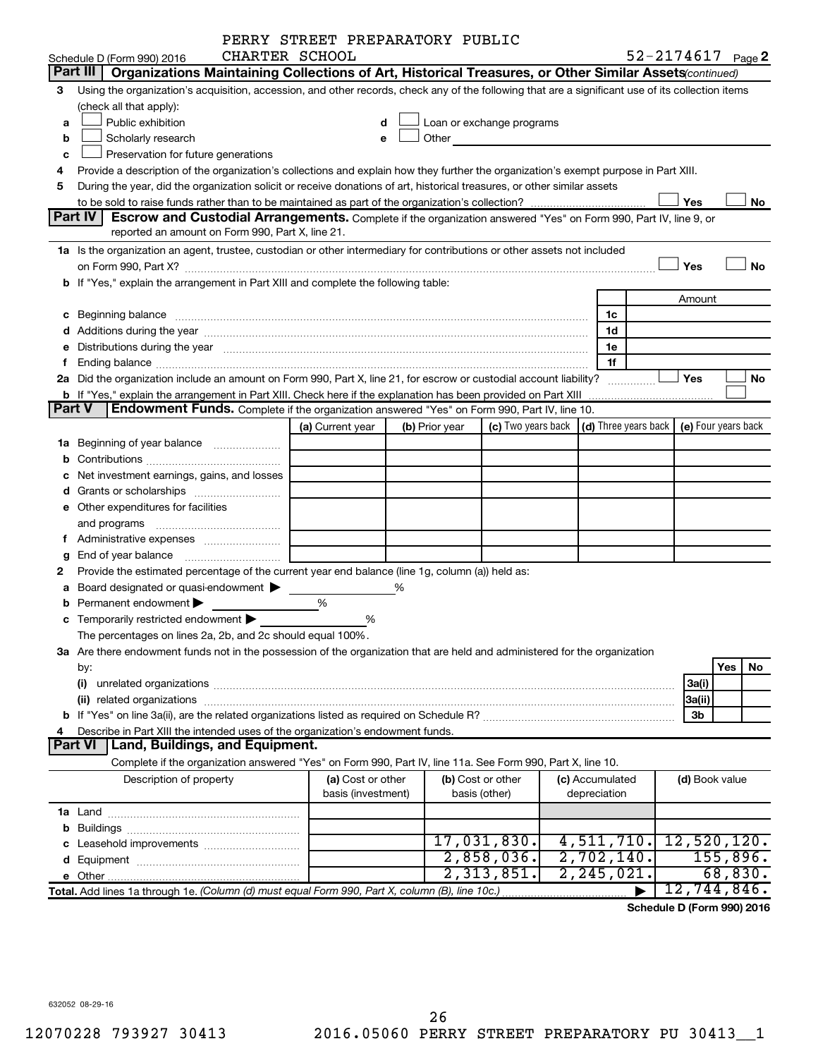PERRY STREET PREPARATORY PUBLIC CHARTER SCHOOL

Schedule D (Form 990) 2016 — 52-2174617 Page **2**

## Part III | Organizations Maintaining Collections of Art, Historical Treasures, or Other Similar Assets *(continued)*

**3** Using the organization's acquisition, accession, and other records, check any of the following that are a significant use of its collection items (check all that apply):

- **a** ☐ Public exhibition
- **b** ☐ Scholarly research
- **c** ☐ Preservation for future generations
- **d** ☐ Loan or exchange programs
- **e** ☐ Other

**4** Provide a description of the organization's collections and explain how they further the organization's exempt purpose in Part XIII.

**5** During the year, did the organization solicit or receive donations of art, historical treasures, or other similar assets to be sold to raise funds rather than to be maintained as part of the organization's collection? ☐ Yes ☐ No

## Part IV | Escrow and Custodial Arrangements.

Complete if the organization answered "Yes" on Form 990, Part IV, line 9, or reported an amount on Form 990, Part X, line 21.

**1a** Is the organization an agent, trustee, custodian or other intermediary for contributions or other assets not included on Form 990, Part X? ☐ Yes ☐ No

**b** If "Yes," explain the arrangement in Part XIII and complete the following table:

| | | | Amount |
|---|---|---|---|
| **c** | Beginning balance | 1c | |
| **d** | Additions during the year | 1d | |
| **e** | Distributions during the year | 1e | |
| **f** | Ending balance | 1f | |

**2a** Did the organization include an amount on Form 990, Part X, line 21, for escrow or custodial account liability? ☐ Yes ☐ No

**b** If "Yes," explain the arrangement in Part XIII. Check here if the explanation has been provided on Part XIII ☐

## Part V | Endowment Funds.

Complete if the organization answered "Yes" on Form 990, Part IV, line 10.

| | (a) Current year | (b) Prior year | (c) Two years back | (d) Three years back | (e) Four years back |
|---|---|---|---|---|---|
| **1a** Beginning of year balance | | | | | |
| **b** Contributions | | | | | |
| **c** Net investment earnings, gains, and losses | | | | | |
| **d** Grants or scholarships | | | | | |
| **e** Other expenditures for facilities and programs | | | | | |
| **f** Administrative expenses | | | | | |
| **g** End of year balance | | | | | |

**2** Provide the estimated percentage of the current year end balance (line 1g, column (a)) held as:

- **a** Board designated or quasi-endowment ▶ ______ %
- **b** Permanent endowment ▶ ______ %
- **c** Temporarily restricted endowment ▶ ______ %

The percentages on lines 2a, 2b, and 2c should equal 100%.

**3a** Are there endowment funds not in the possession of the organization that are held and administered for the organization by:

| | | Yes | No |
|---|---|---|---|
| **(i)** unrelated organizations | 3a(i) | | |
| **(ii)** related organizations | 3a(ii) | | |
| **b** If "Yes" on line 3a(ii), are the related organizations listed as required on Schedule R? | 3b | | |

**4** Describe in Part XIII the intended uses of the organization's endowment funds.

## Part VI | Land, Buildings, and Equipment.

Complete if the organization answered "Yes" on Form 990, Part IV, line 11a. See Form 990, Part X, line 10.

| Description of property | (a) Cost or other basis (investment) | (b) Cost or other basis (other) | (c) Accumulated depreciation | (d) Book value |
|---|---|---|---|---|
| **1a** Land | | | | |
| **b** Buildings | | | | |
| **c** Leasehold improvements | | 17,031,830. | 4,511,710. | 12,520,120. |
| **d** Equipment | | 2,858,036. | 2,702,140. | 155,896. |
| **e** Other | | 2,313,851. | 2,245,021. | 68,830. |
| **Total.** Add lines 1a through 1e. *(Column (d) must equal Form 990, Part X, column (B), line 10c.)* | | | ▶ | 12,744,846. |

**Schedule D (Form 990) 2016**

632052 08-29-16

12070228 793927 30413 2016.05060 PERRY STREET PREPARATORY PU 30413__1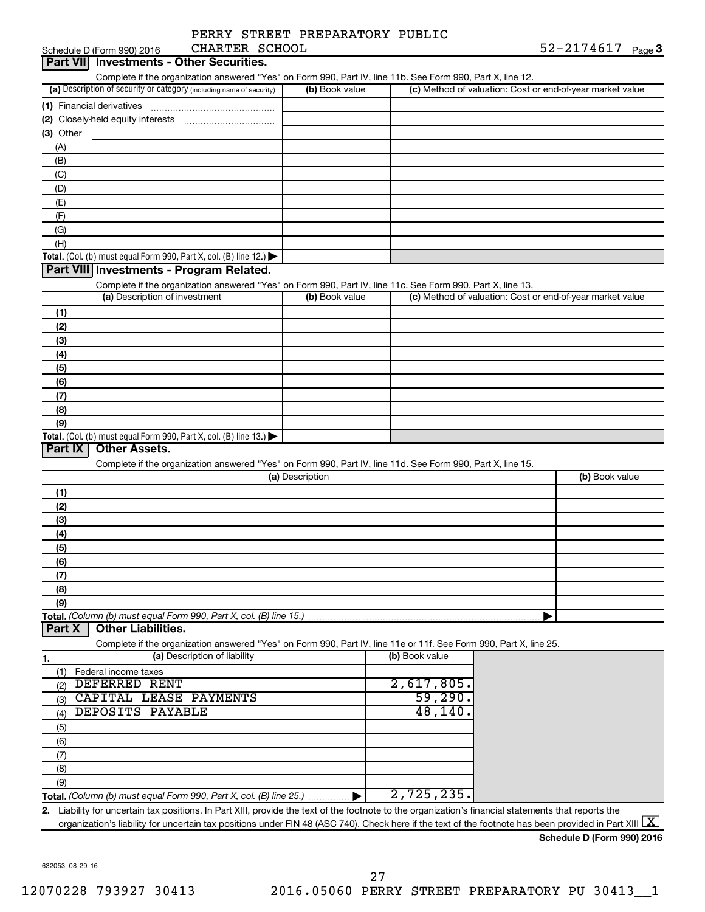Schedule D (Form 990) 2016 PERRY STREET PREPARATORY PUBLIC CHARTER SCHOOL 52-2174617 Page 3

## Part VII Investments - Other Securities.

Complete if the organization answered "Yes" on Form 990, Part IV, line 11b. See Form 990, Part X, line 12.

| (a) Description of security or category (including name of security) | (b) Book value | (c) Method of valuation: Cost or end-of-year market value |
|---|---|---|
| (1) Financial derivatives | | |
| (2) Closely-held equity interests | | |
| (3) Other | | |
| (A) | | |
| (B) | | |
| (C) | | |
| (D) | | |
| (E) | | |
| (F) | | |
| (G) | | |
| (H) | | |
| **Total.** (Col. (b) must equal Form 990, Part X, col. (B) line 12.) ▶ | | |

## Part VIII Investments - Program Related.

Complete if the organization answered "Yes" on Form 990, Part IV, line 11c. See Form 990, Part X, line 13.

| (a) Description of investment | (b) Book value | (c) Method of valuation: Cost or end-of-year market value |
|---|---|---|
| (1) | | |
| (2) | | |
| (3) | | |
| (4) | | |
| (5) | | |
| (6) | | |
| (7) | | |
| (8) | | |
| (9) | | |
| **Total.** (Col. (b) must equal Form 990, Part X, col. (B) line 13.) ▶ | | |

## Part IX Other Assets.

Complete if the organization answered "Yes" on Form 990, Part IV, line 11d. See Form 990, Part X, line 15.

| (a) Description | (b) Book value |
|---|---|
| (1) | |
| (2) | |
| (3) | |
| (4) | |
| (5) | |
| (6) | |
| (7) | |
| (8) | |
| (9) | |
| **Total.** *(Column (b) must equal Form 990, Part X, col. (B) line 15.)* ▶ | |

## Part X Other Liabilities.

Complete if the organization answered "Yes" on Form 990, Part IV, line 11e or 11f. See Form 990, Part X, line 25.

| 1. (a) Description of liability | (b) Book value |
|---|---|
| (1) Federal income taxes | |
| (2) DEFERRED RENT | 2,617,805. |
| (3) CAPITAL LEASE PAYMENTS | 59,290. |
| (4) DEPOSITS PAYABLE | 48,140. |
| (5) | |
| (6) | |
| (7) | |
| (8) | |
| (9) | |
| **Total.** *(Column (b) must equal Form 990, Part X, col. (B) line 25.)* ▶ | 2,725,235. |

2. Liability for uncertain tax positions. In Part XIII, provide the text of the footnote to the organization's financial statements that reports the organization's liability for uncertain tax positions under FIN 48 (ASC 740). Check here if the text of the footnote has been provided in Part XIII [X]

**Schedule D (Form 990) 2016**

632053 08-29-16

12070228 793927 30413 2016.05060 PERRY STREET PREPARATORY PU 30413__1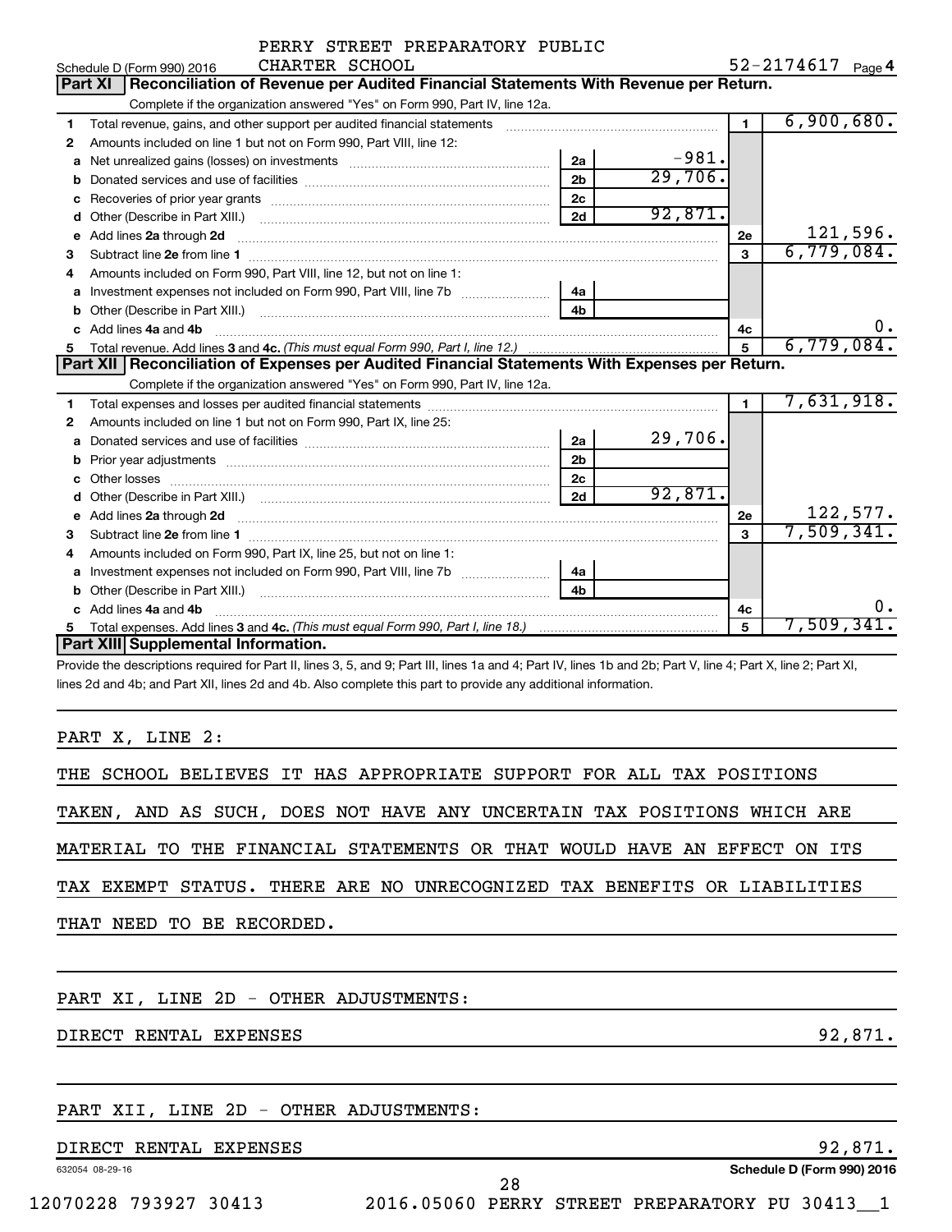PERRY STREET PREPARATORY PUBLIC CHARTER SCHOOL

Schedule D (Form 990) 2016 — 52-2174617 Page 4

## Part XI Reconciliation of Revenue per Audited Financial Statements With Revenue per Return.

Complete if the organization answered "Yes" on Form 990, Part IV, line 12a.

| | | | | | |
|---|---|---|---|---|---|
| 1 | Total revenue, gains, and other support per audited financial statements | | | 1 | 6,900,680. |
| 2 | Amounts included on line 1 but not on Form 990, Part VIII, line 12: | | | | |
| a | Net unrealized gains (losses) on investments | 2a | -981. | | |
| b | Donated services and use of facilities | 2b | 29,706. | | |
| c | Recoveries of prior year grants | 2c | | | |
| d | Other (Describe in Part XIII.) | 2d | 92,871. | | |
| e | Add lines 2a through 2d | | | 2e | 121,596. |
| 3 | Subtract line 2e from line 1 | | | 3 | 6,779,084. |
| 4 | Amounts included on Form 990, Part VIII, line 12, but not on line 1: | | | | |
| a | Investment expenses not included on Form 990, Part VIII, line 7b | 4a | | | |
| b | Other (Describe in Part XIII.) | 4b | | | |
| c | Add lines 4a and 4b | | | 4c | 0. |
| 5 | Total revenue. Add lines 3 and 4c. *(This must equal Form 990, Part I, line 12.)* | | | 5 | 6,779,084. |

## Part XII Reconciliation of Expenses per Audited Financial Statements With Expenses per Return.

Complete if the organization answered "Yes" on Form 990, Part IV, line 12a.

| | | | | | |
|---|---|---|---|---|---|
| 1 | Total expenses and losses per audited financial statements | | | 1 | 7,631,918. |
| 2 | Amounts included on line 1 but not on Form 990, Part IX, line 25: | | | | |
| a | Donated services and use of facilities | 2a | 29,706. | | |
| b | Prior year adjustments | 2b | | | |
| c | Other losses | 2c | | | |
| d | Other (Describe in Part XIII.) | 2d | 92,871. | | |
| e | Add lines 2a through 2d | | | 2e | 122,577. |
| 3 | Subtract line 2e from line 1 | | | 3 | 7,509,341. |
| 4 | Amounts included on Form 990, Part IX, line 25, but not on line 1: | | | | |
| a | Investment expenses not included on Form 990, Part VIII, line 7b | 4a | | | |
| b | Other (Describe in Part XIII.) | 4b | | | |
| c | Add lines 4a and 4b | | | 4c | 0. |
| 5 | Total expenses. Add lines 3 and 4c. *(This must equal Form 990, Part I, line 18.)* | | | 5 | 7,509,341. |

## Part XIII Supplemental Information.

Provide the descriptions required for Part II, lines 3, 5, and 9; Part III, lines 1a and 4; Part IV, lines 1b and 2b; Part V, line 4; Part X, line 2; Part XI, lines 2d and 4b; and Part XII, lines 2d and 4b. Also complete this part to provide any additional information.

PART X, LINE 2:

THE SCHOOL BELIEVES IT HAS APPROPRIATE SUPPORT FOR ALL TAX POSITIONS TAKEN, AND AS SUCH, DOES NOT HAVE ANY UNCERTAIN TAX POSITIONS WHICH ARE MATERIAL TO THE FINANCIAL STATEMENTS OR THAT WOULD HAVE AN EFFECT ON ITS TAX EXEMPT STATUS. THERE ARE NO UNRECOGNIZED TAX BENEFITS OR LIABILITIES THAT NEED TO BE RECORDED.

PART XI, LINE 2D - OTHER ADJUSTMENTS:

DIRECT RENTAL EXPENSES 92,871.

PART XII, LINE 2D - OTHER ADJUSTMENTS:

DIRECT RENTAL EXPENSES 92,871.

632054 08-29-16 Schedule D (Form 990) 2016

12070228 793927 30413 2016.05060 PERRY STREET PREPARATORY PU 30413__1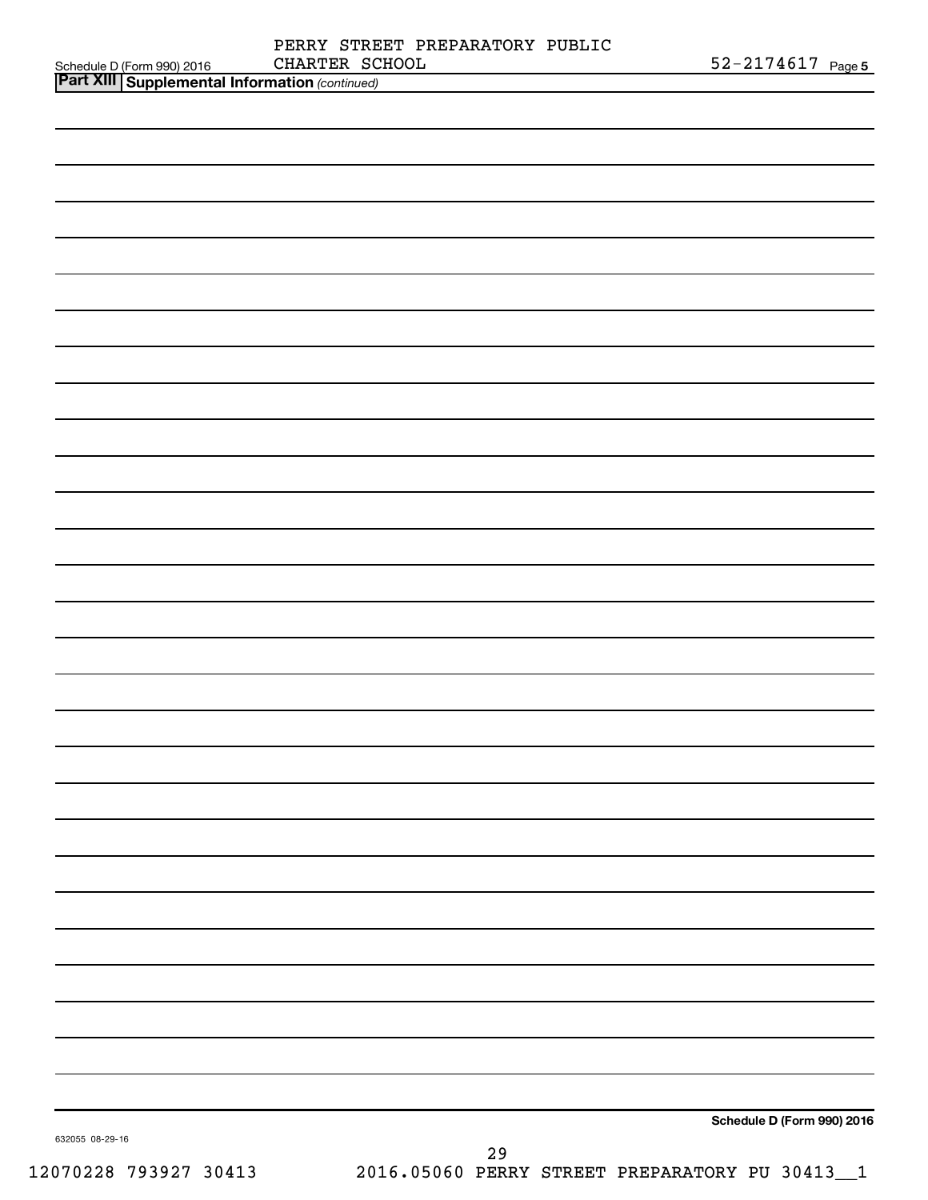Schedule D (Form 990) 2016 PERRY STREET PREPARATORY PUBLIC CHARTER SCHOOL 52-2174617 Page 5

**Part XIII Supplemental Information** *(continued)*

**Schedule D (Form 990) 2016**

632055 08-29-16

12070228 793927 30413 2016.05060 PERRY STREET PREPARATORY PU 30413__1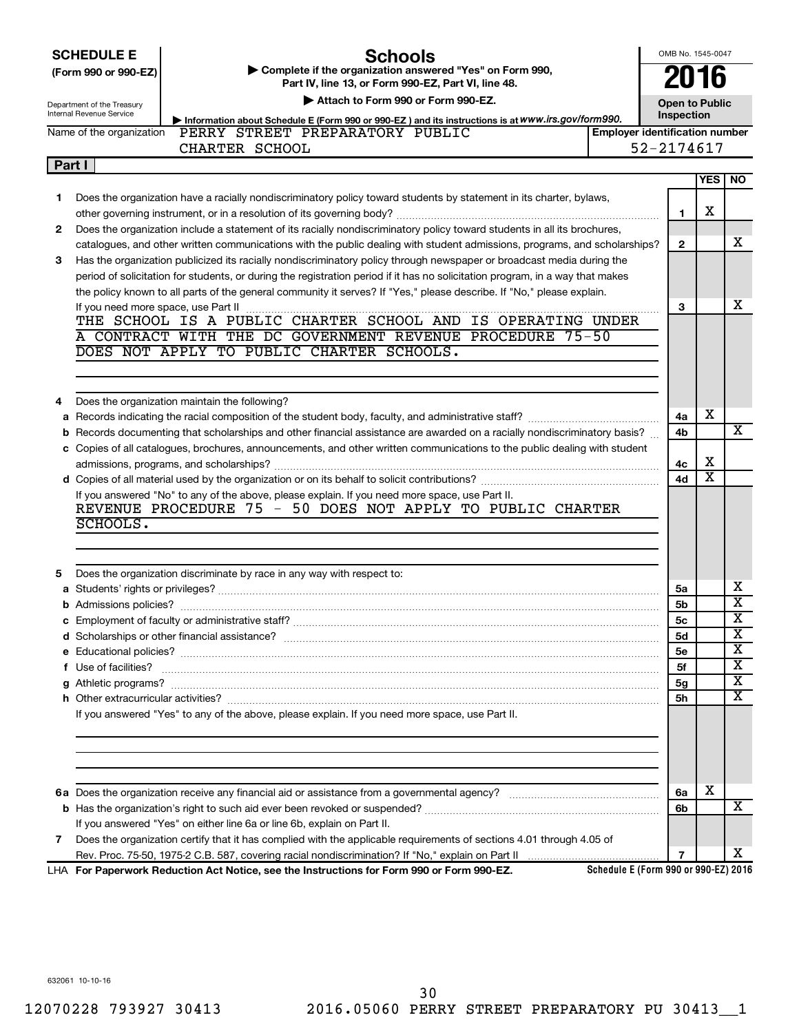**SCHEDULE E** (Form 990 or 990-EZ)

Department of the Treasury
Internal Revenue Service

# Schools

▶ Complete if the organization answered "Yes" on Form 990, Part IV, line 13, or Form 990-EZ, Part VI, line 48.

▶ Attach to Form 990 or Form 990-EZ.

▶ Information about Schedule E (Form 990 or 990-EZ) and its instructions is at www.irs.gov/form990.

OMB No. 1545-0047

**2016**

**Open to Public Inspection**

Name of the organization: PERRY STREET PREPARATORY PUBLIC CHARTER SCHOOL

Employer identification number: 52-2174617

## Part I

| | | Line | YES | NO |
|---|---|---|---|---|
| 1 | Does the organization have a racially nondiscriminatory policy toward students by statement in its charter, bylaws, other governing instrument, or in a resolution of its governing body? | 1 | X | |
| 2 | Does the organization include a statement of its racially nondiscriminatory policy toward students in all its brochures, catalogues, and other written communications with the public dealing with student admissions, programs, and scholarships? | 2 | | X |
| 3 | Has the organization publicized its racially nondiscriminatory policy through newspaper or broadcast media during the period of solicitation for students, or during the registration period if it has no solicitation program, in a way that makes the policy known to all parts of the general community it serves? If "Yes," please describe. If "No," please explain. If you need more space, use Part II | 3 | | X |

THE SCHOOL IS A PUBLIC CHARTER SCHOOL AND IS OPERATING UNDER A CONTRACT WITH THE DC GOVERNMENT REVENUE PROCEDURE 75-50 DOES NOT APPLY TO PUBLIC CHARTER SCHOOLS.

| | | Line | YES | NO |
|---|---|---|---|---|
| 4 | Does the organization maintain the following? | | | |
| a | Records indicating the racial composition of the student body, faculty, and administrative staff? | 4a | X | |
| b | Records documenting that scholarships and other financial assistance are awarded on a racially nondiscriminatory basis? | 4b | | X |
| c | Copies of all catalogues, brochures, announcements, and other written communications to the public dealing with student admissions, programs, and scholarships? | 4c | X | |
| d | Copies of all material used by the organization or on its behalf to solicit contributions? | 4d | X | |

If you answered "No" to any of the above, please explain. If you need more space, use Part II.

REVENUE PROCEDURE 75 - 50 DOES NOT APPLY TO PUBLIC CHARTER SCHOOLS.

| | | Line | YES | NO |
|---|---|---|---|---|
| 5 | Does the organization discriminate by race in any way with respect to: | | | |
| a | Students' rights or privileges? | 5a | | X |
| b | Admissions policies? | 5b | | X |
| c | Employment of faculty or administrative staff? | 5c | | X |
| d | Scholarships or other financial assistance? | 5d | | X |
| e | Educational policies? | 5e | | X |
| f | Use of facilities? | 5f | | X |
| g | Athletic programs? | 5g | | X |
| h | Other extracurricular activities? | 5h | | X |

If you answered "Yes" to any of the above, please explain. If you need more space, use Part II.

| | | Line | YES | NO |
|---|---|---|---|---|
| 6a | Does the organization receive any financial aid or assistance from a governmental agency? | 6a | X | |
| b | Has the organization's right to such aid ever been revoked or suspended? | 6b | | X |
| | If you answered "Yes" on either line 6a or line 6b, explain on Part II. | | | |
| 7 | Does the organization certify that it has complied with the applicable requirements of sections 4.01 through 4.05 of Rev. Proc. 75-50, 1975-2 C.B. 587, covering racial nondiscrimination? If "No," explain on Part II | 7 | | X |

LHA For Paperwork Reduction Act Notice, see the Instructions for Form 990 or Form 990-EZ. Schedule E (Form 990 or 990-EZ) 2016

632061 10-10-16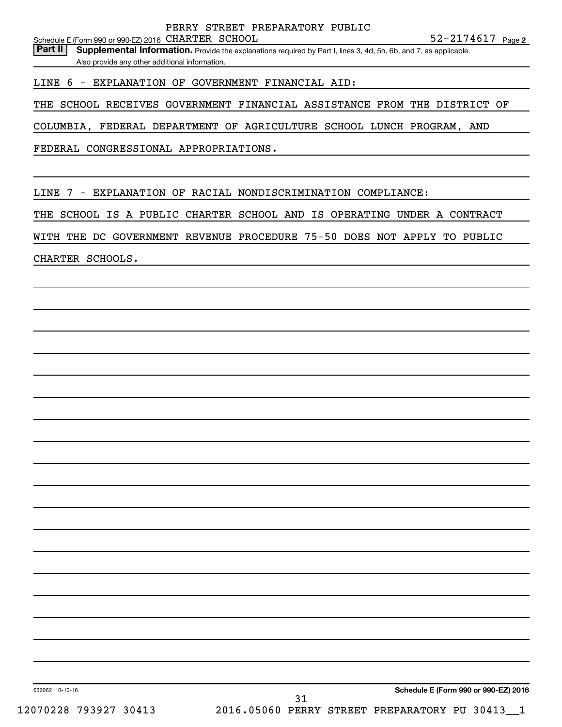PERRY STREET PREPARATORY PUBLIC

Schedule E (Form 990 or 990-EZ) 2016 CHARTER SCHOOL 52-2174617 Page 2

**Part II** **Supplemental Information.** Provide the explanations required by Part I, lines 3, 4d, 5h, 6b, and 7, as applicable. Also provide any other additional information.

LINE 6 - EXPLANATION OF GOVERNMENT FINANCIAL AID:

THE SCHOOL RECEIVES GOVERNMENT FINANCIAL ASSISTANCE FROM THE DISTRICT OF COLUMBIA, FEDERAL DEPARTMENT OF AGRICULTURE SCHOOL LUNCH PROGRAM, AND FEDERAL CONGRESSIONAL APPROPRIATIONS.

LINE 7 - EXPLANATION OF RACIAL NONDISCRIMINATION COMPLIANCE:

THE SCHOOL IS A PUBLIC CHARTER SCHOOL AND IS OPERATING UNDER A CONTRACT WITH THE DC GOVERNMENT REVENUE PROCEDURE 75-50 DOES NOT APPLY TO PUBLIC CHARTER SCHOOLS.

632062 10-10-16 **Schedule E (Form 990 or 990-EZ) 2016**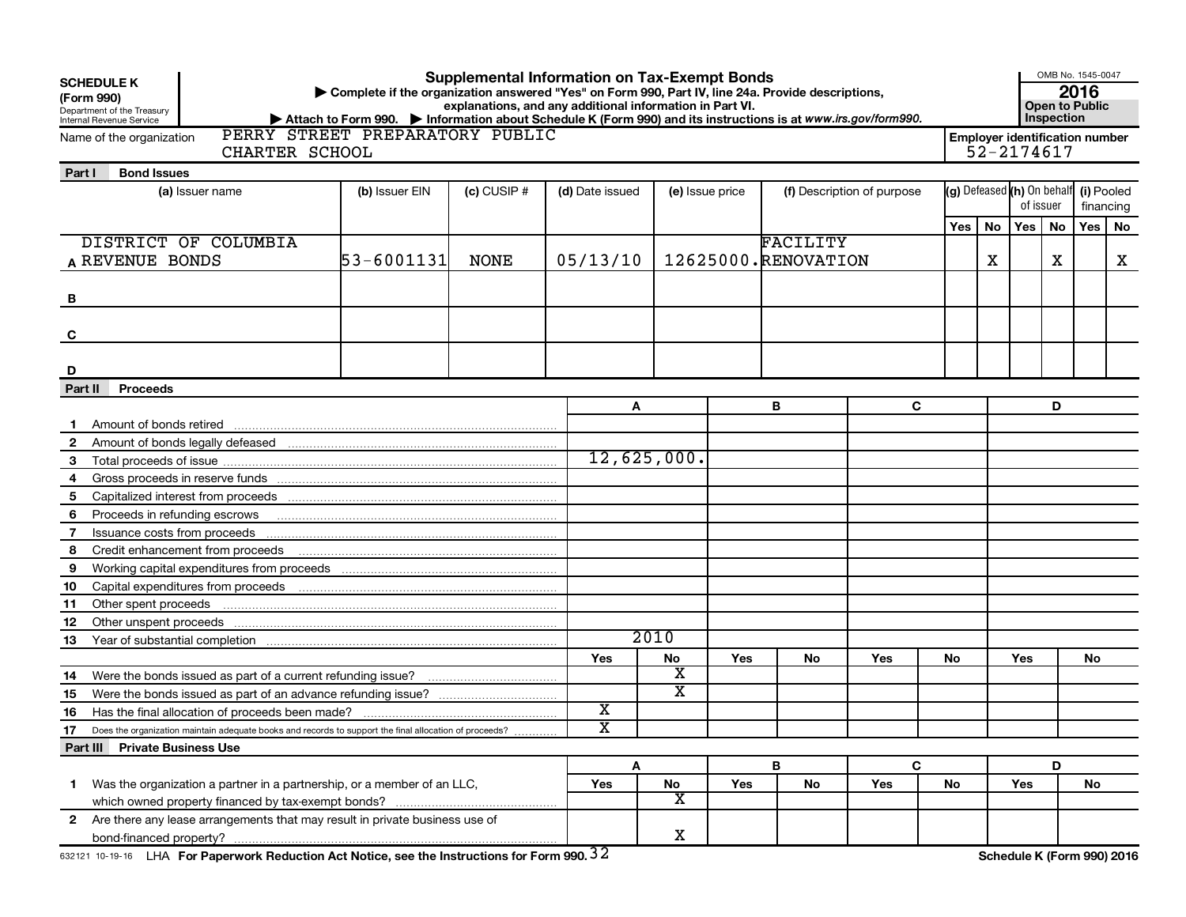**SCHEDULE K**
**(Form 990)**
Department of the Treasury
Internal Revenue Service

# Supplemental Information on Tax-Exempt Bonds

▶ Complete if the organization answered "Yes" on Form 990, Part IV, line 24a. Provide descriptions, explanations, and any additional information in Part VI.
▶ Attach to Form 990. ▶ Information about Schedule K (Form 990) and its instructions is at *www.irs.gov/form990.*

OMB No. 1545-0047
**2016**
**Open to Public Inspection**

Name of the organization: PERRY STREET PREPARATORY PUBLIC CHARTER SCHOOL

**Employer identification number**: 52-2174617

## Part I Bond Issues

| | (a) Issuer name | (b) Issuer EIN | (c) CUSIP # | (d) Date issued | (e) Issue price | (f) Description of purpose | (g) Defeased Yes | (g) Defeased No | (h) On behalf of issuer Yes | (h) On behalf of issuer No | (i) Pooled financing Yes | (i) Pooled financing No |
|---|---|---|---|---|---|---|---|---|---|---|---|---|
| A | DISTRICT OF COLUMBIA REVENUE BONDS | 53-6001131 | NONE | 05/13/10 | 12625000. | FACILITY RENOVATION | | X | | X | | X |
| B | | | | | | | | | | | | |
| C | | | | | | | | | | | | |
| D | | | | | | | | | | | | |

## Part II Proceeds

| | | A | B | C | D |
|---|---|---|---|---|---|
| 1 | Amount of bonds retired | | | | |
| 2 | Amount of bonds legally defeased | | | | |
| 3 | Total proceeds of issue | 12,625,000. | | | |
| 4 | Gross proceeds in reserve funds | | | | |
| 5 | Capitalized interest from proceeds | | | | |
| 6 | Proceeds in refunding escrows | | | | |
| 7 | Issuance costs from proceeds | | | | |
| 8 | Credit enhancement from proceeds | | | | |
| 9 | Working capital expenditures from proceeds | | | | |
| 10 | Capital expenditures from proceeds | | | | |
| 11 | Other spent proceeds | | | | |
| 12 | Other unspent proceeds | | | | |
| 13 | Year of substantial completion | 2010 | | | |

| | | A Yes | A No | B Yes | B No | C Yes | C No | D Yes | D No |
|---|---|---|---|---|---|---|---|---|---|
| 14 | Were the bonds issued as part of a current refunding issue? | | X | | | | | | |
| 15 | Were the bonds issued as part of an advance refunding issue? | | X | | | | | | |
| 16 | Has the final allocation of proceeds been made? | X | | | | | | | |
| 17 | Does the organization maintain adequate books and records to support the final allocation of proceeds? | X | | | | | | | |

## Part III Private Business Use

| | | A Yes | A No | B Yes | B No | C Yes | C No | D Yes | D No |
|---|---|---|---|---|---|---|---|---|---|
| 1 | Was the organization a partner in a partnership, or a member of an LLC, which owned property financed by tax-exempt bonds? | | X | | | | | | |
| 2 | Are there any lease arrangements that may result in private business use of bond-financed property? | | X | | | | | | |

632121 10-19-16 LHA **For Paperwork Reduction Act Notice, see the Instructions for Form 990.** **Schedule K (Form 990) 2016**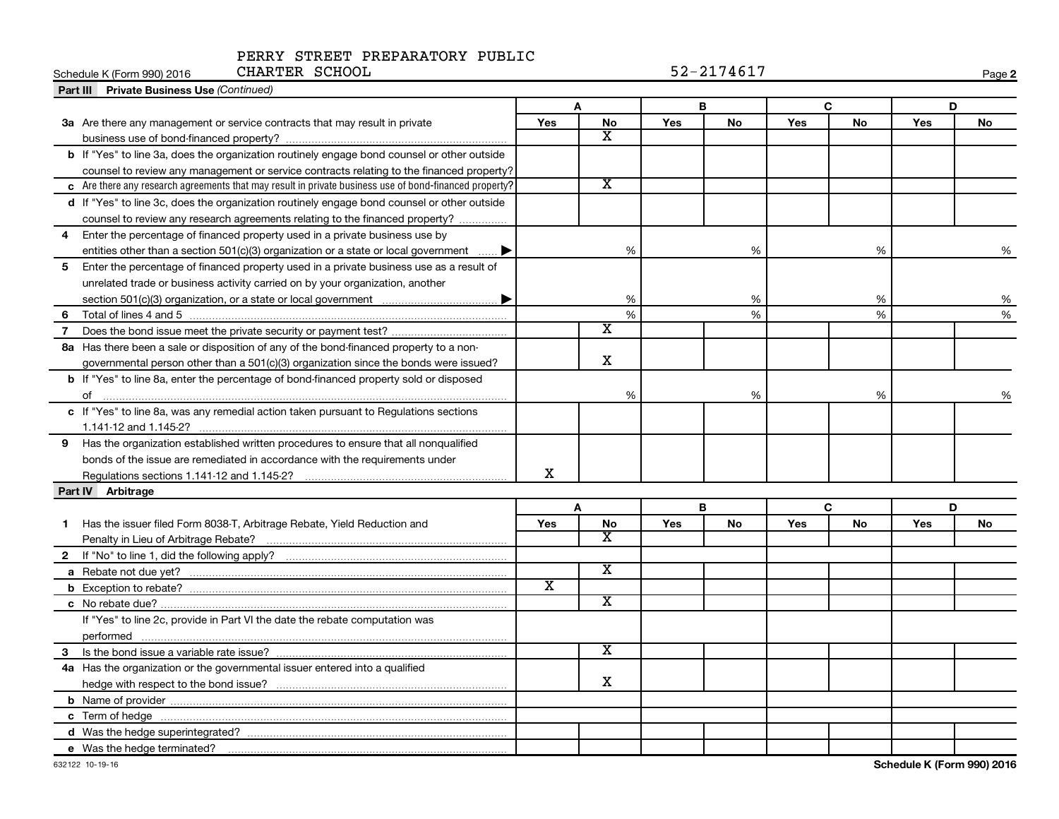PERRY STREET PREPARATORY PUBLIC CHARTER SCHOOL

52-2174617

Schedule K (Form 990) 2016

**Part III Private Business Use** *(Continued)*

| | A | | B | | C | | D | |
|---|---|---|---|---|---|---|---|---|
| | Yes | No | Yes | No | Yes | No | Yes | No |
| **3a** Are there any management or service contracts that may result in private business use of bond-financed property? | | X | | | | | | |
| **b** If "Yes" to line 3a, does the organization routinely engage bond counsel or other outside counsel to review any management or service contracts relating to the financed property? | | | | | | | | |
| **c** Are there any research agreements that may result in private business use of bond-financed property? | | X | | | | | | |
| **d** If "Yes" to line 3c, does the organization routinely engage bond counsel or other outside counsel to review any research agreements relating to the financed property? | | | | | | | | |
| **4** Enter the percentage of financed property used in a private business use by entities other than a section 501(c)(3) organization or a state or local government ▶ | | % | | % | | % | | % |
| **5** Enter the percentage of financed property used in a private business use as a result of unrelated trade or business activity carried on by your organization, another section 501(c)(3) organization, or a state or local government ▶ | | % | | % | | % | | % |
| **6** Total of lines 4 and 5 | | % | | % | | % | | % |
| **7** Does the bond issue meet the private security or payment test? | | X | | | | | | |
| **8a** Has there been a sale or disposition of any of the bond-financed property to a nongovernmental person other than a 501(c)(3) organization since the bonds were issued? | | X | | | | | | |
| **b** If "Yes" to line 8a, enter the percentage of bond-financed property sold or disposed of | | % | | % | | % | | % |
| **c** If "Yes" to line 8a, was any remedial action taken pursuant to Regulations sections 1.141-12 and 1.145-2? | | | | | | | | |
| **9** Has the organization established written procedures to ensure that all nonqualified bonds of the issue are remediated in accordance with the requirements under Regulations sections 1.141-12 and 1.145-2? | X | | | | | | | |

**Part IV Arbitrage**

| | A | | B | | C | | D | |
|---|---|---|---|---|---|---|---|---|
| | Yes | No | Yes | No | Yes | No | Yes | No |
| **1** Has the issuer filed Form 8038-T, Arbitrage Rebate, Yield Reduction and Penalty in Lieu of Arbitrage Rebate? | | X | | | | | | |
| **2** If "No" to line 1, did the following apply? | | | | | | | | |
| **a** Rebate not due yet? | | X | | | | | | |
| **b** Exception to rebate? | X | | | | | | | |
| **c** No rebate due? | | X | | | | | | |
| If "Yes" to line 2c, provide in Part VI the date the rebate computation was performed | | | | | | | | |
| **3** Is the bond issue a variable rate issue? | | X | | | | | | |
| **4a** Has the organization or the governmental issuer entered into a qualified hedge with respect to the bond issue? | | X | | | | | | |
| **b** Name of provider | | | | | | | | |
| **c** Term of hedge | | | | | | | | |
| **d** Was the hedge superintegrated? | | | | | | | | |
| **e** Was the hedge terminated? | | | | | | | | |

632122 10-19-16

Schedule K (Form 990) 2016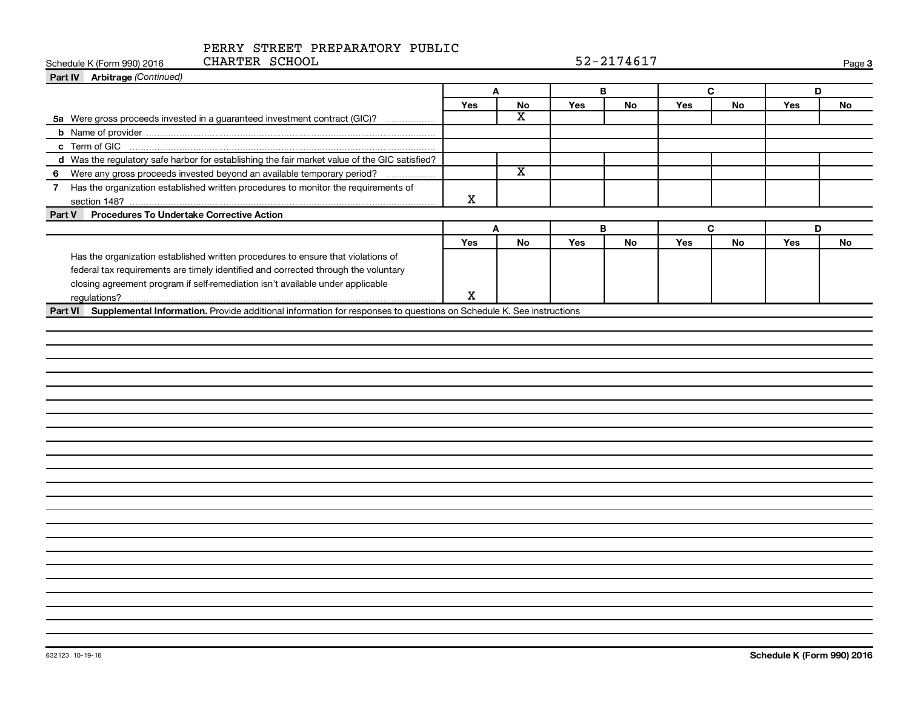PERRY STREET PREPARATORY PUBLIC CHARTER SCHOOL

52-2174617

Schedule K (Form 990) 2016

**Part IV Arbitrage** *(Continued)*

| | A | | B | | C | | D | |
|---|---|---|---|---|---|---|---|---|
| | Yes | No | Yes | No | Yes | No | Yes | No |
| **5a** Were gross proceeds invested in a guaranteed investment contract (GIC)? | | X | | | | | | |
| **b** Name of provider | | | | | | | | |
| **c** Term of GIC | | | | | | | | |
| **d** Was the regulatory safe harbor for establishing the fair market value of the GIC satisfied? | | | | | | | | |
| **6** Were any gross proceeds invested beyond an available temporary period? | | X | | | | | | |
| **7** Has the organization established written procedures to monitor the requirements of section 148? | X | | | | | | | |

**Part V Procedures To Undertake Corrective Action**

| | A | | B | | C | | D | |
|---|---|---|---|---|---|---|---|---|
| | Yes | No | Yes | No | Yes | No | Yes | No |
| Has the organization established written procedures to ensure that violations of federal tax requirements are timely identified and corrected through the voluntary closing agreement program if self-remediation isn't available under applicable regulations? | X | | | | | | | |

**Part VI Supplemental Information.** Provide additional information for responses to questions on Schedule K. See instructions

632123 10-19-16

**Schedule K (Form 990) 2016**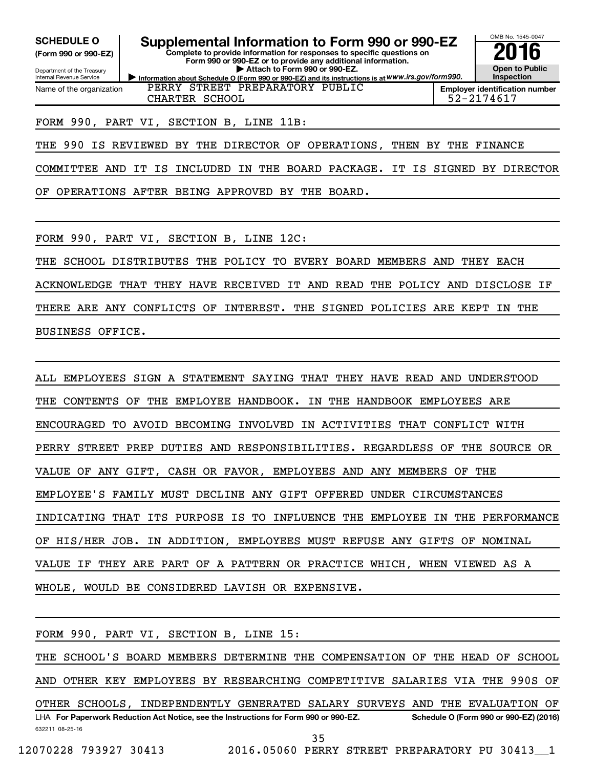**SCHEDULE O**
**(Form 990 or 990-EZ)**

Department of the Treasury
Internal Revenue Service

# Supplemental Information to Form 990 or 990-EZ

**Complete to provide information for responses to specific questions on Form 990 or 990-EZ or to provide any additional information.**
**▶ Attach to Form 990 or 990-EZ.**
**▶ Information about Schedule O (Form 990 or 990-EZ) and its instructions is at** ***www.irs.gov/form990.***

OMB No. 1545-0047
**2016**
**Open to Public Inspection**

Name of the organization: PERRY STREET PREPARATORY PUBLIC CHARTER SCHOOL

**Employer identification number:** 52-2174617

FORM 990, PART VI, SECTION B, LINE 11B:

THE 990 IS REVIEWED BY THE DIRECTOR OF OPERATIONS, THEN BY THE FINANCE COMMITTEE AND IT IS INCLUDED IN THE BOARD PACKAGE. IT IS SIGNED BY DIRECTOR OF OPERATIONS AFTER BEING APPROVED BY THE BOARD.

FORM 990, PART VI, SECTION B, LINE 12C:

THE SCHOOL DISTRIBUTES THE POLICY TO EVERY BOARD MEMBERS AND THEY EACH ACKNOWLEDGE THAT THEY HAVE RECEIVED IT AND READ THE POLICY AND DISCLOSE IF THERE ARE ANY CONFLICTS OF INTEREST. THE SIGNED POLICIES ARE KEPT IN THE BUSINESS OFFICE.

ALL EMPLOYEES SIGN A STATEMENT SAYING THAT THEY HAVE READ AND UNDERSTOOD THE CONTENTS OF THE EMPLOYEE HANDBOOK. IN THE HANDBOOK EMPLOYEES ARE ENCOURAGED TO AVOID BECOMING INVOLVED IN ACTIVITIES THAT CONFLICT WITH PERRY STREET PREP DUTIES AND RESPONSIBILITIES. REGARDLESS OF THE SOURCE OR VALUE OF ANY GIFT, CASH OR FAVOR, EMPLOYEES AND ANY MEMBERS OF THE EMPLOYEE'S FAMILY MUST DECLINE ANY GIFT OFFERED UNDER CIRCUMSTANCES INDICATING THAT ITS PURPOSE IS TO INFLUENCE THE EMPLOYEE IN THE PERFORMANCE OF HIS/HER JOB. IN ADDITION, EMPLOYEES MUST REFUSE ANY GIFTS OF NOMINAL VALUE IF THEY ARE PART OF A PATTERN OR PRACTICE WHICH, WHEN VIEWED AS A WHOLE, WOULD BE CONSIDERED LAVISH OR EXPENSIVE.

FORM 990, PART VI, SECTION B, LINE 15:

THE SCHOOL'S BOARD MEMBERS DETERMINE THE COMPENSATION OF THE HEAD OF SCHOOL AND OTHER KEY EMPLOYEES BY RESEARCHING COMPETITIVE SALARIES VIA THE 990S OF OTHER SCHOOLS, INDEPENDENTLY GENERATED SALARY SURVEYS AND THE EVALUATION OF

LHA **For Paperwork Reduction Act Notice, see the Instructions for Form 990 or 990-EZ.** **Schedule O (Form 990 or 990-EZ) (2016)**
632211 08-25-16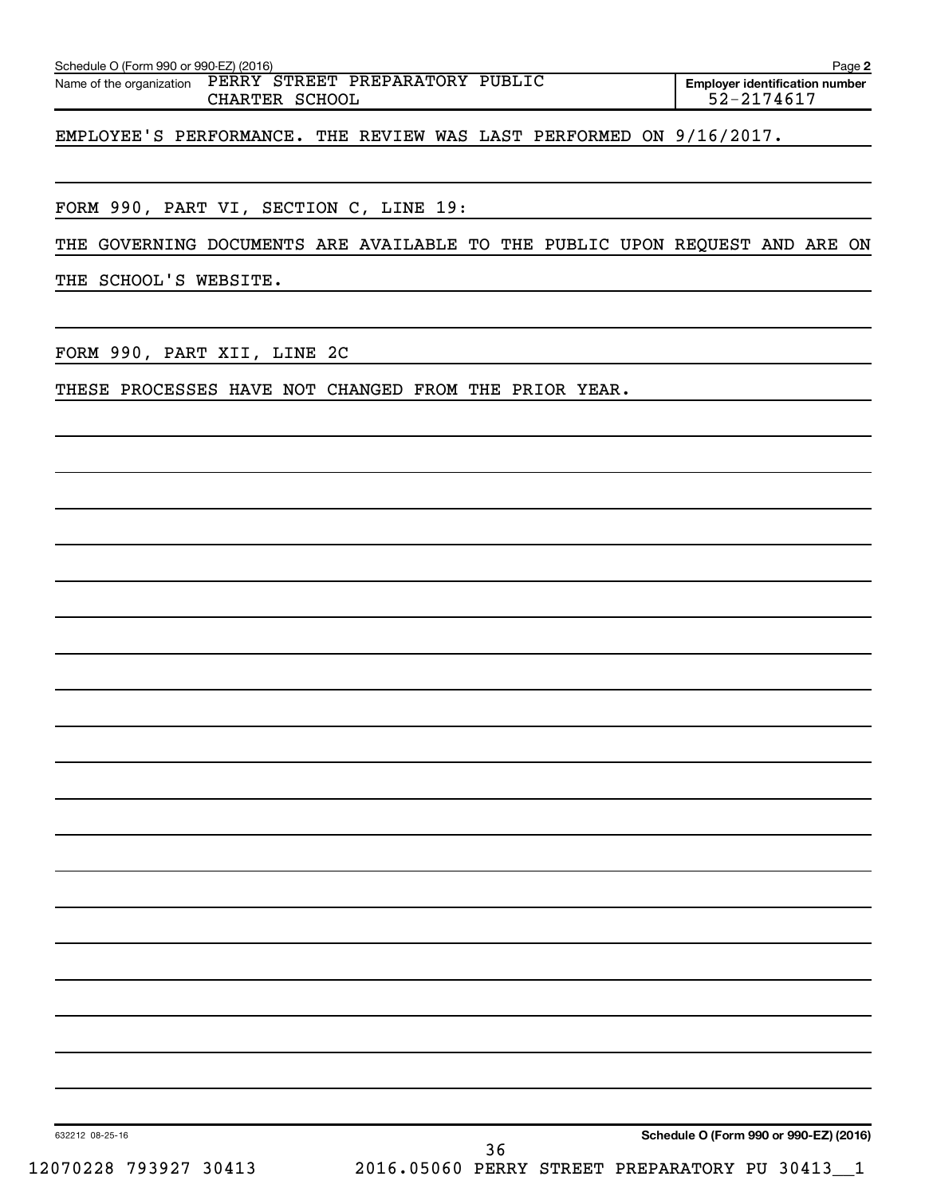Schedule O (Form 990 or 990-EZ) (2016) Page **2**

Name of the organization PERRY STREET PREPARATORY PUBLIC CHARTER SCHOOL

**Employer identification number** 52-2174617

EMPLOYEE'S PERFORMANCE. THE REVIEW WAS LAST PERFORMED ON 9/16/2017.

FORM 990, PART VI, SECTION C, LINE 19:

THE GOVERNING DOCUMENTS ARE AVAILABLE TO THE PUBLIC UPON REQUEST AND ARE ON THE SCHOOL'S WEBSITE.

FORM 990, PART XII, LINE 2C

THESE PROCESSES HAVE NOT CHANGED FROM THE PRIOR YEAR.

632212 08-25-16

**Schedule O (Form 990 or 990-EZ) (2016)**

12070228 793927 30413 2016.05060 PERRY STREET PREPARATORY PU 30413__1